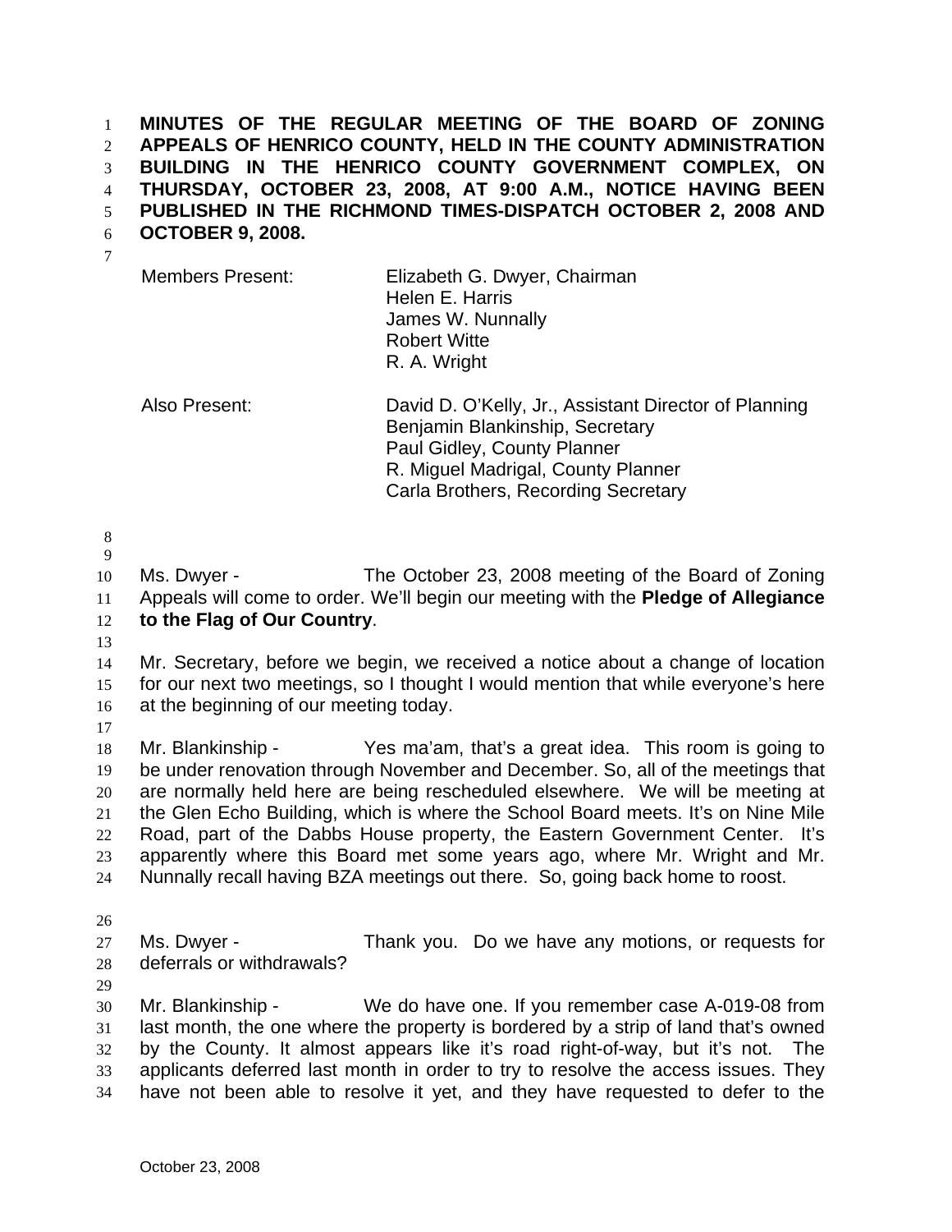**MINUTES OF THE REGULAR MEETING OF THE BOARD OF ZONING APPEALS OF HENRICO COUNTY, HELD IN THE COUNTY ADMINISTRATION BUILDING IN THE HENRICO COUNTY GOVERNMENT COMPLEX, ON THURSDAY, OCTOBER 23, 2008, AT 9:00 A.M., NOTICE HAVING BEEN PUBLISHED IN THE RICHMOND TIMES-DISPATCH OCTOBER 2, 2008 AND OCTOBER 9, 2008.**

| | |
|---|---|
| Members Present: | Elizabeth G. Dwyer, Chairman<br>Helen E. Harris<br>James W. Nunnally<br>Robert Witte<br>R. A. Wright |
| Also Present: | David D. O'Kelly, Jr., Assistant Director of Planning<br>Benjamin Blankinship, Secretary<br>Paul Gidley, County Planner<br>R. Miguel Madrigal, County Planner<br>Carla Brothers, Recording Secretary |

Ms. Dwyer - The October 23, 2008 meeting of the Board of Zoning Appeals will come to order. We'll begin our meeting with the **Pledge of Allegiance to the Flag of Our Country**.

Mr. Secretary, before we begin, we received a notice about a change of location for our next two meetings, so I thought I would mention that while everyone's here at the beginning of our meeting today.

Mr. Blankinship - Yes ma'am, that's a great idea. This room is going to be under renovation through November and December. So, all of the meetings that are normally held here are being rescheduled elsewhere. We will be meeting at the Glen Echo Building, which is where the School Board meets. It's on Nine Mile Road, part of the Dabbs House property, the Eastern Government Center. It's apparently where this Board met some years ago, where Mr. Wright and Mr. Nunnally recall having BZA meetings out there. So, going back home to roost.

Ms. Dwyer - Thank you. Do we have any motions, or requests for deferrals or withdrawals?

Mr. Blankinship - We do have one. If you remember case A-019-08 from last month, the one where the property is bordered by a strip of land that's owned by the County. It almost appears like it's road right-of-way, but it's not. The applicants deferred last month in order to try to resolve the access issues. They have not been able to resolve it yet, and they have requested to defer to the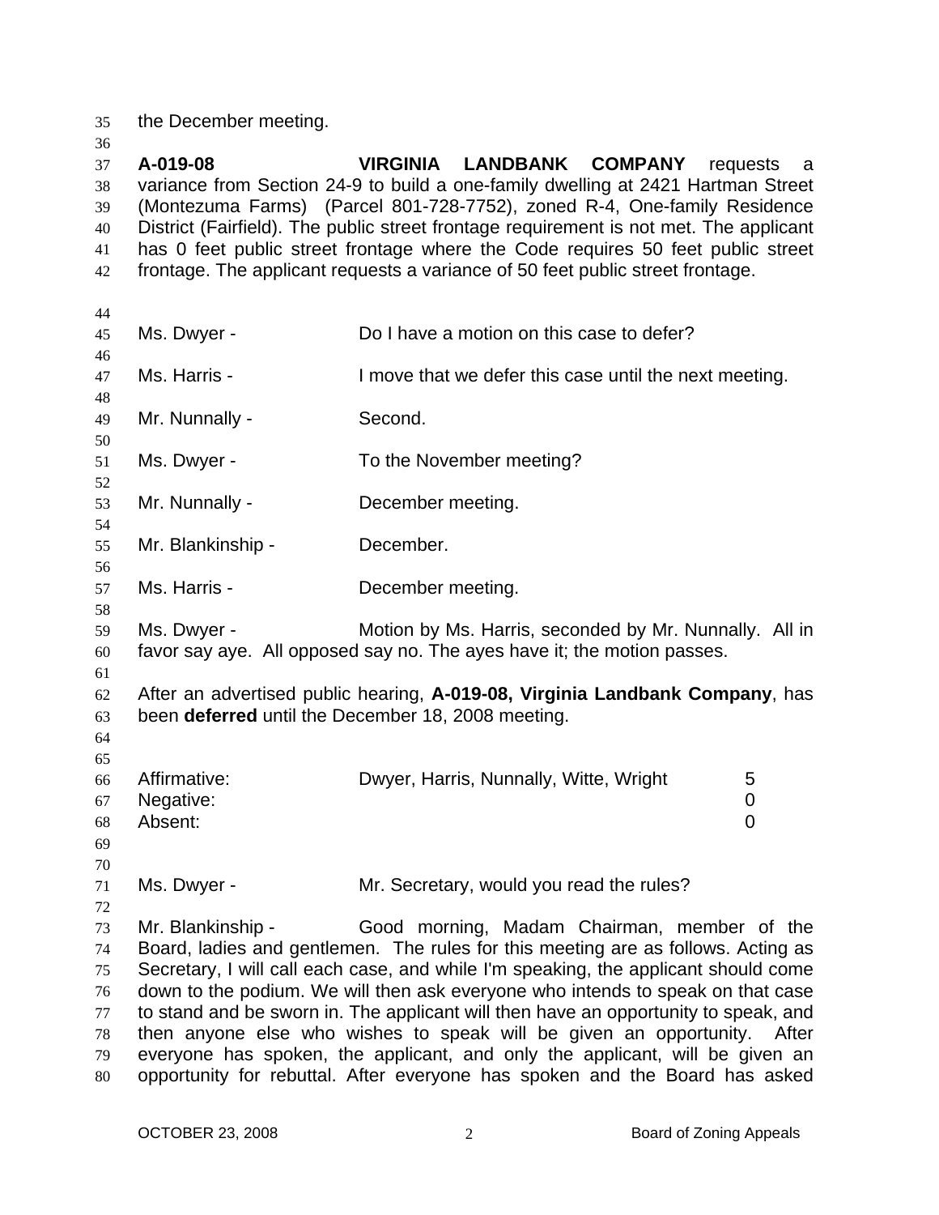the December meeting.

**A-019-08** **VIRGINIA LANDBANK COMPANY** requests a variance from Section 24-9 to build a one-family dwelling at 2421 Hartman Street (Montezuma Farms) (Parcel 801-728-7752), zoned R-4, One-family Residence District (Fairfield). The public street frontage requirement is not met. The applicant has 0 feet public street frontage where the Code requires 50 feet public street frontage. The applicant requests a variance of 50 feet public street frontage.

Ms. Dwyer - Do I have a motion on this case to defer?

Ms. Harris - I move that we defer this case until the next meeting.

Mr. Nunnally - Second.

Ms. Dwyer - To the November meeting?

Mr. Nunnally - December meeting.

Mr. Blankinship - December.

Ms. Harris - December meeting.

Ms. Dwyer - Motion by Ms. Harris, seconded by Mr. Nunnally. All in favor say aye. All opposed say no. The ayes have it; the motion passes.

After an advertised public hearing, **A-019-08, Virginia Landbank Company**, has been **deferred** until the December 18, 2008 meeting.

| | | |
|---|---|---|
| Affirmative: | Dwyer, Harris, Nunnally, Witte, Wright | 5 |
| Negative: | | 0 |
| Absent: | | 0 |

Ms. Dwyer - Mr. Secretary, would you read the rules?

Mr. Blankinship - Good morning, Madam Chairman, member of the Board, ladies and gentlemen. The rules for this meeting are as follows. Acting as Secretary, I will call each case, and while I'm speaking, the applicant should come down to the podium. We will then ask everyone who intends to speak on that case to stand and be sworn in. The applicant will then have an opportunity to speak, and then anyone else who wishes to speak will be given an opportunity. After everyone has spoken, the applicant, and only the applicant, will be given an opportunity for rebuttal. After everyone has spoken and the Board has asked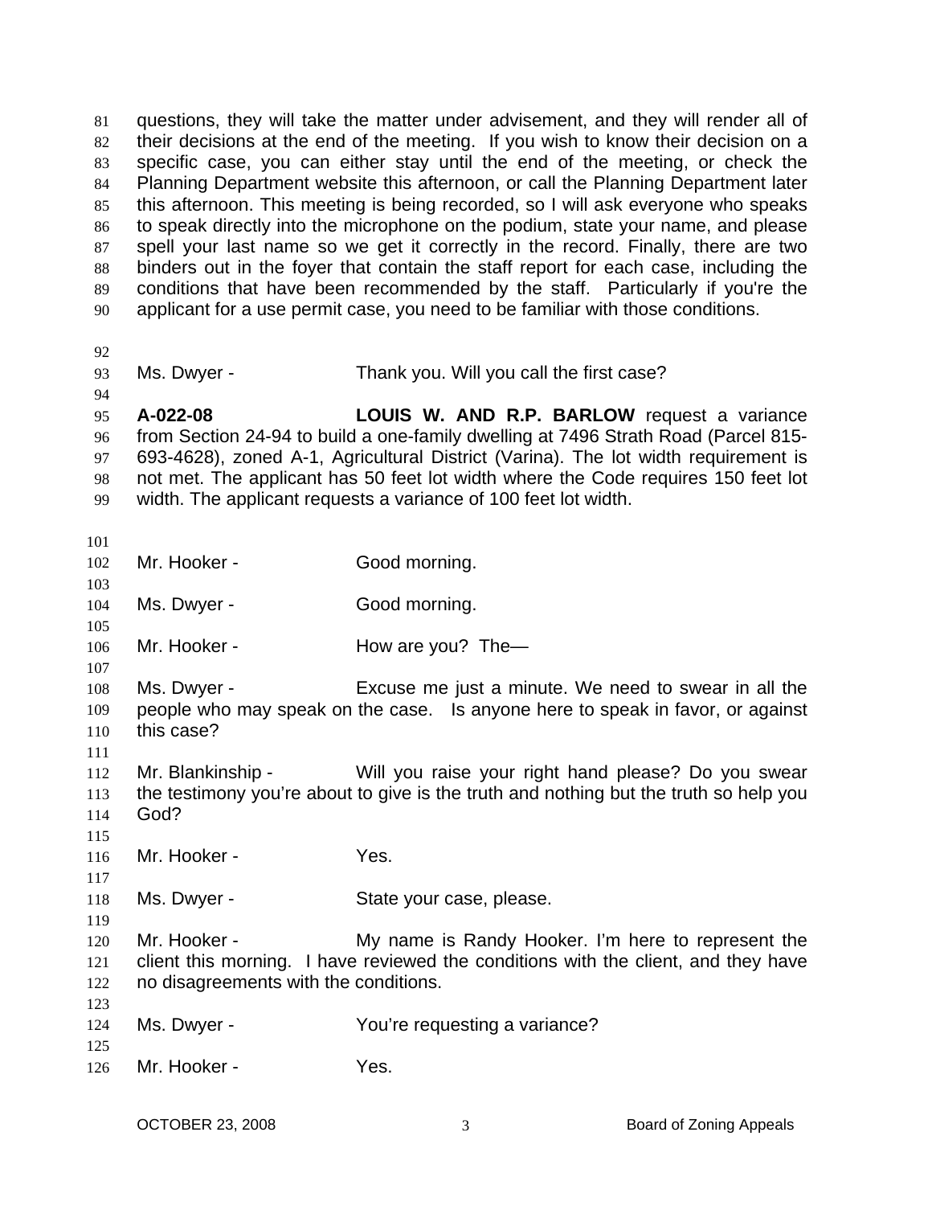questions, they will take the matter under advisement, and they will render all of their decisions at the end of the meeting. If you wish to know their decision on a specific case, you can either stay until the end of the meeting, or check the Planning Department website this afternoon, or call the Planning Department later this afternoon. This meeting is being recorded, so I will ask everyone who speaks to speak directly into the microphone on the podium, state your name, and please spell your last name so we get it correctly in the record. Finally, there are two binders out in the foyer that contain the staff report for each case, including the conditions that have been recommended by the staff. Particularly if you're the applicant for a use permit case, you need to be familiar with those conditions.

Ms. Dwyer - Thank you. Will you call the first case?

**A-022-08** **LOUIS W. AND R.P. BARLOW** request a variance from Section 24-94 to build a one-family dwelling at 7496 Strath Road (Parcel 815-693-4628), zoned A-1, Agricultural District (Varina). The lot width requirement is not met. The applicant has 50 feet lot width where the Code requires 150 feet lot width. The applicant requests a variance of 100 feet lot width.

Mr. Hooker - Good morning.

Ms. Dwyer - Good morning.

Mr. Hooker - How are you? The—

Ms. Dwyer - Excuse me just a minute. We need to swear in all the people who may speak on the case. Is anyone here to speak in favor, or against this case?

Mr. Blankinship - Will you raise your right hand please? Do you swear the testimony you're about to give is the truth and nothing but the truth so help you God?

Mr. Hooker - Yes.

Ms. Dwyer - State your case, please.

Mr. Hooker - My name is Randy Hooker. I'm here to represent the client this morning. I have reviewed the conditions with the client, and they have no disagreements with the conditions.

Ms. Dwyer - You're requesting a variance?

Mr. Hooker - Yes.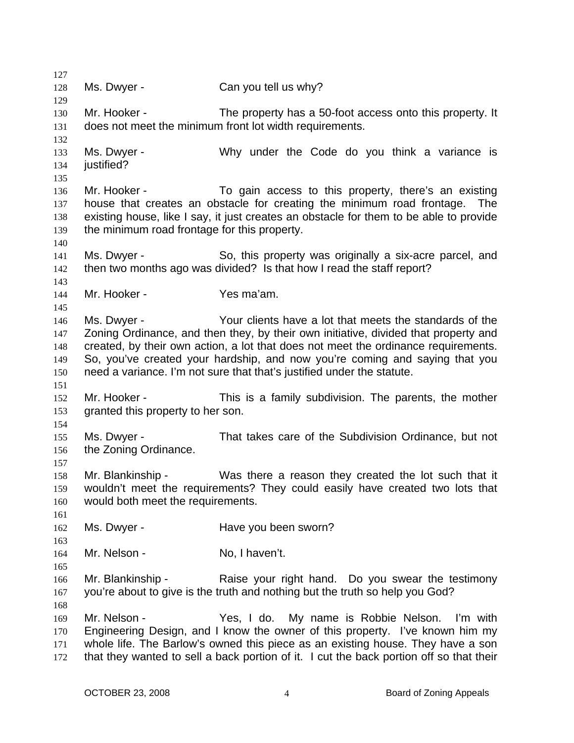Ms. Dwyer - Can you tell us why?

Mr. Hooker - The property has a 50-foot access onto this property. It does not meet the minimum front lot width requirements.

Ms. Dwyer - Why under the Code do you think a variance is justified?

Mr. Hooker - To gain access to this property, there's an existing house that creates an obstacle for creating the minimum road frontage. The existing house, like I say, it just creates an obstacle for them to be able to provide the minimum road frontage for this property.

Ms. Dwyer - So, this property was originally a six-acre parcel, and then two months ago was divided? Is that how I read the staff report?

Mr. Hooker - Yes ma'am.

Ms. Dwyer - Your clients have a lot that meets the standards of the Zoning Ordinance, and then they, by their own initiative, divided that property and created, by their own action, a lot that does not meet the ordinance requirements. So, you've created your hardship, and now you're coming and saying that you need a variance. I'm not sure that that's justified under the statute.

Mr. Hooker - This is a family subdivision. The parents, the mother granted this property to her son.

Ms. Dwyer - That takes care of the Subdivision Ordinance, but not the Zoning Ordinance.

Mr. Blankinship - Was there a reason they created the lot such that it wouldn't meet the requirements? They could easily have created two lots that would both meet the requirements.

Ms. Dwyer - Have you been sworn?

Mr. Nelson - No, I haven't.

Mr. Blankinship - Raise your right hand. Do you swear the testimony you're about to give is the truth and nothing but the truth so help you God?

Mr. Nelson - Yes, I do. My name is Robbie Nelson. I'm with Engineering Design, and I know the owner of this property. I've known him my whole life. The Barlow's owned this piece as an existing house. They have a son that they wanted to sell a back portion of it. I cut the back portion off so that their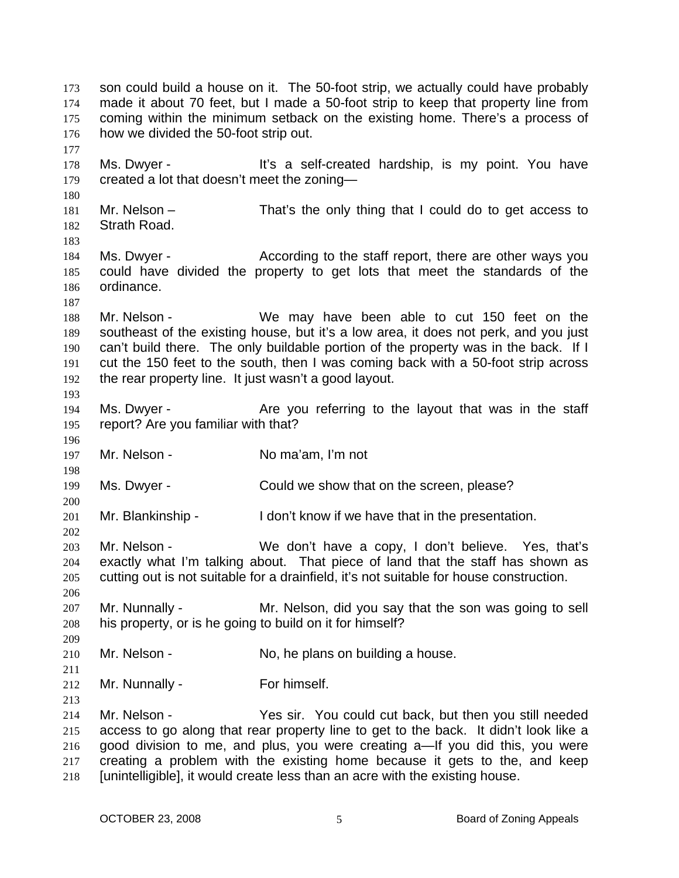son could build a house on it. The 50-foot strip, we actually could have probably made it about 70 feet, but I made a 50-foot strip to keep that property line from coming within the minimum setback on the existing home. There's a process of how we divided the 50-foot strip out.

Ms. Dwyer - It's a self-created hardship, is my point. You have created a lot that doesn't meet the zoning—

Mr. Nelson – That's the only thing that I could do to get access to Strath Road.

Ms. Dwyer - According to the staff report, there are other ways you could have divided the property to get lots that meet the standards of the ordinance.

Mr. Nelson - We may have been able to cut 150 feet on the southeast of the existing house, but it's a low area, it does not perk, and you just can't build there. The only buildable portion of the property was in the back. If I cut the 150 feet to the south, then I was coming back with a 50-foot strip across the rear property line. It just wasn't a good layout.

Ms. Dwyer - Are you referring to the layout that was in the staff report? Are you familiar with that?

Mr. Nelson - No ma'am, I'm not

Ms. Dwyer - Could we show that on the screen, please?

Mr. Blankinship - I don't know if we have that in the presentation.

Mr. Nelson - We don't have a copy, I don't believe. Yes, that's exactly what I'm talking about. That piece of land that the staff has shown as cutting out is not suitable for a drainfield, it's not suitable for house construction.

Mr. Nunnally - Mr. Nelson, did you say that the son was going to sell his property, or is he going to build on it for himself?

Mr. Nelson - No, he plans on building a house.

Mr. Nunnally - For himself.

Mr. Nelson - Yes sir. You could cut back, but then you still needed access to go along that rear property line to get to the back. It didn't look like a good division to me, and plus, you were creating a—If you did this, you were creating a problem with the existing home because it gets to the, and keep [unintelligible], it would create less than an acre with the existing house.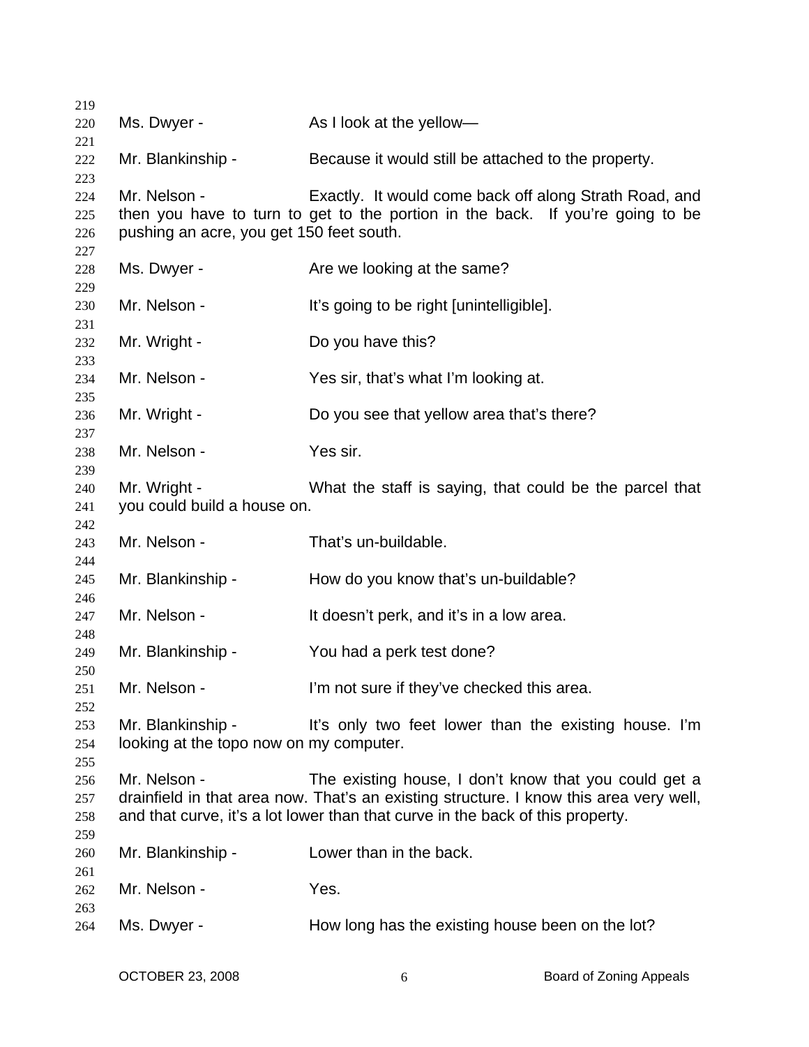Ms. Dwyer - As I look at the yellow—

Mr. Blankinship - Because it would still be attached to the property.

Mr. Nelson - Exactly. It would come back off along Strath Road, and then you have to turn to get to the portion in the back. If you're going to be pushing an acre, you get 150 feet south.

Ms. Dwyer - Are we looking at the same?

Mr. Nelson - It's going to be right [unintelligible].

Mr. Wright - Do you have this?

Mr. Nelson - Yes sir, that's what I'm looking at.

Mr. Wright - Do you see that yellow area that's there?

Mr. Nelson - Yes sir.

Mr. Wright - What the staff is saying, that could be the parcel that you could build a house on.

Mr. Nelson - That's un-buildable.

Mr. Blankinship - How do you know that's un-buildable?

Mr. Nelson - It doesn't perk, and it's in a low area.

Mr. Blankinship - You had a perk test done?

Mr. Nelson - I'm not sure if they've checked this area.

Mr. Blankinship - It's only two feet lower than the existing house. I'm looking at the topo now on my computer.

Mr. Nelson - The existing house, I don't know that you could get a drainfield in that area now. That's an existing structure. I know this area very well, and that curve, it's a lot lower than that curve in the back of this property.

Mr. Blankinship - Lower than in the back.

Mr. Nelson - Yes.

Ms. Dwyer - How long has the existing house been on the lot?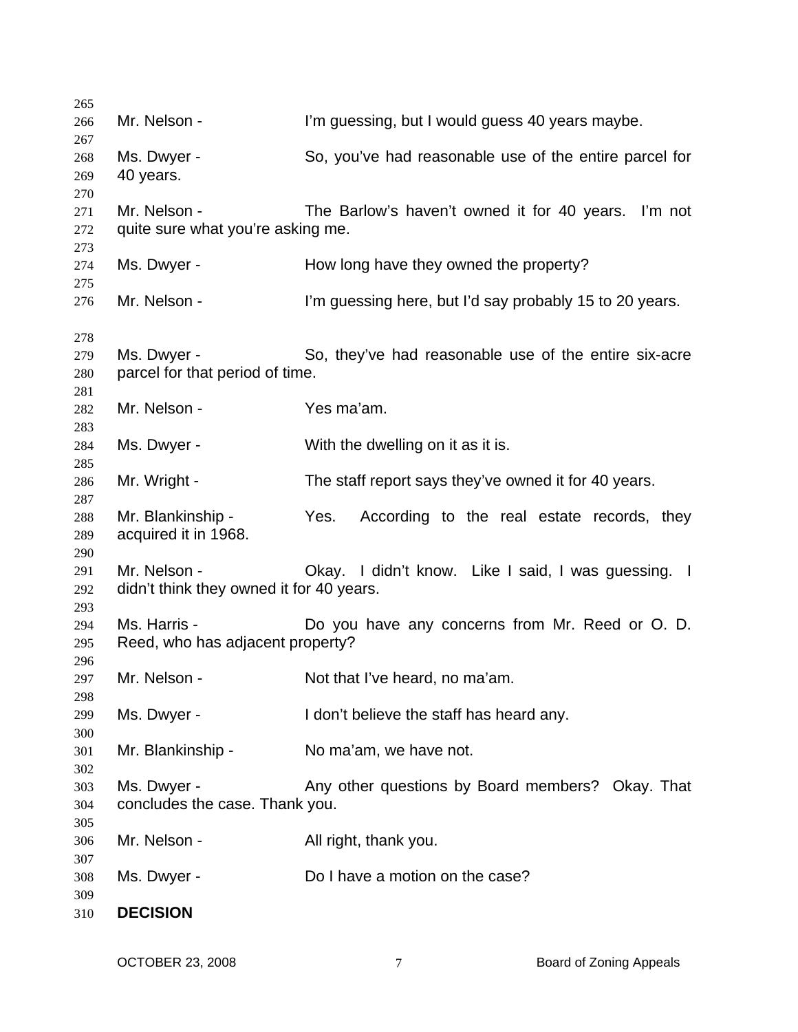Mr. Nelson - I'm guessing, but I would guess 40 years maybe.

Ms. Dwyer - So, you've had reasonable use of the entire parcel for 40 years.

Mr. Nelson - The Barlow's haven't owned it for 40 years. I'm not quite sure what you're asking me.

Ms. Dwyer - How long have they owned the property?

Mr. Nelson - I'm guessing here, but I'd say probably 15 to 20 years.

Ms. Dwyer - So, they've had reasonable use of the entire six-acre parcel for that period of time.

Mr. Nelson - Yes ma'am.

Ms. Dwyer - With the dwelling on it as it is.

Mr. Wright - The staff report says they've owned it for 40 years.

Mr. Blankinship - Yes. According to the real estate records, they acquired it in 1968.

Mr. Nelson - Okay. I didn't know. Like I said, I was guessing. I didn't think they owned it for 40 years.

Ms. Harris - Do you have any concerns from Mr. Reed or O. D. Reed, who has adjacent property?

Mr. Nelson - Not that I've heard, no ma'am.

Ms. Dwyer - I don't believe the staff has heard any.

Mr. Blankinship - No ma'am, we have not.

Ms. Dwyer - Any other questions by Board members? Okay. That concludes the case. Thank you.

Mr. Nelson - All right, thank you.

Ms. Dwyer - Do I have a motion on the case?

**DECISION**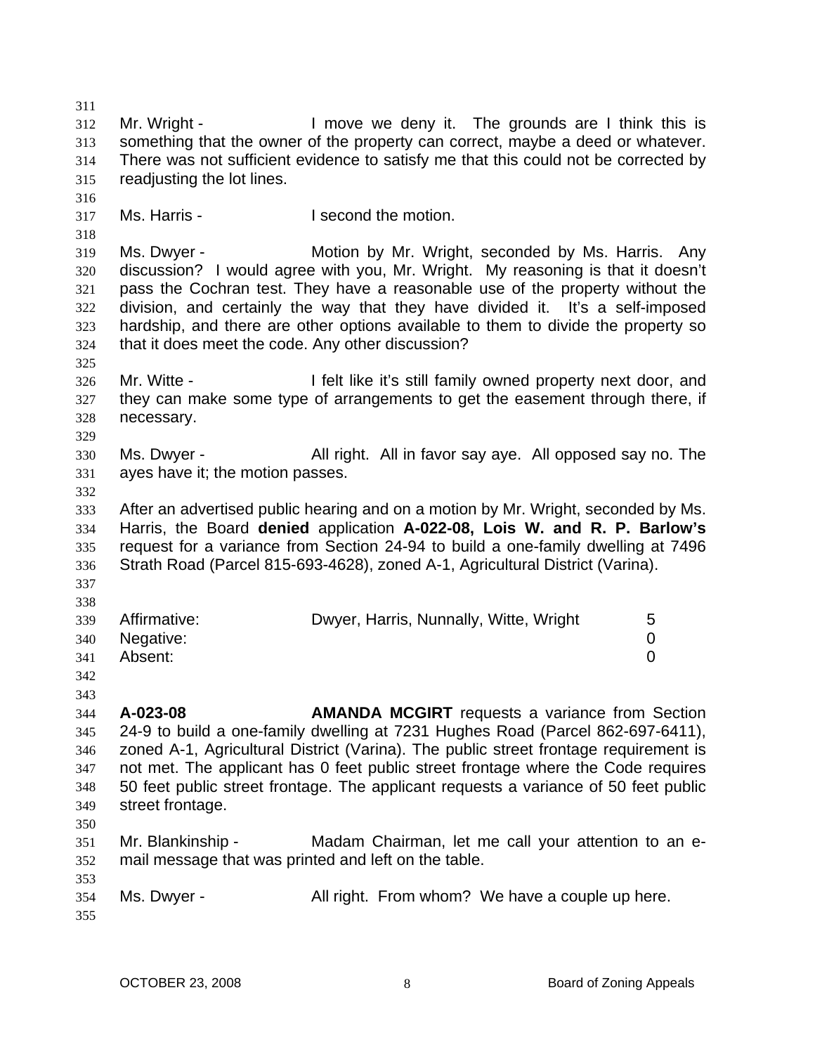Mr. Wright - I move we deny it. The grounds are I think this is something that the owner of the property can correct, maybe a deed or whatever. There was not sufficient evidence to satisfy me that this could not be corrected by readjusting the lot lines.

Ms. Harris - I second the motion.

Ms. Dwyer - Motion by Mr. Wright, seconded by Ms. Harris. Any discussion? I would agree with you, Mr. Wright. My reasoning is that it doesn't pass the Cochran test. They have a reasonable use of the property without the division, and certainly the way that they have divided it. It's a self-imposed hardship, and there are other options available to them to divide the property so that it does meet the code. Any other discussion?

Mr. Witte - I felt like it's still family owned property next door, and they can make some type of arrangements to get the easement through there, if necessary.

Ms. Dwyer - All right. All in favor say aye. All opposed say no. The ayes have it; the motion passes.

After an advertised public hearing and on a motion by Mr. Wright, seconded by Ms. Harris, the Board **denied** application **A-022-08, Lois W. and R. P. Barlow's** request for a variance from Section 24-94 to build a one-family dwelling at 7496 Strath Road (Parcel 815-693-4628), zoned A-1, Agricultural District (Varina).

| | | |
|---|---|---|
| Affirmative: | Dwyer, Harris, Nunnally, Witte, Wright | 5 |
| Negative: | | 0 |
| Absent: | | 0 |

**A-023-08** **AMANDA MCGIRT** requests a variance from Section 24-9 to build a one-family dwelling at 7231 Hughes Road (Parcel 862-697-6411), zoned A-1, Agricultural District (Varina). The public street frontage requirement is not met. The applicant has 0 feet public street frontage where the Code requires 50 feet public street frontage. The applicant requests a variance of 50 feet public street frontage.

Mr. Blankinship - Madam Chairman, let me call your attention to an e-mail message that was printed and left on the table.

Ms. Dwyer - All right. From whom? We have a couple up here.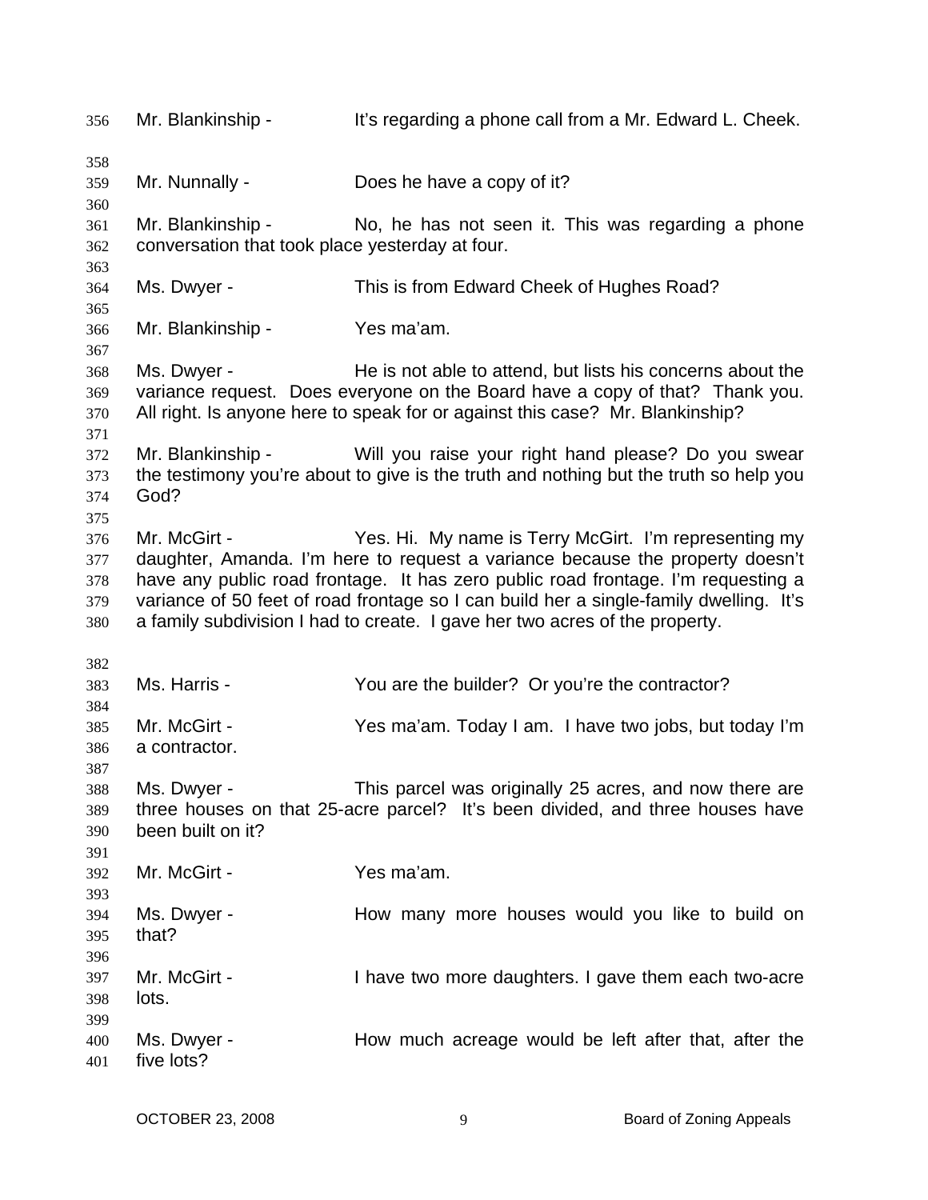356 Mr. Blankinship - It's regarding a phone call from a Mr. Edward L. Cheek.

358

359 Mr. Nunnally - Does he have a copy of it?

360

361 Mr. Blankinship - No, he has not seen it. This was regarding a phone
362 conversation that took place yesterday at four.

363

364 Ms. Dwyer - This is from Edward Cheek of Hughes Road?

365

366 Mr. Blankinship - Yes ma'am.

367

368 Ms. Dwyer - He is not able to attend, but lists his concerns about the
369 variance request. Does everyone on the Board have a copy of that? Thank you.
370 All right. Is anyone here to speak for or against this case? Mr. Blankinship?

371

372 Mr. Blankinship - Will you raise your right hand please? Do you swear
373 the testimony you're about to give is the truth and nothing but the truth so help you
374 God?

375

376 Mr. McGirt - Yes. Hi. My name is Terry McGirt. I'm representing my
377 daughter, Amanda. I'm here to request a variance because the property doesn't
378 have any public road frontage. It has zero public road frontage. I'm requesting a
379 variance of 50 feet of road frontage so I can build her a single-family dwelling. It's
380 a family subdivision I had to create. I gave her two acres of the property.

382

383 Ms. Harris - You are the builder? Or you're the contractor?

384

385 Mr. McGirt - Yes ma'am. Today I am. I have two jobs, but today I'm
386 a contractor.

387

388 Ms. Dwyer - This parcel was originally 25 acres, and now there are
389 three houses on that 25-acre parcel? It's been divided, and three houses have
390 been built on it?

391

392 Mr. McGirt - Yes ma'am.

393

394 Ms. Dwyer - How many more houses would you like to build on
395 that?

396

397 Mr. McGirt - I have two more daughters. I gave them each two-acre
398 lots.

399

400 Ms. Dwyer - How much acreage would be left after that, after the
401 five lots?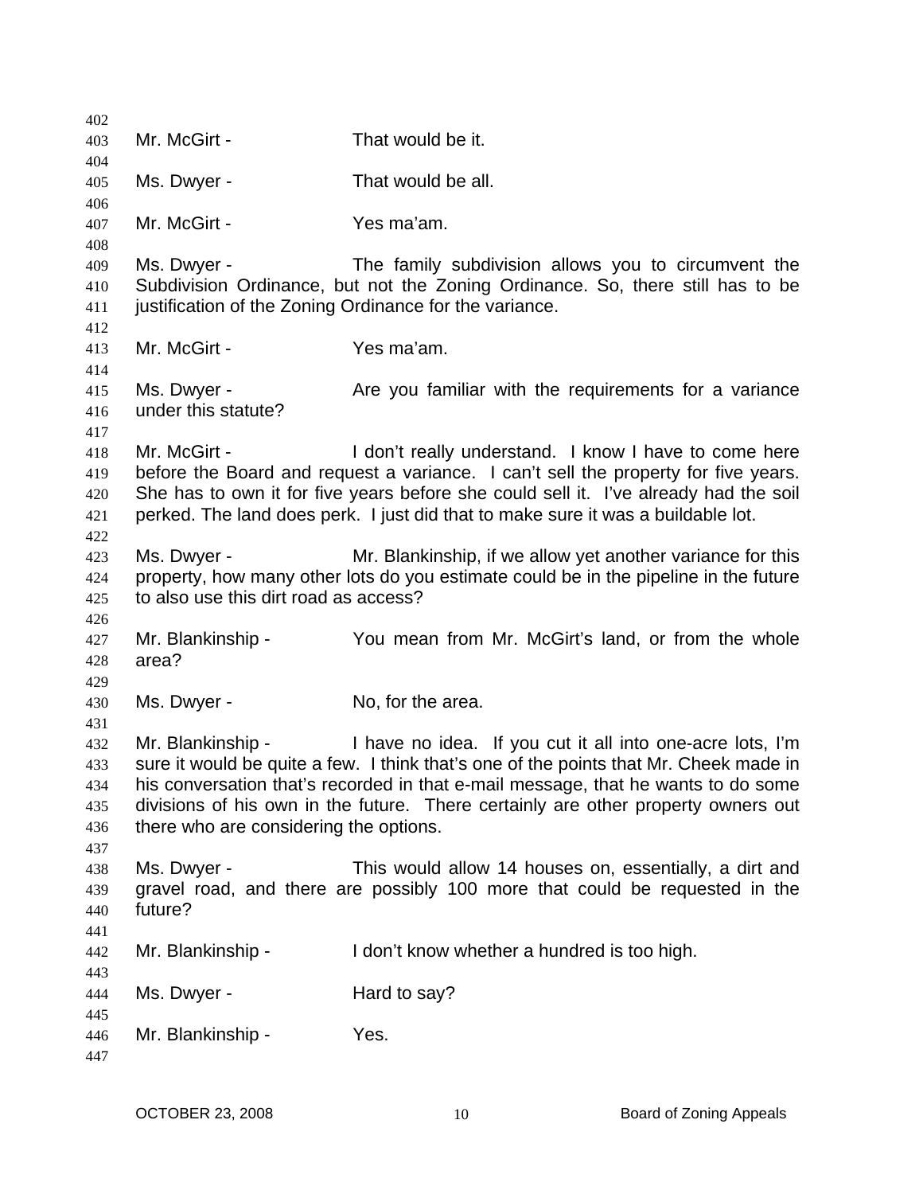Mr. McGirt - That would be it.

Ms. Dwyer - That would be all.

Mr. McGirt - Yes ma'am.

Ms. Dwyer - The family subdivision allows you to circumvent the Subdivision Ordinance, but not the Zoning Ordinance. So, there still has to be justification of the Zoning Ordinance for the variance.

Mr. McGirt - Yes ma'am.

Ms. Dwyer - Are you familiar with the requirements for a variance under this statute?

Mr. McGirt - I don't really understand. I know I have to come here before the Board and request a variance. I can't sell the property for five years. She has to own it for five years before she could sell it. I've already had the soil perked. The land does perk. I just did that to make sure it was a buildable lot.

Ms. Dwyer - Mr. Blankinship, if we allow yet another variance for this property, how many other lots do you estimate could be in the pipeline in the future to also use this dirt road as access?

Mr. Blankinship - You mean from Mr. McGirt's land, or from the whole area?

Ms. Dwyer - No, for the area.

Mr. Blankinship - I have no idea. If you cut it all into one-acre lots, I'm sure it would be quite a few. I think that's one of the points that Mr. Cheek made in his conversation that's recorded in that e-mail message, that he wants to do some divisions of his own in the future. There certainly are other property owners out there who are considering the options.

Ms. Dwyer - This would allow 14 houses on, essentially, a dirt and gravel road, and there are possibly 100 more that could be requested in the future?

Mr. Blankinship - I don't know whether a hundred is too high.

Ms. Dwyer - Hard to say?

Mr. Blankinship - Yes.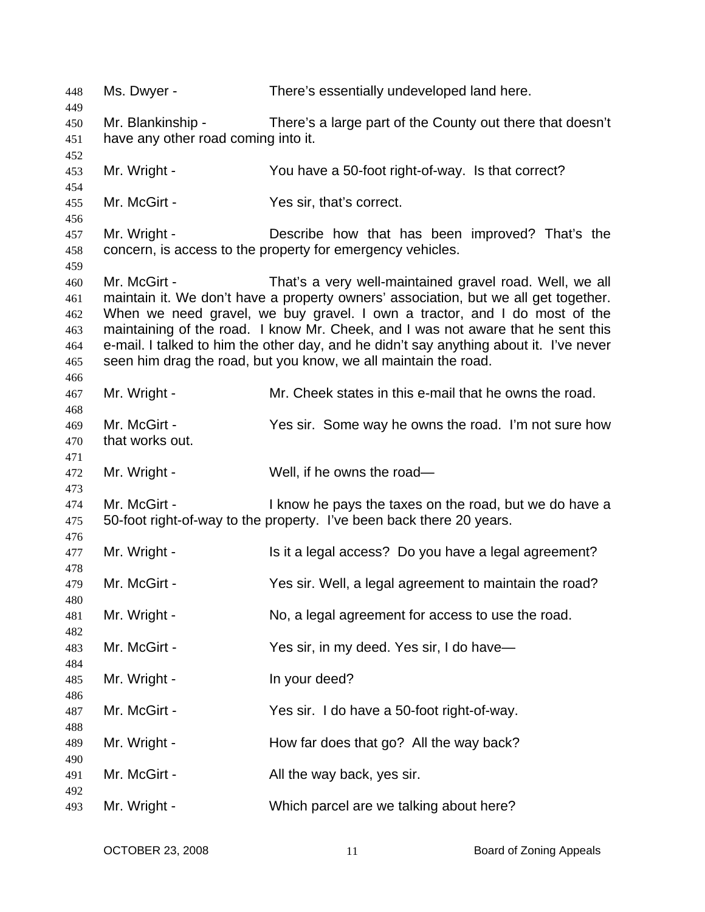Ms. Dwyer - There's essentially undeveloped land here.

Mr. Blankinship - There's a large part of the County out there that doesn't have any other road coming into it.

Mr. Wright - You have a 50-foot right-of-way. Is that correct?

Mr. McGirt - Yes sir, that's correct.

Mr. Wright - Describe how that has been improved? That's the concern, is access to the property for emergency vehicles.

Mr. McGirt - That's a very well-maintained gravel road. Well, we all maintain it. We don't have a property owners' association, but we all get together. When we need gravel, we buy gravel. I own a tractor, and I do most of the maintaining of the road. I know Mr. Cheek, and I was not aware that he sent this e-mail. I talked to him the other day, and he didn't say anything about it. I've never seen him drag the road, but you know, we all maintain the road.

Mr. Wright - Mr. Cheek states in this e-mail that he owns the road.

Mr. McGirt - Yes sir. Some way he owns the road. I'm not sure how that works out.

Mr. Wright - Well, if he owns the road—

Mr. McGirt - I know he pays the taxes on the road, but we do have a 50-foot right-of-way to the property. I've been back there 20 years.

Mr. Wright - Is it a legal access? Do you have a legal agreement?

Mr. McGirt - Yes sir. Well, a legal agreement to maintain the road?

Mr. Wright - No, a legal agreement for access to use the road.

Mr. McGirt - Yes sir, in my deed. Yes sir, I do have—

Mr. Wright - In your deed?

Mr. McGirt - Yes sir. I do have a 50-foot right-of-way.

Mr. Wright - How far does that go? All the way back?

Mr. McGirt - All the way back, yes sir.

Mr. Wright - Which parcel are we talking about here?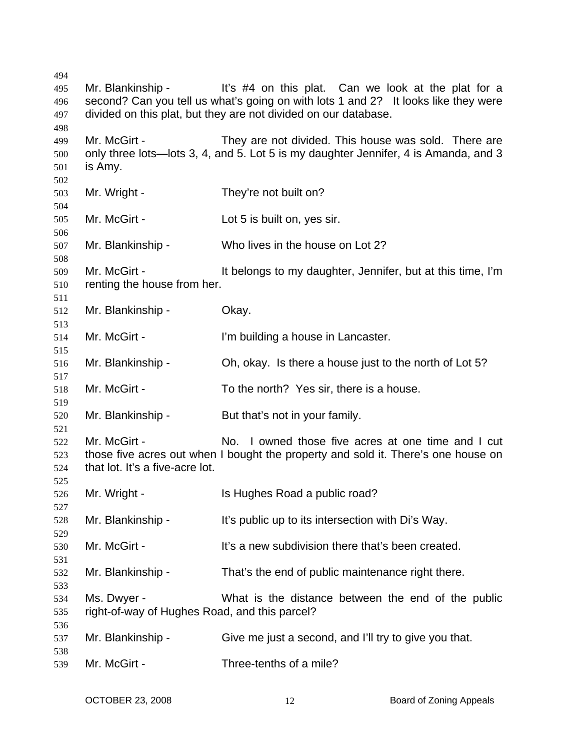Mr. Blankinship - It's #4 on this plat. Can we look at the plat for a second? Can you tell us what's going on with lots 1 and 2? It looks like they were divided on this plat, but they are not divided on our database.

Mr. McGirt - They are not divided. This house was sold. There are only three lots—lots 3, 4, and 5. Lot 5 is my daughter Jennifer, 4 is Amanda, and 3 is Amy.

Mr. Wright - They're not built on?

Mr. McGirt - Lot 5 is built on, yes sir.

Mr. Blankinship - Who lives in the house on Lot 2?

Mr. McGirt - It belongs to my daughter, Jennifer, but at this time, I'm renting the house from her.

Mr. Blankinship - Okay.

Mr. McGirt - I'm building a house in Lancaster.

Mr. Blankinship - Oh, okay. Is there a house just to the north of Lot 5?

Mr. McGirt - To the north? Yes sir, there is a house.

Mr. Blankinship - But that's not in your family.

Mr. McGirt - No. I owned those five acres at one time and I cut those five acres out when I bought the property and sold it. There's one house on that lot. It's a five-acre lot.

Mr. Wright - Is Hughes Road a public road?

Mr. Blankinship - It's public up to its intersection with Di's Way.

Mr. McGirt - It's a new subdivision there that's been created.

Mr. Blankinship - That's the end of public maintenance right there.

Ms. Dwyer - What is the distance between the end of the public right-of-way of Hughes Road, and this parcel?

Mr. Blankinship - Give me just a second, and I'll try to give you that.

Mr. McGirt - Three-tenths of a mile?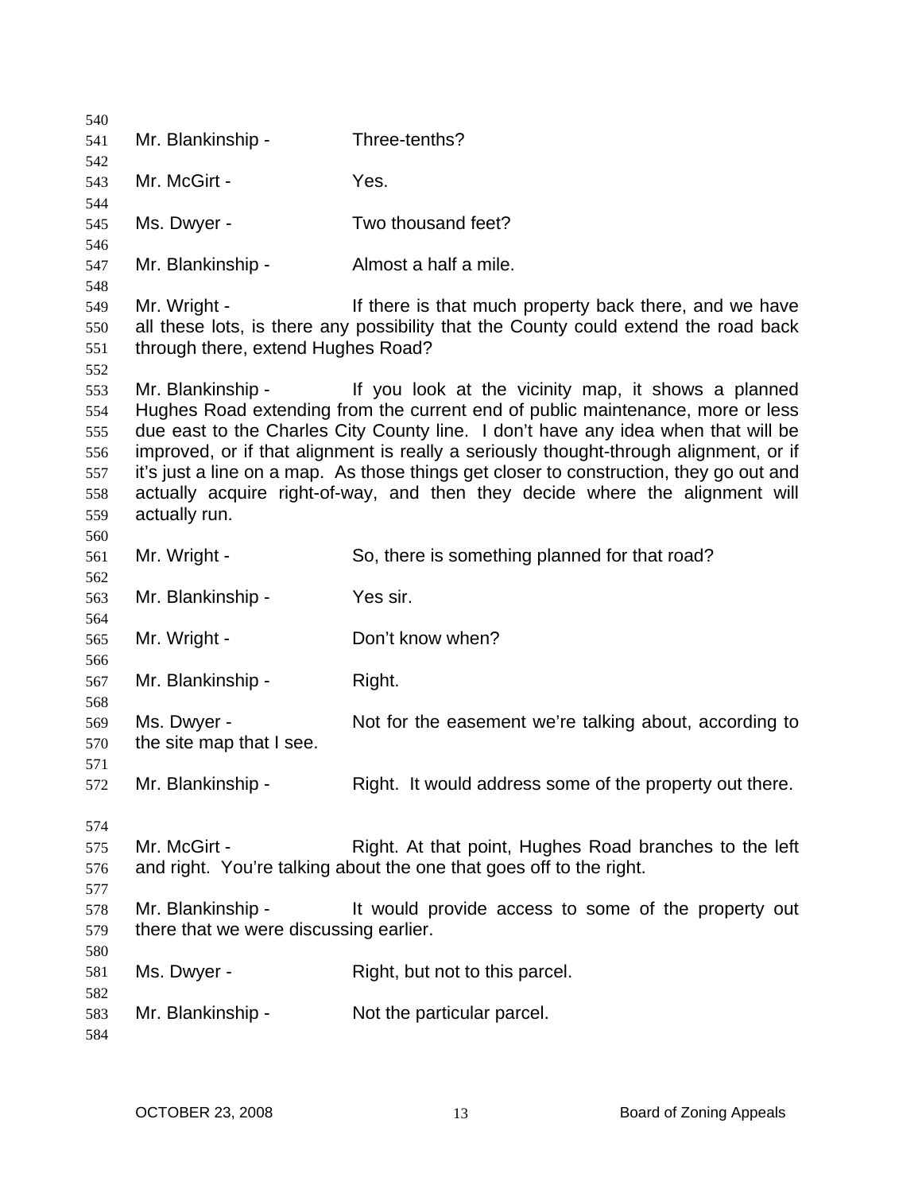Mr. Blankinship - Three-tenths?

Mr. McGirt - Yes.

Ms. Dwyer - Two thousand feet?

Mr. Blankinship - Almost a half a mile.

Mr. Wright - If there is that much property back there, and we have all these lots, is there any possibility that the County could extend the road back through there, extend Hughes Road?

Mr. Blankinship - If you look at the vicinity map, it shows a planned Hughes Road extending from the current end of public maintenance, more or less due east to the Charles City County line. I don't have any idea when that will be improved, or if that alignment is really a seriously thought-through alignment, or if it's just a line on a map. As those things get closer to construction, they go out and actually acquire right-of-way, and then they decide where the alignment will actually run.

Mr. Wright - So, there is something planned for that road?

Mr. Blankinship - Yes sir.

Mr. Wright - Don't know when?

Mr. Blankinship - Right.

Ms. Dwyer - Not for the easement we're talking about, according to the site map that I see.

Mr. Blankinship - Right. It would address some of the property out there.

Mr. McGirt - Right. At that point, Hughes Road branches to the left and right. You're talking about the one that goes off to the right.

Mr. Blankinship - It would provide access to some of the property out there that we were discussing earlier.

Ms. Dwyer - Right, but not to this parcel.

Mr. Blankinship - Not the particular parcel.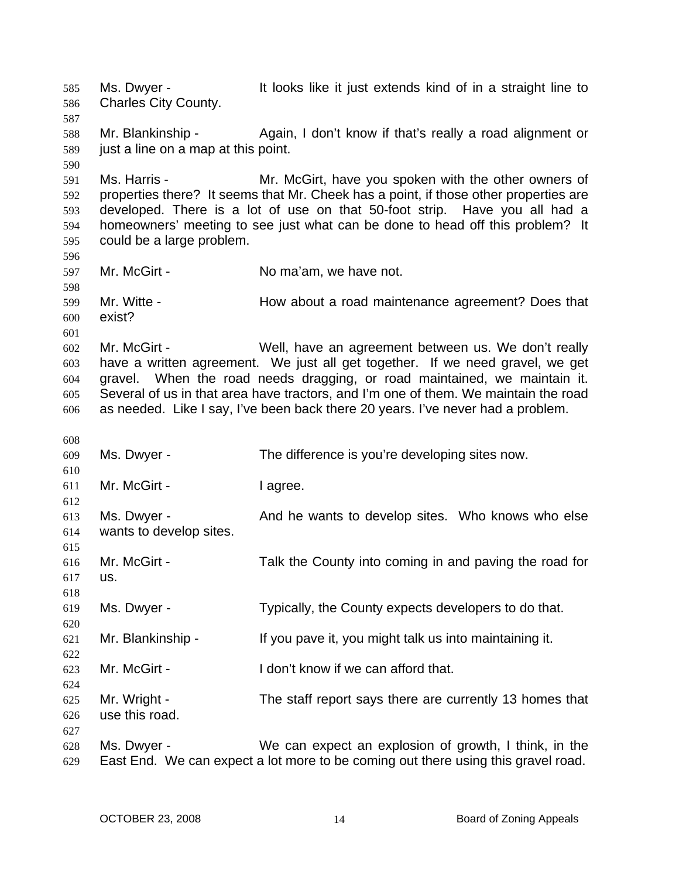Ms. Dwyer - It looks like it just extends kind of in a straight line to Charles City County.

Mr. Blankinship - Again, I don't know if that's really a road alignment or just a line on a map at this point.

Ms. Harris - Mr. McGirt, have you spoken with the other owners of properties there? It seems that Mr. Cheek has a point, if those other properties are developed. There is a lot of use on that 50-foot strip. Have you all had a homeowners' meeting to see just what can be done to head off this problem? It could be a large problem.

Mr. McGirt - No ma'am, we have not.

Mr. Witte - How about a road maintenance agreement? Does that exist?

Mr. McGirt - Well, have an agreement between us. We don't really have a written agreement. We just all get together. If we need gravel, we get gravel. When the road needs dragging, or road maintained, we maintain it. Several of us in that area have tractors, and I'm one of them. We maintain the road as needed. Like I say, I've been back there 20 years. I've never had a problem.

Ms. Dwyer - The difference is you're developing sites now.

Mr. McGirt - I agree.

Ms. Dwyer - And he wants to develop sites. Who knows who else wants to develop sites.

Mr. McGirt - Talk the County into coming in and paving the road for us.

Ms. Dwyer - Typically, the County expects developers to do that.

Mr. Blankinship - If you pave it, you might talk us into maintaining it.

Mr. McGirt - I don't know if we can afford that.

Mr. Wright - The staff report says there are currently 13 homes that use this road.

Ms. Dwyer - We can expect an explosion of growth, I think, in the East End. We can expect a lot more to be coming out there using this gravel road.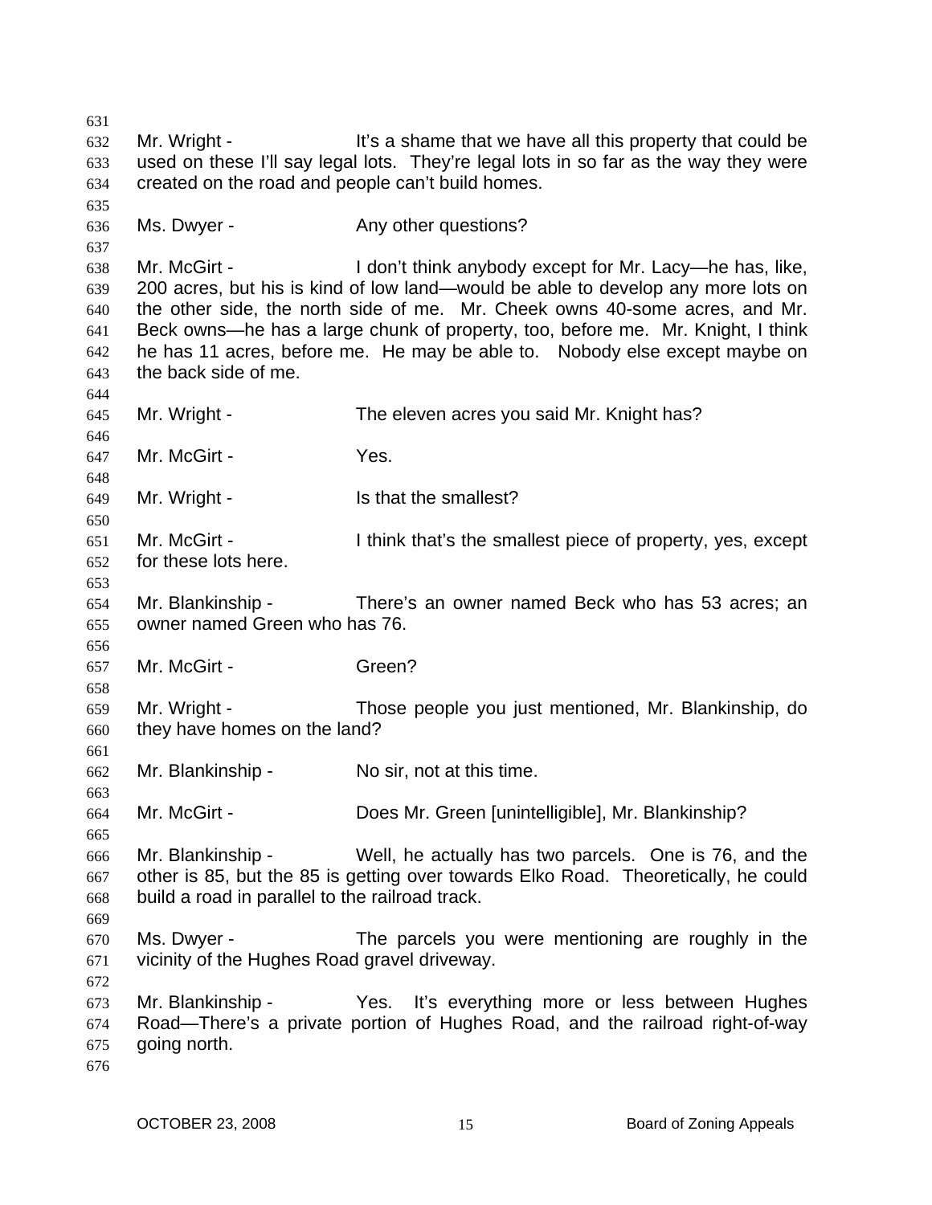Mr. Wright - It's a shame that we have all this property that could be used on these I'll say legal lots. They're legal lots in so far as the way they were created on the road and people can't build homes.

Ms. Dwyer - Any other questions?

Mr. McGirt - I don't think anybody except for Mr. Lacy—he has, like, 200 acres, but his is kind of low land—would be able to develop any more lots on the other side, the north side of me. Mr. Cheek owns 40-some acres, and Mr. Beck owns—he has a large chunk of property, too, before me. Mr. Knight, I think he has 11 acres, before me. He may be able to. Nobody else except maybe on the back side of me.

Mr. Wright - The eleven acres you said Mr. Knight has?

Mr. McGirt - Yes.

Mr. Wright - Is that the smallest?

Mr. McGirt - I think that's the smallest piece of property, yes, except for these lots here.

Mr. Blankinship - There's an owner named Beck who has 53 acres; an owner named Green who has 76.

Mr. McGirt - Green?

Mr. Wright - Those people you just mentioned, Mr. Blankinship, do they have homes on the land?

Mr. Blankinship - No sir, not at this time.

Mr. McGirt - Does Mr. Green [unintelligible], Mr. Blankinship?

Mr. Blankinship - Well, he actually has two parcels. One is 76, and the other is 85, but the 85 is getting over towards Elko Road. Theoretically, he could build a road in parallel to the railroad track.

Ms. Dwyer - The parcels you were mentioning are roughly in the vicinity of the Hughes Road gravel driveway.

Mr. Blankinship - Yes. It's everything more or less between Hughes Road—There's a private portion of Hughes Road, and the railroad right-of-way going north.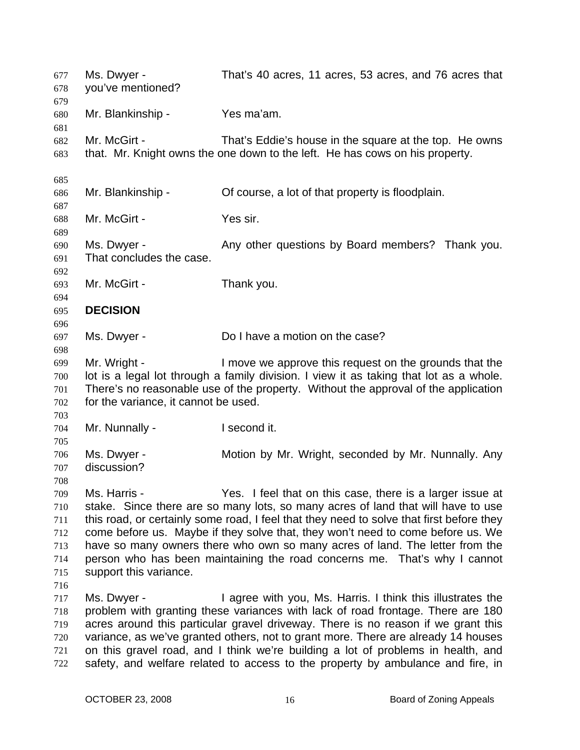Ms. Dwyer - That's 40 acres, 11 acres, 53 acres, and 76 acres that you've mentioned?

Mr. Blankinship - Yes ma'am.

Mr. McGirt - That's Eddie's house in the square at the top. He owns that. Mr. Knight owns the one down to the left. He has cows on his property.

Mr. Blankinship - Of course, a lot of that property is floodplain.

Mr. McGirt - Yes sir.

Ms. Dwyer - Any other questions by Board members? Thank you. That concludes the case.

Mr. McGirt - Thank you.

**DECISION**

Ms. Dwyer - Do I have a motion on the case?

Mr. Wright - I move we approve this request on the grounds that the lot is a legal lot through a family division. I view it as taking that lot as a whole. There's no reasonable use of the property. Without the approval of the application for the variance, it cannot be used.

Mr. Nunnally - I second it.

Ms. Dwyer - Motion by Mr. Wright, seconded by Mr. Nunnally. Any discussion?

Ms. Harris - Yes. I feel that on this case, there is a larger issue at stake. Since there are so many lots, so many acres of land that will have to use this road, or certainly some road, I feel that they need to solve that first before they come before us. Maybe if they solve that, they won't need to come before us. We have so many owners there who own so many acres of land. The letter from the person who has been maintaining the road concerns me. That's why I cannot support this variance.

Ms. Dwyer - I agree with you, Ms. Harris. I think this illustrates the problem with granting these variances with lack of road frontage. There are 180 acres around this particular gravel driveway. There is no reason if we grant this variance, as we've granted others, not to grant more. There are already 14 houses on this gravel road, and I think we're building a lot of problems in health, and safety, and welfare related to access to the property by ambulance and fire, in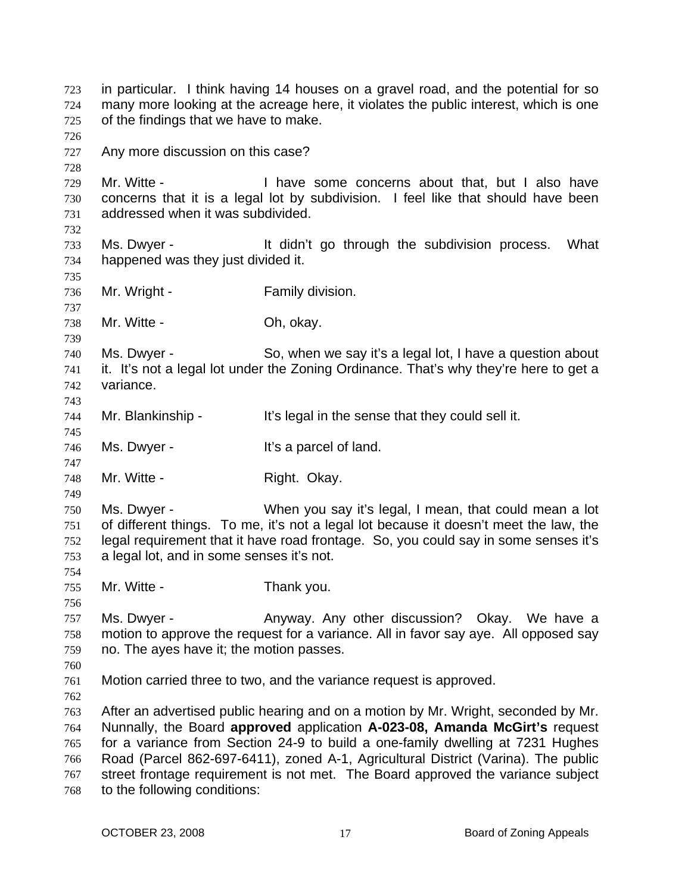in particular. I think having 14 houses on a gravel road, and the potential for so many more looking at the acreage here, it violates the public interest, which is one of the findings that we have to make.

Any more discussion on this case?

Mr. Witte - I have some concerns about that, but I also have concerns that it is a legal lot by subdivision. I feel like that should have been addressed when it was subdivided.

Ms. Dwyer - It didn't go through the subdivision process. What happened was they just divided it.

Mr. Wright - Family division.

Mr. Witte - Oh, okay.

Ms. Dwyer - So, when we say it's a legal lot, I have a question about it. It's not a legal lot under the Zoning Ordinance. That's why they're here to get a variance.

Mr. Blankinship - It's legal in the sense that they could sell it.

Ms. Dwyer - It's a parcel of land.

Mr. Witte - Right. Okay.

Ms. Dwyer - When you say it's legal, I mean, that could mean a lot of different things. To me, it's not a legal lot because it doesn't meet the law, the legal requirement that it have road frontage. So, you could say in some senses it's a legal lot, and in some senses it's not.

Mr. Witte - Thank you.

Ms. Dwyer - Anyway. Any other discussion? Okay. We have a motion to approve the request for a variance. All in favor say aye. All opposed say no. The ayes have it; the motion passes.

Motion carried three to two, and the variance request is approved.

After an advertised public hearing and on a motion by Mr. Wright, seconded by Mr. Nunnally, the Board **approved** application **A-023-08, Amanda McGirt's** request for a variance from Section 24-9 to build a one-family dwelling at 7231 Hughes Road (Parcel 862-697-6411), zoned A-1, Agricultural District (Varina). The public street frontage requirement is not met. The Board approved the variance subject to the following conditions: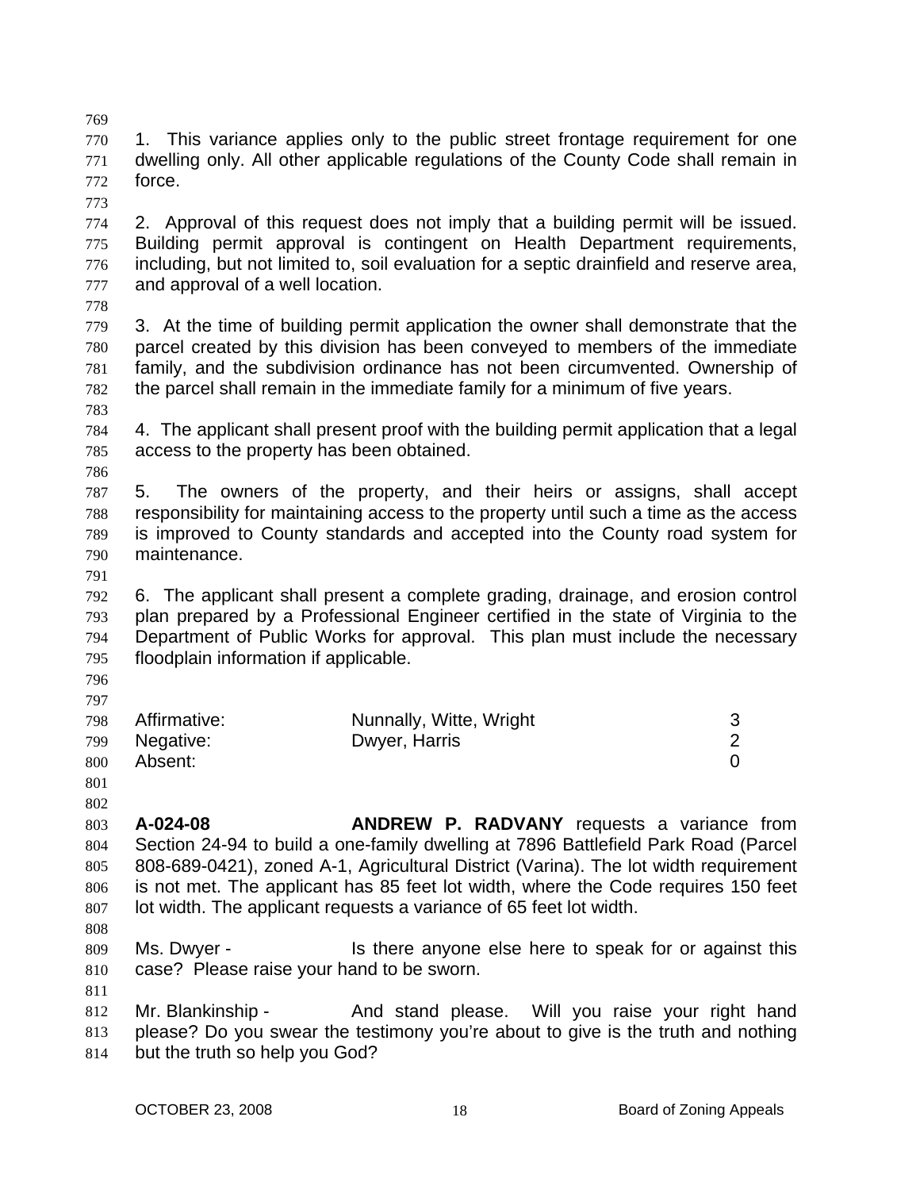1. This variance applies only to the public street frontage requirement for one dwelling only. All other applicable regulations of the County Code shall remain in force.

2. Approval of this request does not imply that a building permit will be issued. Building permit approval is contingent on Health Department requirements, including, but not limited to, soil evaluation for a septic drainfield and reserve area, and approval of a well location.

3. At the time of building permit application the owner shall demonstrate that the parcel created by this division has been conveyed to members of the immediate family, and the subdivision ordinance has not been circumvented. Ownership of the parcel shall remain in the immediate family for a minimum of five years.

4. The applicant shall present proof with the building permit application that a legal access to the property has been obtained.

5. The owners of the property, and their heirs or assigns, shall accept responsibility for maintaining access to the property until such a time as the access is improved to County standards and accepted into the County road system for maintenance.

6. The applicant shall present a complete grading, drainage, and erosion control plan prepared by a Professional Engineer certified in the state of Virginia to the Department of Public Works for approval. This plan must include the necessary floodplain information if applicable.

| | | |
|---|---|---|
| Affirmative: | Nunnally, Witte, Wright | 3 |
| Negative: | Dwyer, Harris | 2 |
| Absent: | | 0 |

**A-024-08** **ANDREW P. RADVANY** requests a variance from Section 24-94 to build a one-family dwelling at 7896 Battlefield Park Road (Parcel 808-689-0421), zoned A-1, Agricultural District (Varina). The lot width requirement is not met. The applicant has 85 feet lot width, where the Code requires 150 feet lot width. The applicant requests a variance of 65 feet lot width.

Ms. Dwyer - Is there anyone else here to speak for or against this case? Please raise your hand to be sworn.

Mr. Blankinship - And stand please. Will you raise your right hand please? Do you swear the testimony you're about to give is the truth and nothing but the truth so help you God?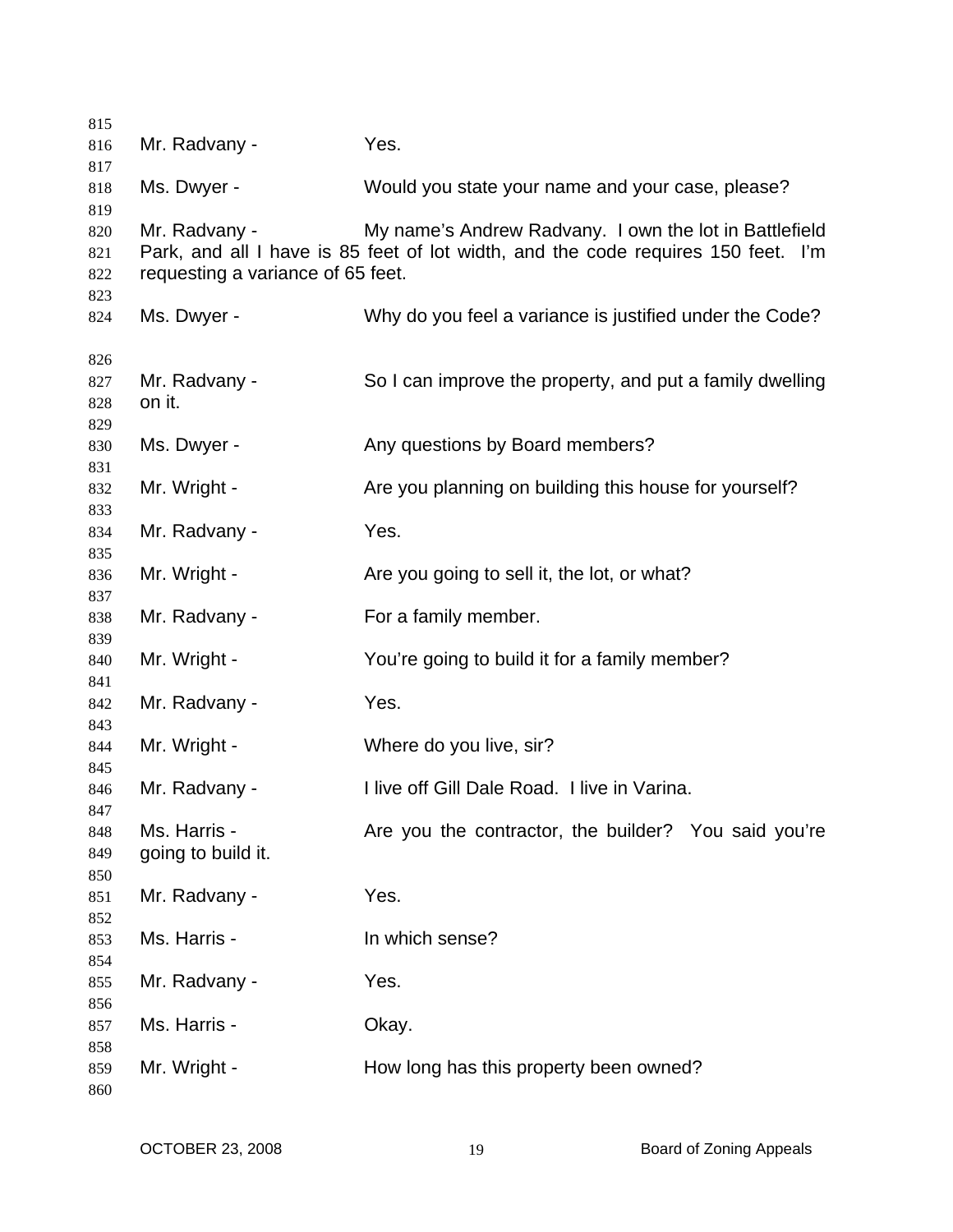Mr. Radvany - Yes.

Ms. Dwyer - Would you state your name and your case, please?

Mr. Radvany - My name's Andrew Radvany. I own the lot in Battlefield Park, and all I have is 85 feet of lot width, and the code requires 150 feet. I'm requesting a variance of 65 feet.

Ms. Dwyer - Why do you feel a variance is justified under the Code?

Mr. Radvany - So I can improve the property, and put a family dwelling on it.

Ms. Dwyer - Any questions by Board members?

Mr. Wright - Are you planning on building this house for yourself?

Mr. Radvany - Yes.

Mr. Wright - Are you going to sell it, the lot, or what?

Mr. Radvany - For a family member.

Mr. Wright - You're going to build it for a family member?

Mr. Radvany - Yes.

Mr. Wright - Where do you live, sir?

Mr. Radvany - I live off Gill Dale Road. I live in Varina.

Ms. Harris - Are you the contractor, the builder? You said you're going to build it.

Mr. Radvany - Yes.

Ms. Harris - In which sense?

Mr. Radvany - Yes.

Ms. Harris - Okay.

Mr. Wright - How long has this property been owned?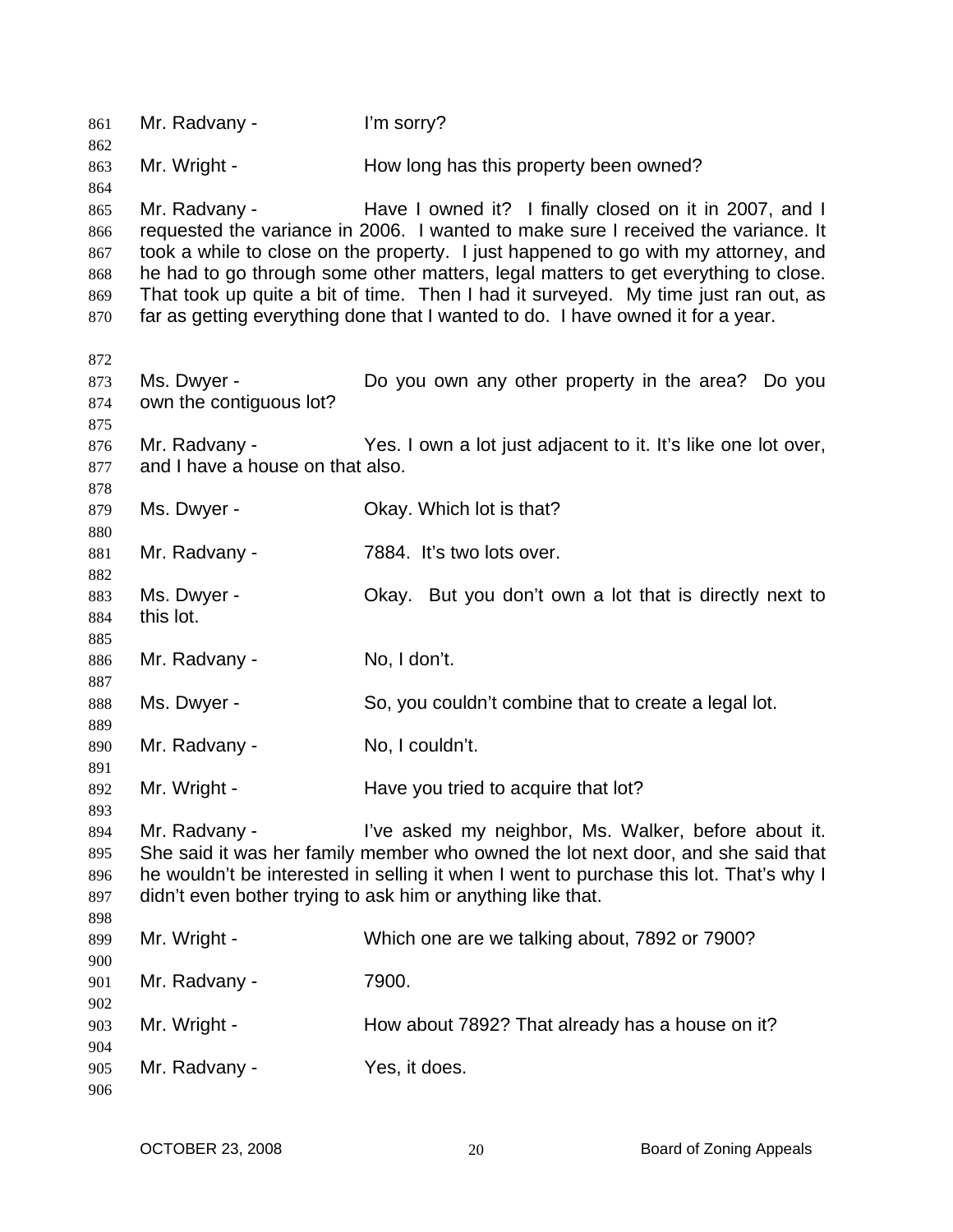Mr. Radvany - I'm sorry?

Mr. Wright - How long has this property been owned?

Mr. Radvany - Have I owned it? I finally closed on it in 2007, and I requested the variance in 2006. I wanted to make sure I received the variance. It took a while to close on the property. I just happened to go with my attorney, and he had to go through some other matters, legal matters to get everything to close. That took up quite a bit of time. Then I had it surveyed. My time just ran out, as far as getting everything done that I wanted to do. I have owned it for a year.

Ms. Dwyer - Do you own any other property in the area? Do you own the contiguous lot?

Mr. Radvany - Yes. I own a lot just adjacent to it. It's like one lot over, and I have a house on that also.

Ms. Dwyer - Okay. Which lot is that?

Mr. Radvany - 7884. It's two lots over.

Ms. Dwyer - Okay. But you don't own a lot that is directly next to this lot.

Mr. Radvany - No, I don't.

Ms. Dwyer - So, you couldn't combine that to create a legal lot.

Mr. Radvany - No, I couldn't.

Mr. Wright - Have you tried to acquire that lot?

Mr. Radvany - I've asked my neighbor, Ms. Walker, before about it. She said it was her family member who owned the lot next door, and she said that he wouldn't be interested in selling it when I went to purchase this lot. That's why I didn't even bother trying to ask him or anything like that.

Mr. Wright - Which one are we talking about, 7892 or 7900?

Mr. Radvany - 7900.

Mr. Wright - How about 7892? That already has a house on it?

Mr. Radvany - Yes, it does.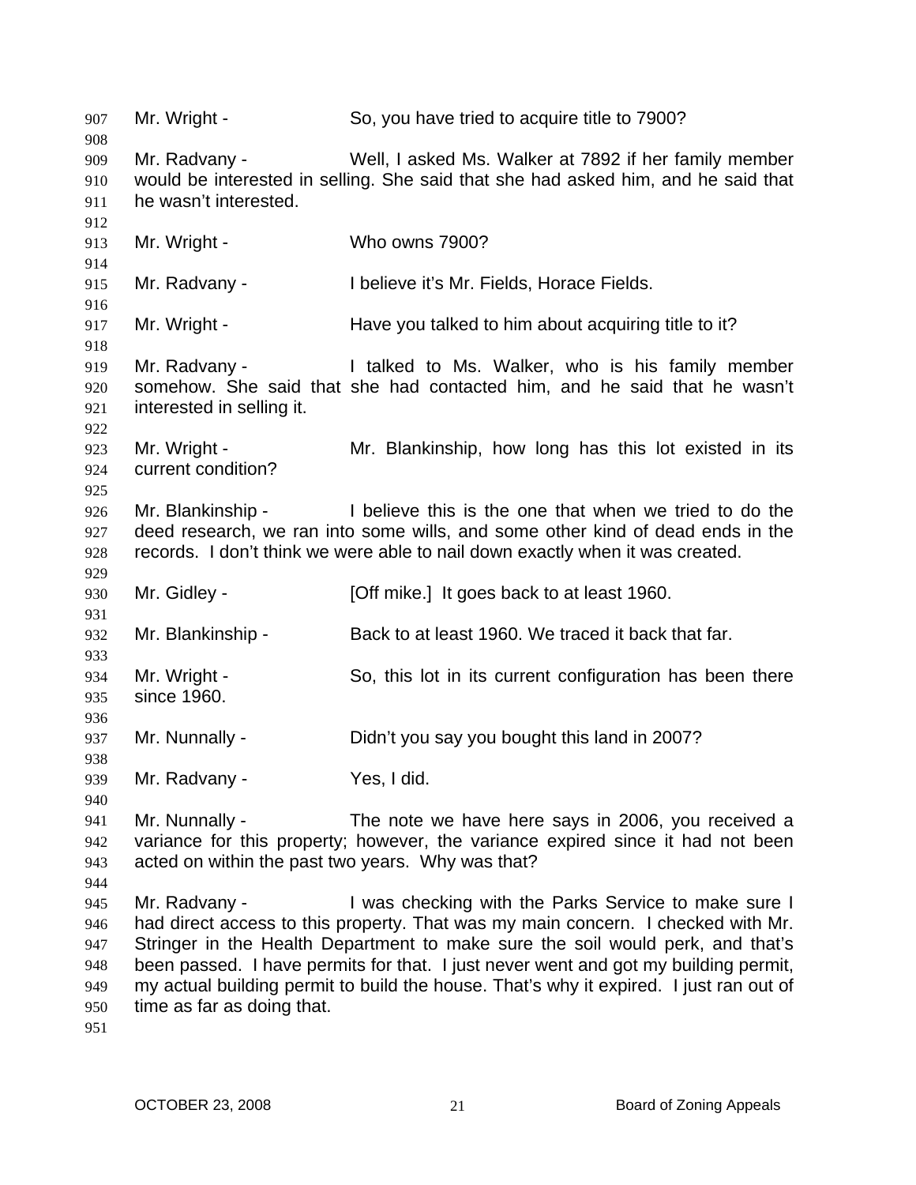Mr. Wright - So, you have tried to acquire title to 7900?

Mr. Radvany - Well, I asked Ms. Walker at 7892 if her family member would be interested in selling. She said that she had asked him, and he said that he wasn't interested.

Mr. Wright - Who owns 7900?

Mr. Radvany - I believe it's Mr. Fields, Horace Fields.

Mr. Wright - Have you talked to him about acquiring title to it?

Mr. Radvany - I talked to Ms. Walker, who is his family member somehow. She said that she had contacted him, and he said that he wasn't interested in selling it.

Mr. Wright - Mr. Blankinship, how long has this lot existed in its current condition?

Mr. Blankinship - I believe this is the one that when we tried to do the deed research, we ran into some wills, and some other kind of dead ends in the records. I don't think we were able to nail down exactly when it was created.

Mr. Gidley - [Off mike.] It goes back to at least 1960.

Mr. Blankinship - Back to at least 1960. We traced it back that far.

Mr. Wright - So, this lot in its current configuration has been there since 1960.

Mr. Nunnally - Didn't you say you bought this land in 2007?

Mr. Radvany - Yes, I did.

Mr. Nunnally - The note we have here says in 2006, you received a variance for this property; however, the variance expired since it had not been acted on within the past two years. Why was that?

Mr. Radvany - I was checking with the Parks Service to make sure I had direct access to this property. That was my main concern. I checked with Mr. Stringer in the Health Department to make sure the soil would perk, and that's been passed. I have permits for that. I just never went and got my building permit, my actual building permit to build the house. That's why it expired. I just ran out of time as far as doing that.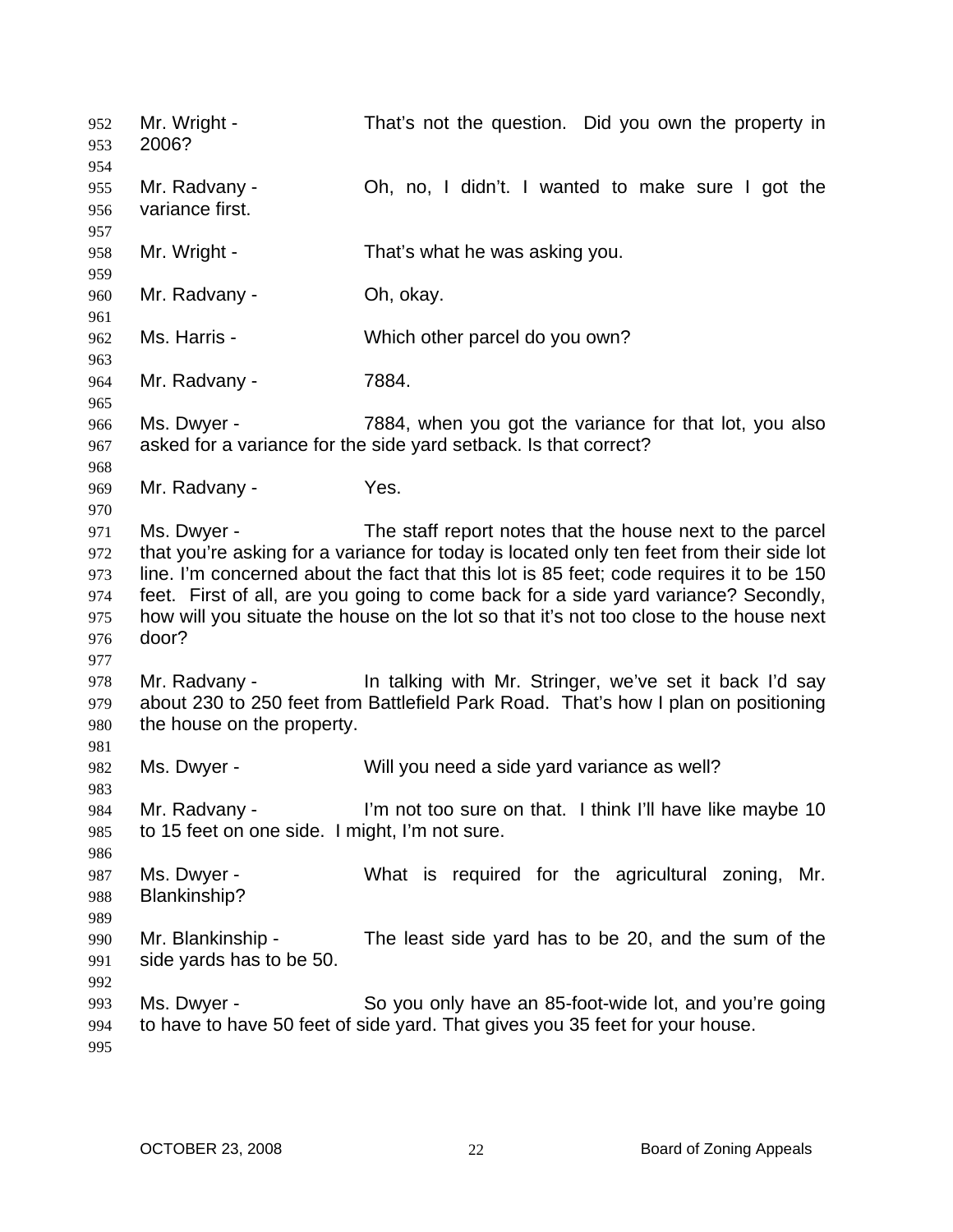Mr. Wright - That's not the question. Did you own the property in 2006?

Mr. Radvany - Oh, no, I didn't. I wanted to make sure I got the variance first.

Mr. Wright - That's what he was asking you.

Mr. Radvany - Oh, okay.

Ms. Harris - Which other parcel do you own?

Mr. Radvany - 7884.

Ms. Dwyer - 7884, when you got the variance for that lot, you also asked for a variance for the side yard setback. Is that correct?

Mr. Radvany - Yes.

Ms. Dwyer - The staff report notes that the house next to the parcel that you're asking for a variance for today is located only ten feet from their side lot line. I'm concerned about the fact that this lot is 85 feet; code requires it to be 150 feet. First of all, are you going to come back for a side yard variance? Secondly, how will you situate the house on the lot so that it's not too close to the house next door?

Mr. Radvany - In talking with Mr. Stringer, we've set it back I'd say about 230 to 250 feet from Battlefield Park Road. That's how I plan on positioning the house on the property.

Ms. Dwyer - Will you need a side yard variance as well?

Mr. Radvany - I'm not too sure on that. I think I'll have like maybe 10 to 15 feet on one side. I might, I'm not sure.

Ms. Dwyer - What is required for the agricultural zoning, Mr. Blankinship?

Mr. Blankinship - The least side yard has to be 20, and the sum of the side yards has to be 50.

Ms. Dwyer - So you only have an 85-foot-wide lot, and you're going to have to have 50 feet of side yard. That gives you 35 feet for your house.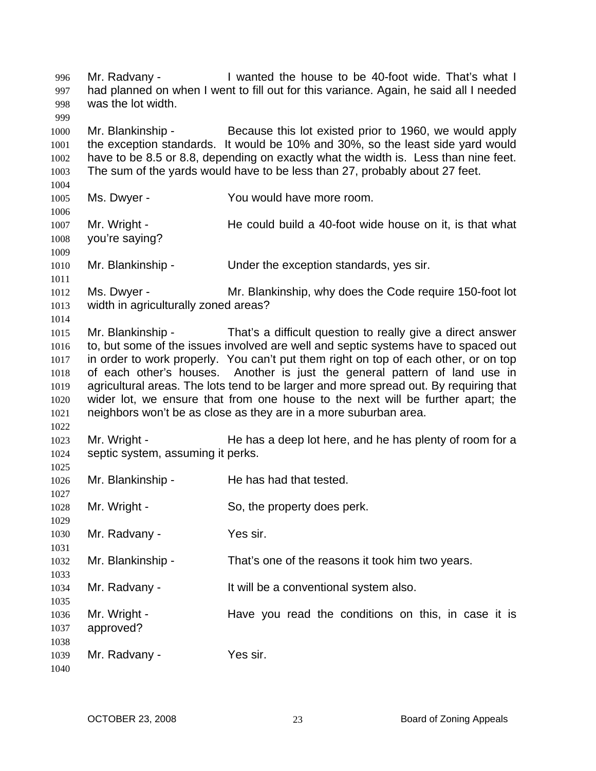Mr. Radvany - I wanted the house to be 40-foot wide. That's what I had planned on when I went to fill out for this variance. Again, he said all I needed was the lot width.

Mr. Blankinship - Because this lot existed prior to 1960, we would apply the exception standards. It would be 10% and 30%, so the least side yard would have to be 8.5 or 8.8, depending on exactly what the width is. Less than nine feet. The sum of the yards would have to be less than 27, probably about 27 feet.

Ms. Dwyer - You would have more room.

Mr. Wright - He could build a 40-foot wide house on it, is that what you're saying?

Mr. Blankinship - Under the exception standards, yes sir.

Ms. Dwyer - Mr. Blankinship, why does the Code require 150-foot lot width in agriculturally zoned areas?

Mr. Blankinship - That's a difficult question to really give a direct answer to, but some of the issues involved are well and septic systems have to spaced out in order to work properly. You can't put them right on top of each other, or on top of each other's houses. Another is just the general pattern of land use in agricultural areas. The lots tend to be larger and more spread out. By requiring that wider lot, we ensure that from one house to the next will be further apart; the neighbors won't be as close as they are in a more suburban area.

Mr. Wright - He has a deep lot here, and he has plenty of room for a septic system, assuming it perks.

Mr. Blankinship - He has had that tested.

Mr. Wright - So, the property does perk.

Mr. Radvany - Yes sir.

Mr. Blankinship - That's one of the reasons it took him two years.

Mr. Radvany - It will be a conventional system also.

Mr. Wright - Have you read the conditions on this, in case it is approved?

Mr. Radvany - Yes sir.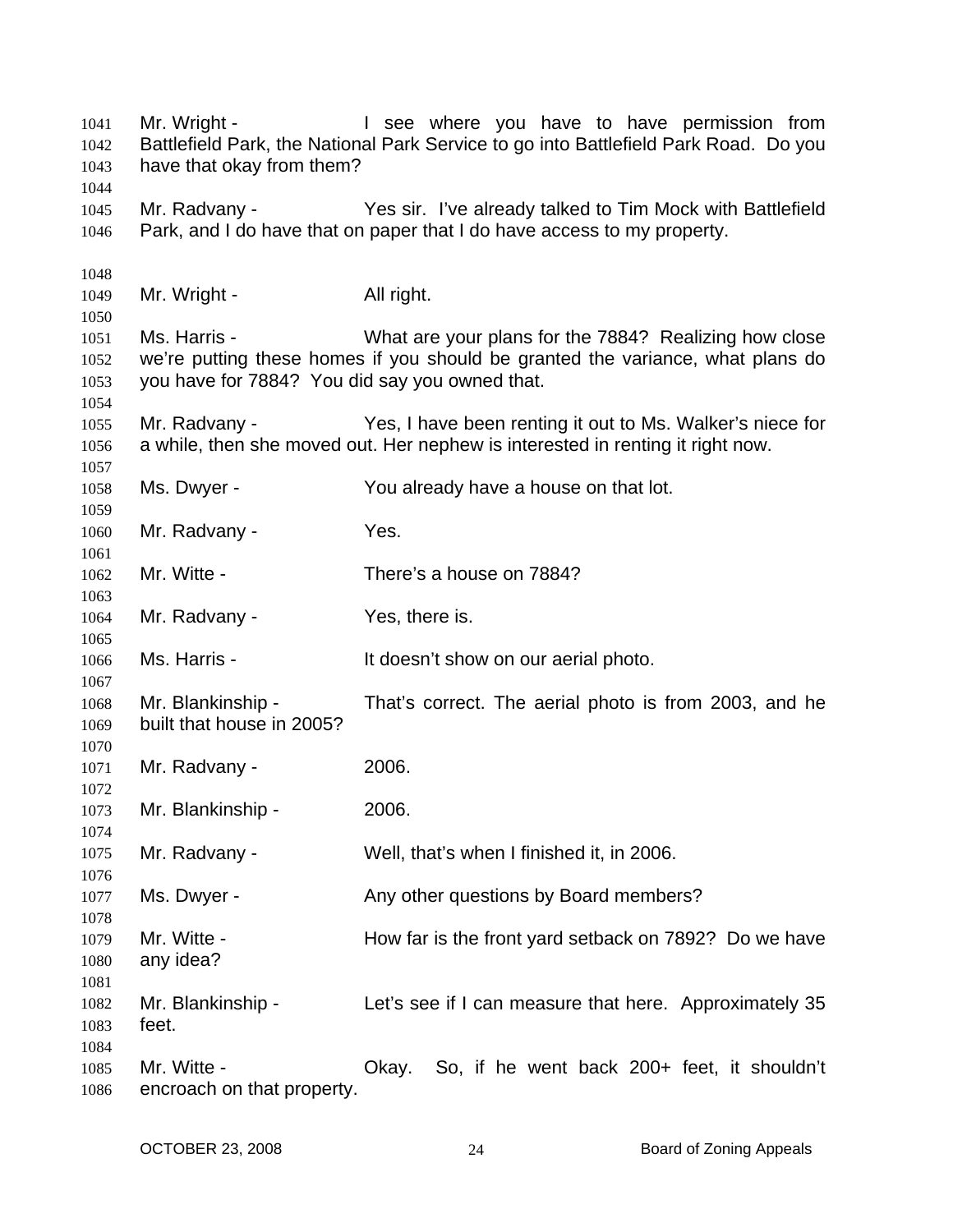Mr. Wright - I see where you have to have permission from Battlefield Park, the National Park Service to go into Battlefield Park Road. Do you have that okay from them?

Mr. Radvany - Yes sir. I've already talked to Tim Mock with Battlefield Park, and I do have that on paper that I do have access to my property.

Mr. Wright - All right.

Ms. Harris - What are your plans for the 7884? Realizing how close we're putting these homes if you should be granted the variance, what plans do you have for 7884? You did say you owned that.

Mr. Radvany - Yes, I have been renting it out to Ms. Walker's niece for a while, then she moved out. Her nephew is interested in renting it right now.

Ms. Dwyer - You already have a house on that lot.

Mr. Radvany - Yes.

Mr. Witte - There's a house on 7884?

Mr. Radvany - Yes, there is.

Ms. Harris - It doesn't show on our aerial photo.

Mr. Blankinship - That's correct. The aerial photo is from 2003, and he built that house in 2005?

Mr. Radvany - 2006.

Mr. Blankinship - 2006.

Mr. Radvany - Well, that's when I finished it, in 2006.

Ms. Dwyer - Any other questions by Board members?

Mr. Witte - How far is the front yard setback on 7892? Do we have any idea?

Mr. Blankinship - Let's see if I can measure that here. Approximately 35 feet.

Mr. Witte - Okay. So, if he went back 200+ feet, it shouldn't encroach on that property.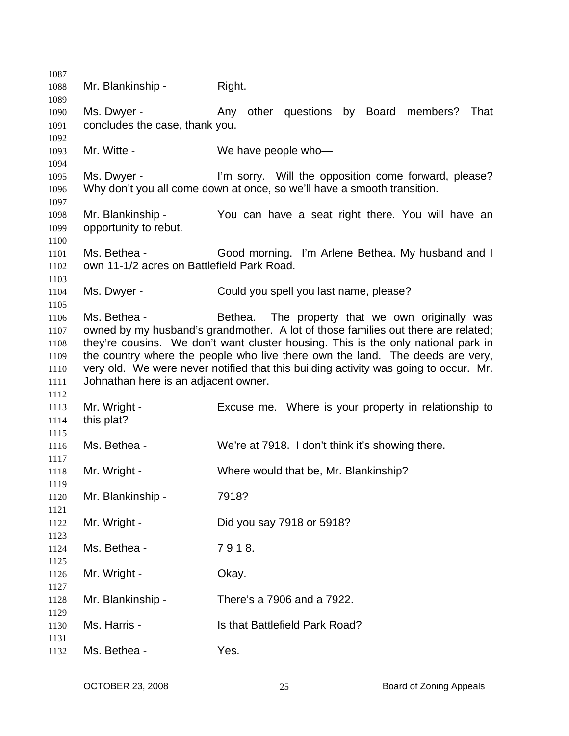Mr. Blankinship - Right.

Ms. Dwyer - Any other questions by Board members? That concludes the case, thank you.

Mr. Witte - We have people who—

Ms. Dwyer - I'm sorry. Will the opposition come forward, please? Why don't you all come down at once, so we'll have a smooth transition.

Mr. Blankinship - You can have a seat right there. You will have an opportunity to rebut.

Ms. Bethea - Good morning. I'm Arlene Bethea. My husband and I own 11-1/2 acres on Battlefield Park Road.

Ms. Dwyer - Could you spell you last name, please?

Ms. Bethea - Bethea. The property that we own originally was owned by my husband's grandmother. A lot of those families out there are related; they're cousins. We don't want cluster housing. This is the only national park in the country where the people who live there own the land. The deeds are very, very old. We were never notified that this building activity was going to occur. Mr. Johnathan here is an adjacent owner.

Mr. Wright - Excuse me. Where is your property in relationship to this plat?

Ms. Bethea - We're at 7918. I don't think it's showing there.

Mr. Wright - Where would that be, Mr. Blankinship?

Mr. Blankinship - 7918?

Mr. Wright - Did you say 7918 or 5918?

Ms. Bethea - 7 9 1 8.

Mr. Wright - Okay.

Mr. Blankinship - There's a 7906 and a 7922.

Ms. Harris - Is that Battlefield Park Road?

Ms. Bethea - Yes.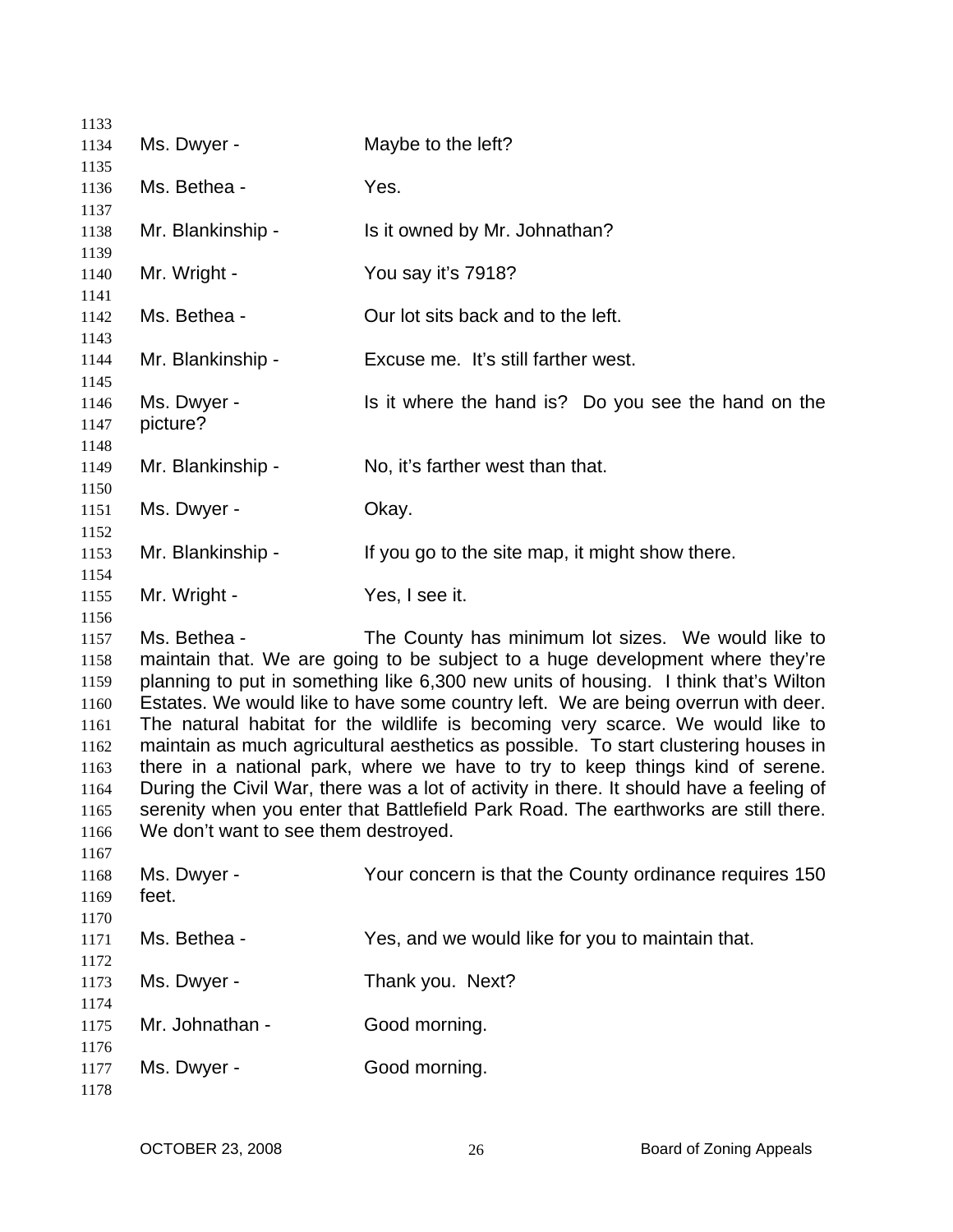Ms. Dwyer - Maybe to the left?

Ms. Bethea - Yes.

Mr. Blankinship - Is it owned by Mr. Johnathan?

Mr. Wright - You say it's 7918?

Ms. Bethea - Our lot sits back and to the left.

Mr. Blankinship - Excuse me. It's still farther west.

Ms. Dwyer - Is it where the hand is? Do you see the hand on the picture?

Mr. Blankinship - No, it's farther west than that.

Ms. Dwyer - Okay.

Mr. Blankinship - If you go to the site map, it might show there.

Mr. Wright - Yes, I see it.

Ms. Bethea - The County has minimum lot sizes. We would like to maintain that. We are going to be subject to a huge development where they're planning to put in something like 6,300 new units of housing. I think that's Wilton Estates. We would like to have some country left. We are being overrun with deer. The natural habitat for the wildlife is becoming very scarce. We would like to maintain as much agricultural aesthetics as possible. To start clustering houses in there in a national park, where we have to try to keep things kind of serene. During the Civil War, there was a lot of activity in there. It should have a feeling of serenity when you enter that Battlefield Park Road. The earthworks are still there. We don't want to see them destroyed.

Ms. Dwyer - Your concern is that the County ordinance requires 150 feet.

Ms. Bethea - Yes, and we would like for you to maintain that.

Ms. Dwyer - Thank you. Next?

Mr. Johnathan - Good morning.

Ms. Dwyer - Good morning.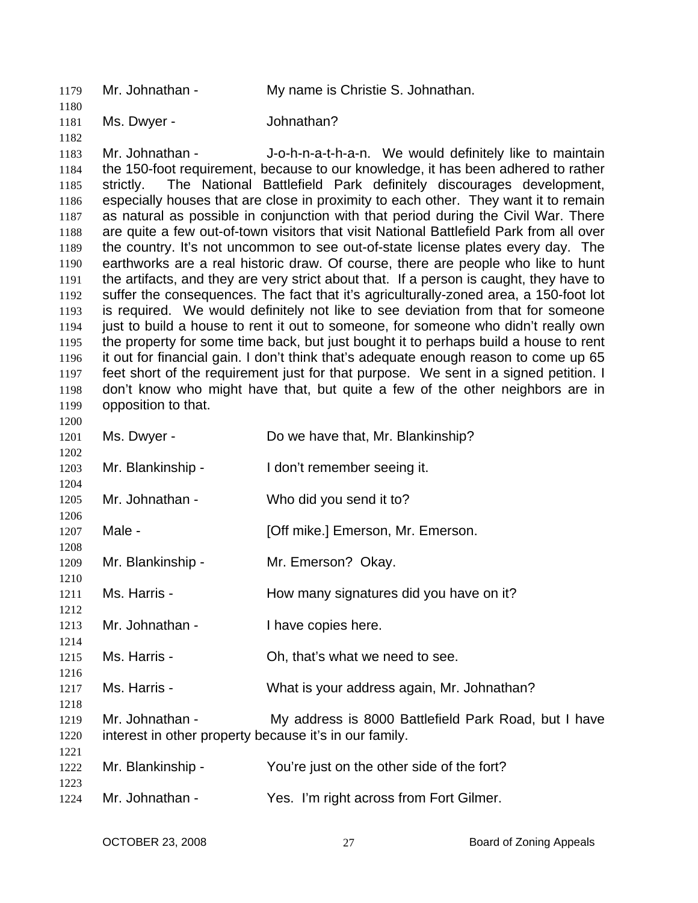Mr. Johnathan - My name is Christie S. Johnathan.

Ms. Dwyer - Johnathan?

Mr. Johnathan - J-o-h-n-a-t-h-a-n. We would definitely like to maintain the 150-foot requirement, because to our knowledge, it has been adhered to rather strictly. The National Battlefield Park definitely discourages development, especially houses that are close in proximity to each other. They want it to remain as natural as possible in conjunction with that period during the Civil War. There are quite a few out-of-town visitors that visit National Battlefield Park from all over the country. It's not uncommon to see out-of-state license plates every day. The earthworks are a real historic draw. Of course, there are people who like to hunt the artifacts, and they are very strict about that. If a person is caught, they have to suffer the consequences. The fact that it's agriculturally-zoned area, a 150-foot lot is required. We would definitely not like to see deviation from that for someone just to build a house to rent it out to someone, for someone who didn't really own the property for some time back, but just bought it to perhaps build a house to rent it out for financial gain. I don't think that's adequate enough reason to come up 65 feet short of the requirement just for that purpose. We sent in a signed petition. I don't know who might have that, but quite a few of the other neighbors are in opposition to that.

Ms. Dwyer - Do we have that, Mr. Blankinship?

Mr. Blankinship - I don't remember seeing it.

Mr. Johnathan - Who did you send it to?

Male - [Off mike.] Emerson, Mr. Emerson.

Mr. Blankinship - Mr. Emerson? Okay.

Ms. Harris - How many signatures did you have on it?

Mr. Johnathan - I have copies here.

Ms. Harris - Oh, that's what we need to see.

Ms. Harris - What is your address again, Mr. Johnathan?

Mr. Johnathan - My address is 8000 Battlefield Park Road, but I have interest in other property because it's in our family.

Mr. Blankinship - You're just on the other side of the fort?

Mr. Johnathan - Yes. I'm right across from Fort Gilmer.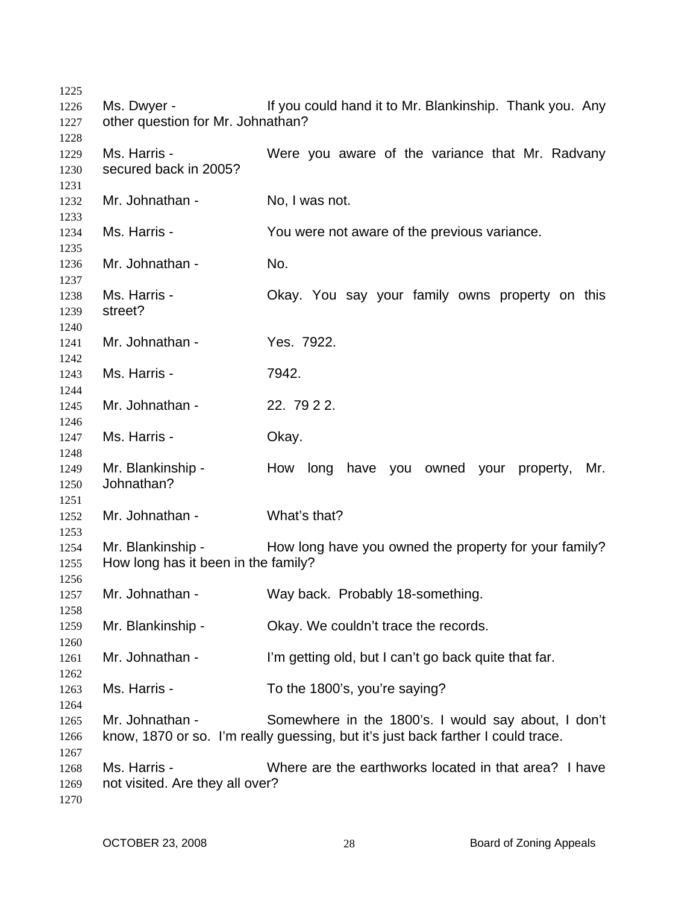Ms. Dwyer - If you could hand it to Mr. Blankinship. Thank you. Any other question for Mr. Johnathan?

Ms. Harris - Were you aware of the variance that Mr. Radvany secured back in 2005?

Mr. Johnathan - No, I was not.

Ms. Harris - You were not aware of the previous variance.

Mr. Johnathan - No.

Ms. Harris - Okay. You say your family owns property on this street?

Mr. Johnathan - Yes. 7922.

Ms. Harris - 7942.

Mr. Johnathan - 22. 79 2 2.

Ms. Harris - Okay.

Mr. Blankinship - How long have you owned your property, Mr. Johnathan?

Mr. Johnathan - What's that?

Mr. Blankinship - How long have you owned the property for your family? How long has it been in the family?

Mr. Johnathan - Way back. Probably 18-something.

Mr. Blankinship - Okay. We couldn't trace the records.

Mr. Johnathan - I'm getting old, but I can't go back quite that far.

Ms. Harris - To the 1800's, you're saying?

Mr. Johnathan - Somewhere in the 1800's. I would say about, I don't know, 1870 or so. I'm really guessing, but it's just back farther I could trace.

Ms. Harris - Where are the earthworks located in that area? I have not visited. Are they all over?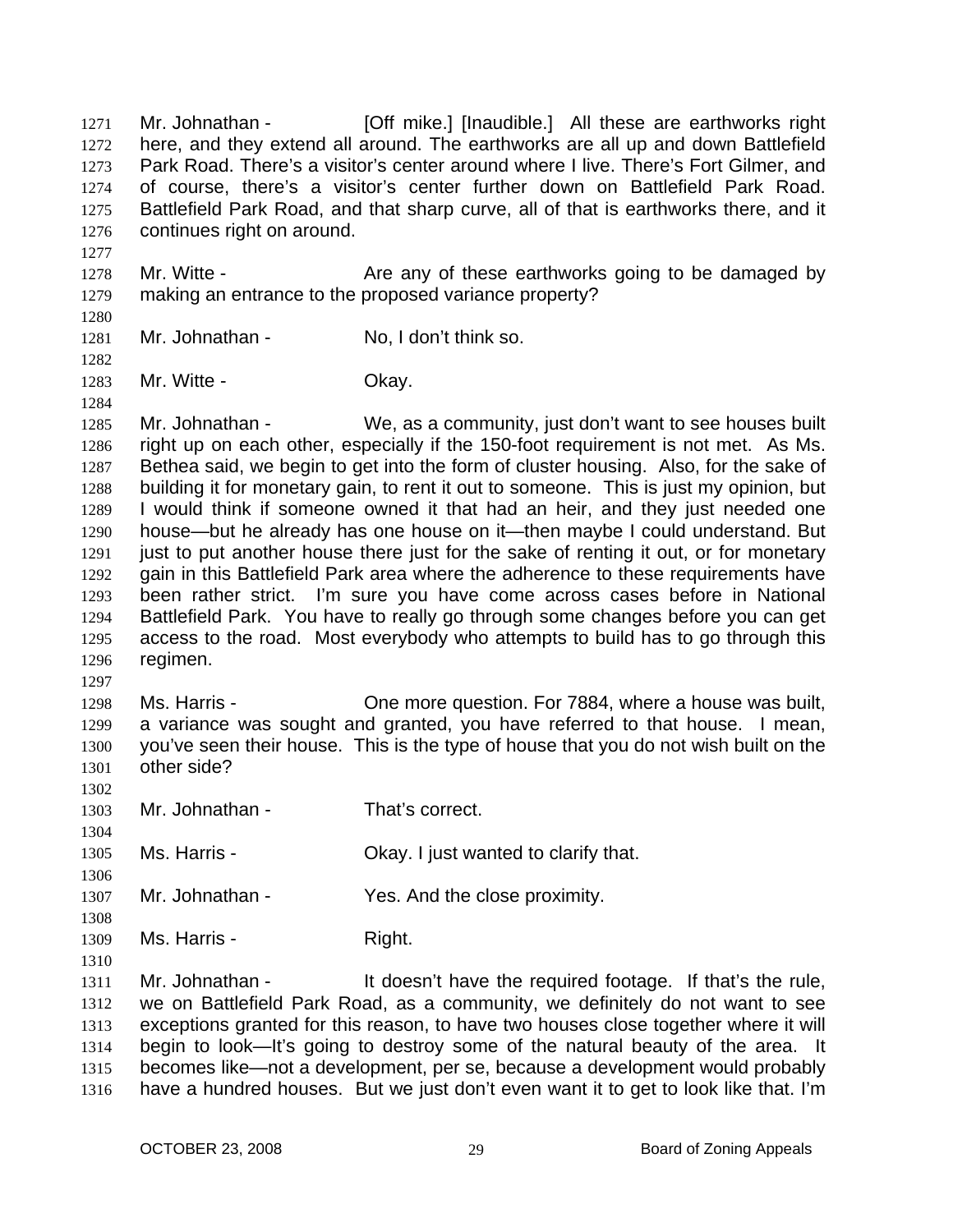Mr. Johnathan - [Off mike.] [Inaudible.] All these are earthworks right here, and they extend all around. The earthworks are all up and down Battlefield Park Road. There's a visitor's center around where I live. There's Fort Gilmer, and of course, there's a visitor's center further down on Battlefield Park Road. Battlefield Park Road, and that sharp curve, all of that is earthworks there, and it continues right on around.

Mr. Witte - Are any of these earthworks going to be damaged by making an entrance to the proposed variance property?

Mr. Johnathan - No, I don't think so.

Mr. Witte - Okay.

Mr. Johnathan - We, as a community, just don't want to see houses built right up on each other, especially if the 150-foot requirement is not met. As Ms. Bethea said, we begin to get into the form of cluster housing. Also, for the sake of building it for monetary gain, to rent it out to someone. This is just my opinion, but I would think if someone owned it that had an heir, and they just needed one house—but he already has one house on it—then maybe I could understand. But just to put another house there just for the sake of renting it out, or for monetary gain in this Battlefield Park area where the adherence to these requirements have been rather strict. I'm sure you have come across cases before in National Battlefield Park. You have to really go through some changes before you can get access to the road. Most everybody who attempts to build has to go through this regimen.

Ms. Harris - One more question. For 7884, where a house was built, a variance was sought and granted, you have referred to that house. I mean, you've seen their house. This is the type of house that you do not wish built on the other side?

Mr. Johnathan - That's correct.

Ms. Harris - Okay. I just wanted to clarify that.

Mr. Johnathan - Yes. And the close proximity.

Ms. Harris - Right.

Mr. Johnathan - It doesn't have the required footage. If that's the rule, we on Battlefield Park Road, as a community, we definitely do not want to see exceptions granted for this reason, to have two houses close together where it will begin to look—It's going to destroy some of the natural beauty of the area. It becomes like—not a development, per se, because a development would probably have a hundred houses. But we just don't even want it to get to look like that. I'm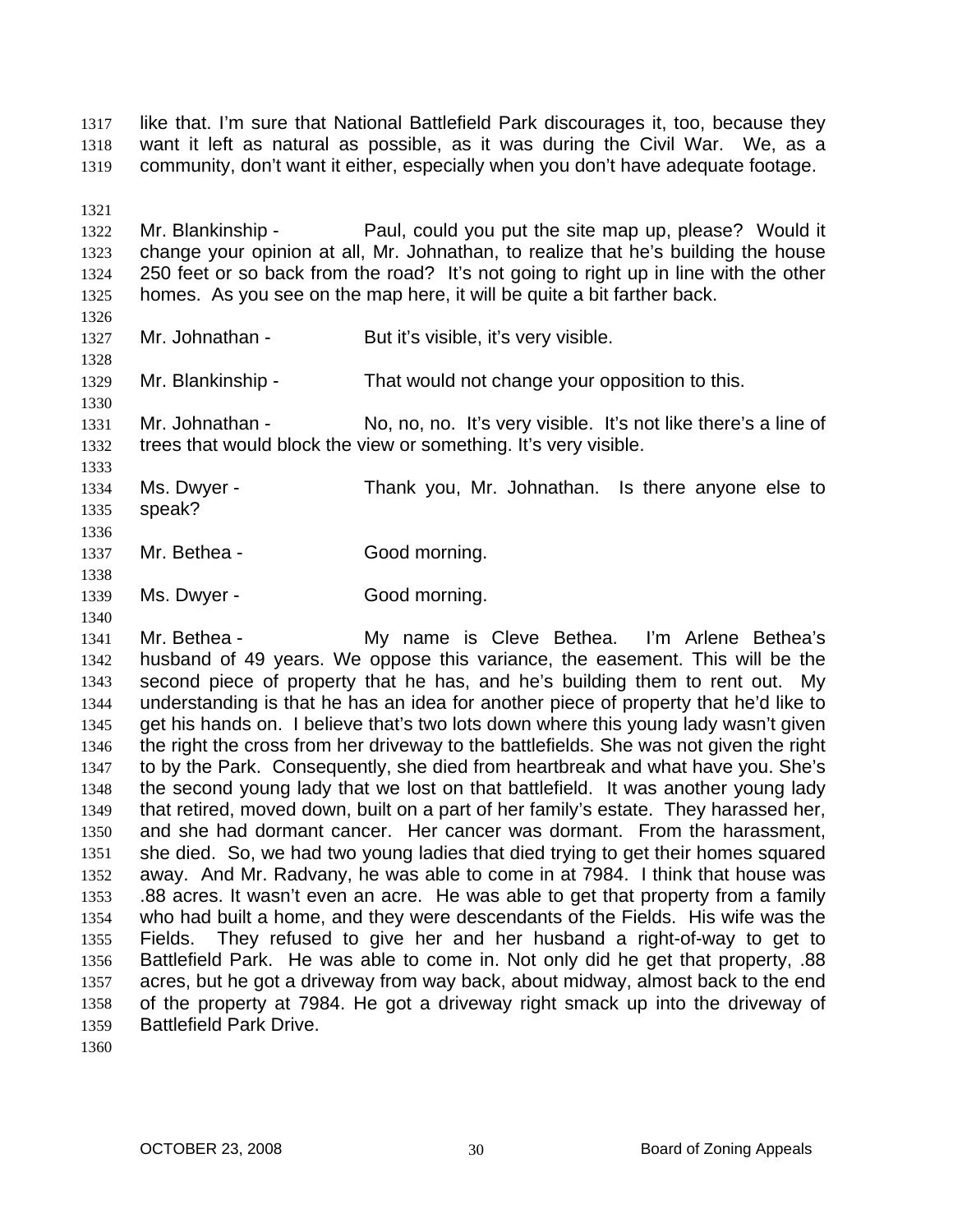like that. I'm sure that National Battlefield Park discourages it, too, because they want it left as natural as possible, as it was during the Civil War. We, as a community, don't want it either, especially when you don't have adequate footage.

Mr. Blankinship - Paul, could you put the site map up, please? Would it change your opinion at all, Mr. Johnathan, to realize that he's building the house 250 feet or so back from the road? It's not going to right up in line with the other homes. As you see on the map here, it will be quite a bit farther back.

Mr. Johnathan - But it's visible, it's very visible.

Mr. Blankinship - That would not change your opposition to this.

Mr. Johnathan - No, no, no. It's very visible. It's not like there's a line of trees that would block the view or something. It's very visible.

Ms. Dwyer - Thank you, Mr. Johnathan. Is there anyone else to speak?

Mr. Bethea - Good morning.

Ms. Dwyer - Good morning.

Mr. Bethea - My name is Cleve Bethea. I'm Arlene Bethea's husband of 49 years. We oppose this variance, the easement. This will be the second piece of property that he has, and he's building them to rent out. My understanding is that he has an idea for another piece of property that he'd like to get his hands on. I believe that's two lots down where this young lady wasn't given the right the cross from her driveway to the battlefields. She was not given the right to by the Park. Consequently, she died from heartbreak and what have you. She's the second young lady that we lost on that battlefield. It was another young lady that retired, moved down, built on a part of her family's estate. They harassed her, and she had dormant cancer. Her cancer was dormant. From the harassment, she died. So, we had two young ladies that died trying to get their homes squared away. And Mr. Radvany, he was able to come in at 7984. I think that house was .88 acres. It wasn't even an acre. He was able to get that property from a family who had built a home, and they were descendants of the Fields. His wife was the Fields. They refused to give her and her husband a right-of-way to get to Battlefield Park. He was able to come in. Not only did he get that property, .88 acres, but he got a driveway from way back, about midway, almost back to the end of the property at 7984. He got a driveway right smack up into the driveway of Battlefield Park Drive.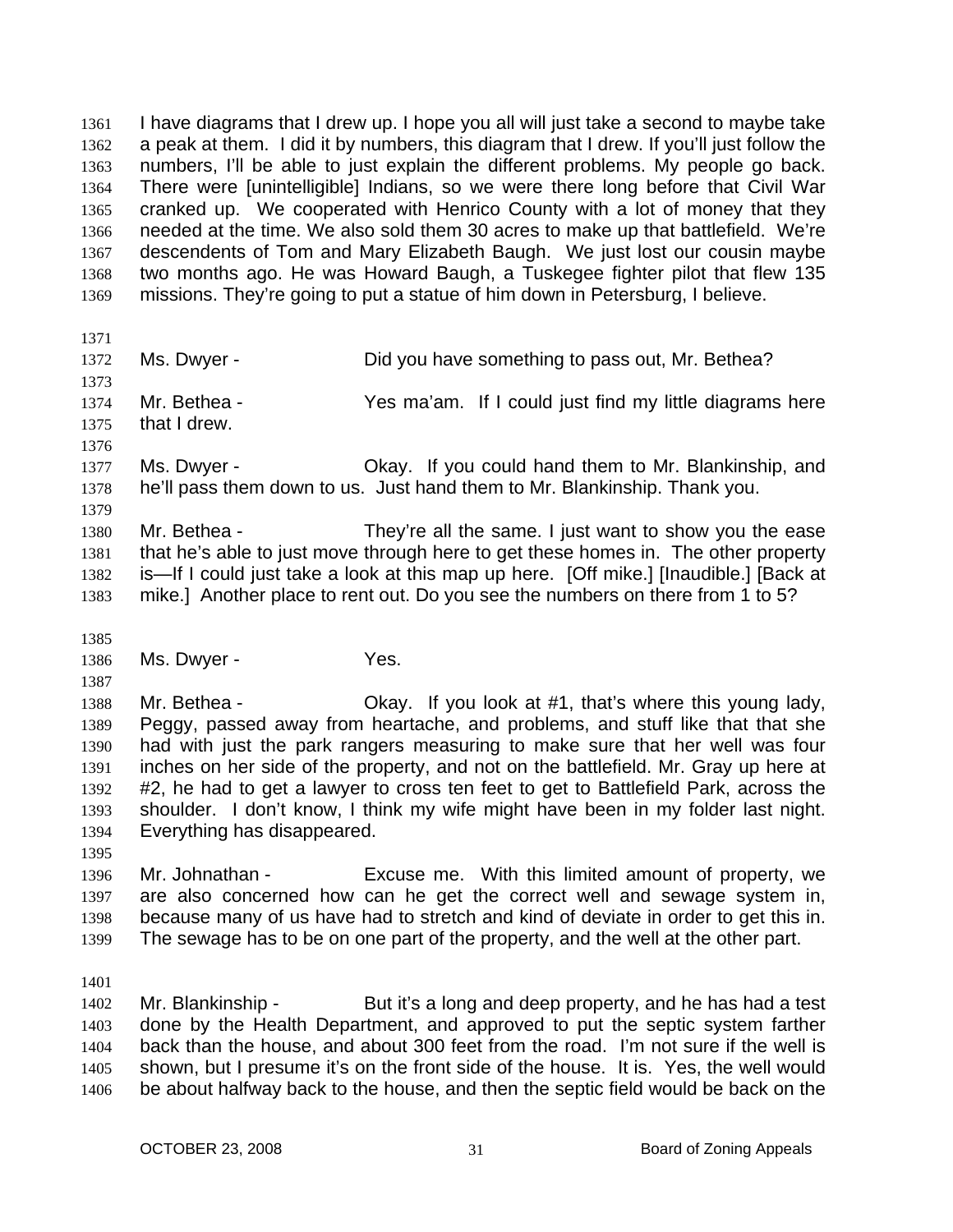I have diagrams that I drew up. I hope you all will just take a second to maybe take a peak at them. I did it by numbers, this diagram that I drew. If you'll just follow the numbers, I'll be able to just explain the different problems. My people go back. There were [unintelligible] Indians, so we were there long before that Civil War cranked up. We cooperated with Henrico County with a lot of money that they needed at the time. We also sold them 30 acres to make up that battlefield. We're descendents of Tom and Mary Elizabeth Baugh. We just lost our cousin maybe two months ago. He was Howard Baugh, a Tuskegee fighter pilot that flew 135 missions. They're going to put a statue of him down in Petersburg, I believe.

Ms. Dwyer - Did you have something to pass out, Mr. Bethea?

Mr. Bethea - Yes ma'am. If I could just find my little diagrams here that I drew.

Ms. Dwyer - Okay. If you could hand them to Mr. Blankinship, and he'll pass them down to us. Just hand them to Mr. Blankinship. Thank you.

Mr. Bethea - They're all the same. I just want to show you the ease that he's able to just move through here to get these homes in. The other property is—If I could just take a look at this map up here. [Off mike.] [Inaudible.] [Back at mike.] Another place to rent out. Do you see the numbers on there from 1 to 5?

Ms. Dwyer - Yes.

Mr. Bethea - Okay. If you look at #1, that's where this young lady, Peggy, passed away from heartache, and problems, and stuff like that that she had with just the park rangers measuring to make sure that her well was four inches on her side of the property, and not on the battlefield. Mr. Gray up here at #2, he had to get a lawyer to cross ten feet to get to Battlefield Park, across the shoulder. I don't know, I think my wife might have been in my folder last night. Everything has disappeared.

Mr. Johnathan - Excuse me. With this limited amount of property, we are also concerned how can he get the correct well and sewage system in, because many of us have had to stretch and kind of deviate in order to get this in. The sewage has to be on one part of the property, and the well at the other part.

Mr. Blankinship - But it's a long and deep property, and he has had a test done by the Health Department, and approved to put the septic system farther back than the house, and about 300 feet from the road. I'm not sure if the well is shown, but I presume it's on the front side of the house. It is. Yes, the well would be about halfway back to the house, and then the septic field would be back on the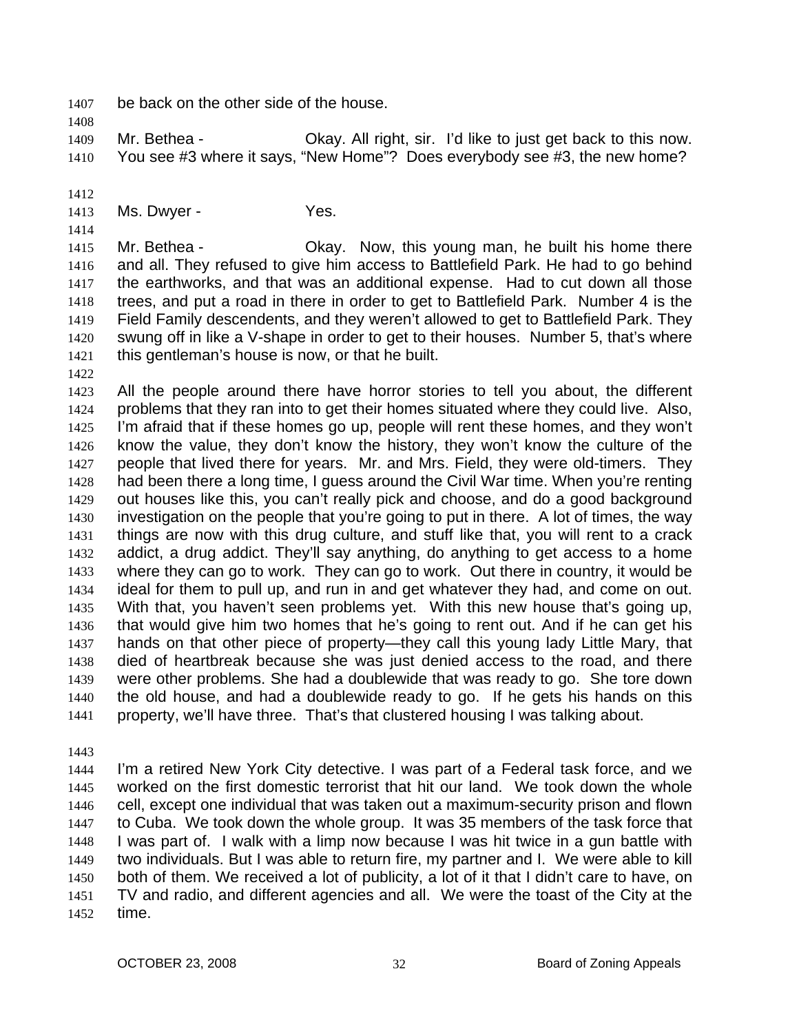be back on the other side of the house.

Mr. Bethea - Okay. All right, sir. I'd like to just get back to this now. You see #3 where it says, "New Home"? Does everybody see #3, the new home?

Ms. Dwyer - Yes.

Mr. Bethea - Okay. Now, this young man, he built his home there and all. They refused to give him access to Battlefield Park. He had to go behind the earthworks, and that was an additional expense. Had to cut down all those trees, and put a road in there in order to get to Battlefield Park. Number 4 is the Field Family descendents, and they weren't allowed to get to Battlefield Park. They swung off in like a V-shape in order to get to their houses. Number 5, that's where this gentleman's house is now, or that he built.

All the people around there have horror stories to tell you about, the different problems that they ran into to get their homes situated where they could live. Also, I'm afraid that if these homes go up, people will rent these homes, and they won't know the value, they don't know the history, they won't know the culture of the people that lived there for years. Mr. and Mrs. Field, they were old-timers. They had been there a long time, I guess around the Civil War time. When you're renting out houses like this, you can't really pick and choose, and do a good background investigation on the people that you're going to put in there. A lot of times, the way things are now with this drug culture, and stuff like that, you will rent to a crack addict, a drug addict. They'll say anything, do anything to get access to a home where they can go to work. They can go to work. Out there in country, it would be ideal for them to pull up, and run in and get whatever they had, and come on out. With that, you haven't seen problems yet. With this new house that's going up, that would give him two homes that he's going to rent out. And if he can get his hands on that other piece of property—they call this young lady Little Mary, that died of heartbreak because she was just denied access to the road, and there were other problems. She had a doublewide that was ready to go. She tore down the old house, and had a doublewide ready to go. If he gets his hands on this property, we'll have three. That's that clustered housing I was talking about.

I'm a retired New York City detective. I was part of a Federal task force, and we worked on the first domestic terrorist that hit our land. We took down the whole cell, except one individual that was taken out a maximum-security prison and flown to Cuba. We took down the whole group. It was 35 members of the task force that I was part of. I walk with a limp now because I was hit twice in a gun battle with two individuals. But I was able to return fire, my partner and I. We were able to kill both of them. We received a lot of publicity, a lot of it that I didn't care to have, on TV and radio, and different agencies and all. We were the toast of the City at the time.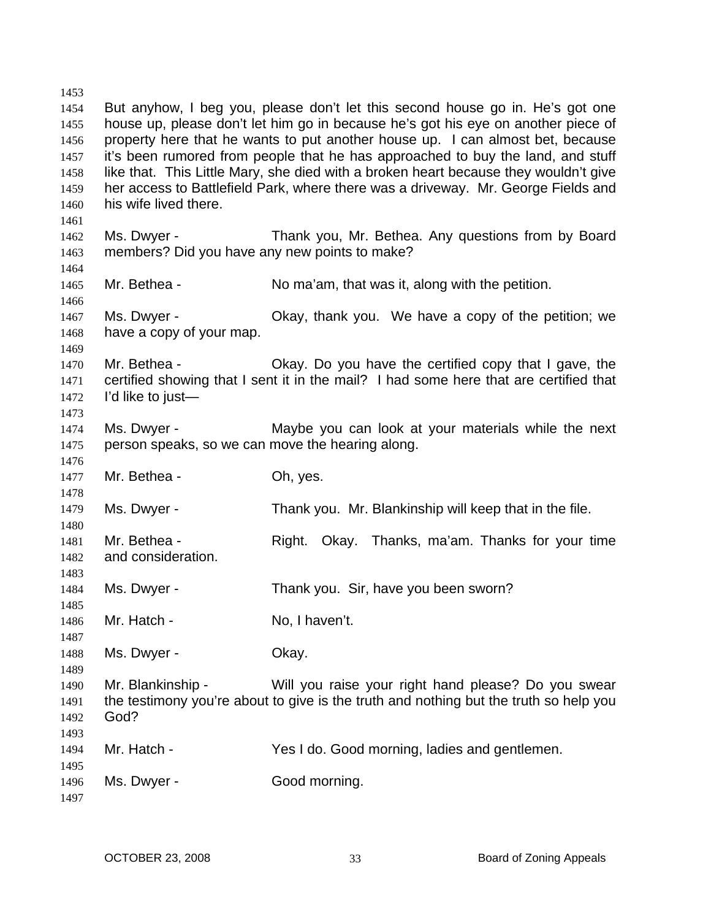But anyhow, I beg you, please don't let this second house go in. He's got one house up, please don't let him go in because he's got his eye on another piece of property here that he wants to put another house up. I can almost bet, because it's been rumored from people that he has approached to buy the land, and stuff like that. This Little Mary, she died with a broken heart because they wouldn't give her access to Battlefield Park, where there was a driveway. Mr. George Fields and his wife lived there.

Ms. Dwyer - Thank you, Mr. Bethea. Any questions from by Board members? Did you have any new points to make?

Mr. Bethea - No ma'am, that was it, along with the petition.

Ms. Dwyer - Okay, thank you. We have a copy of the petition; we have a copy of your map.

Mr. Bethea - Okay. Do you have the certified copy that I gave, the certified showing that I sent it in the mail? I had some here that are certified that I'd like to just—

Ms. Dwyer - Maybe you can look at your materials while the next person speaks, so we can move the hearing along.

Mr. Bethea - Oh, yes.

Ms. Dwyer - Thank you. Mr. Blankinship will keep that in the file.

Mr. Bethea - Right. Okay. Thanks, ma'am. Thanks for your time and consideration.

Ms. Dwyer - Thank you. Sir, have you been sworn?

Mr. Hatch - No, I haven't.

Ms. Dwyer - Okay.

Mr. Blankinship - Will you raise your right hand please? Do you swear the testimony you're about to give is the truth and nothing but the truth so help you God?

Mr. Hatch - Yes I do. Good morning, ladies and gentlemen.

Ms. Dwyer - Good morning.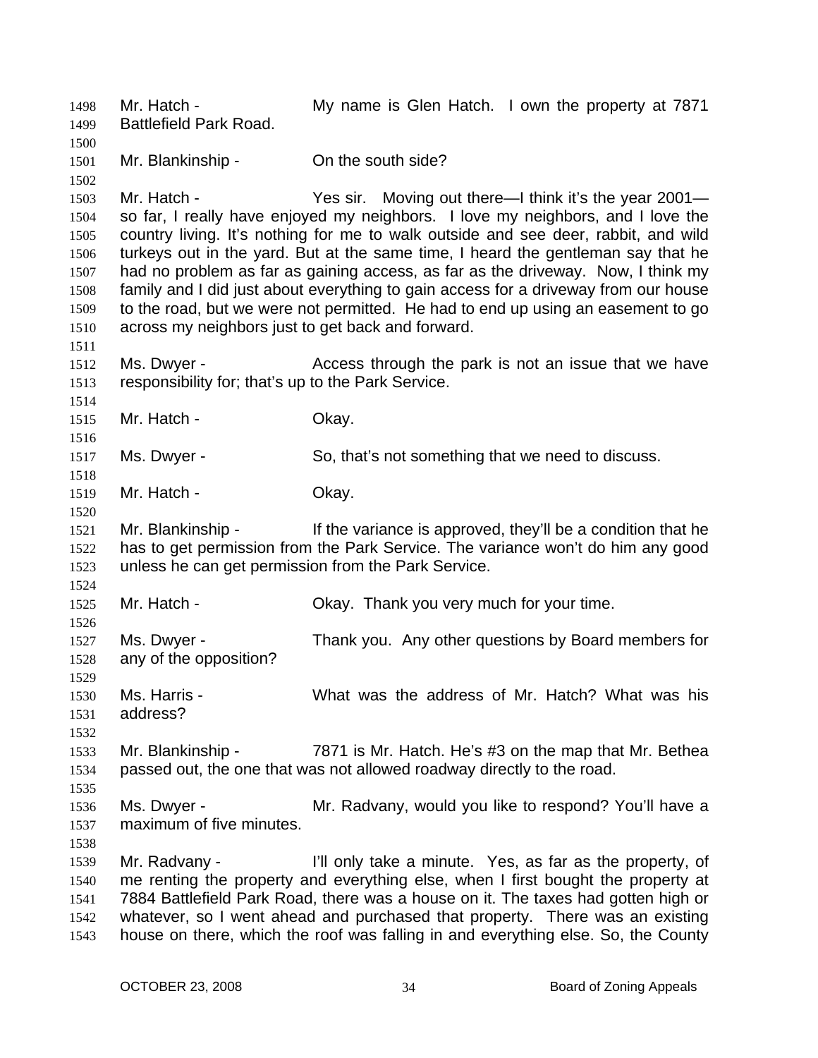Mr. Hatch - My name is Glen Hatch. I own the property at 7871 Battlefield Park Road.

Mr. Blankinship - On the south side?

Mr. Hatch - Yes sir. Moving out there—I think it's the year 2001—so far, I really have enjoyed my neighbors. I love my neighbors, and I love the country living. It's nothing for me to walk outside and see deer, rabbit, and wild turkeys out in the yard. But at the same time, I heard the gentleman say that he had no problem as far as gaining access, as far as the driveway. Now, I think my family and I did just about everything to gain access for a driveway from our house to the road, but we were not permitted. He had to end up using an easement to go across my neighbors just to get back and forward.

Ms. Dwyer - Access through the park is not an issue that we have responsibility for; that's up to the Park Service.

Mr. Hatch - Okay.

Ms. Dwyer - So, that's not something that we need to discuss.

Mr. Hatch - Okay.

Mr. Blankinship - If the variance is approved, they'll be a condition that he has to get permission from the Park Service. The variance won't do him any good unless he can get permission from the Park Service.

Mr. Hatch - Okay. Thank you very much for your time.

Ms. Dwyer - Thank you. Any other questions by Board members for any of the opposition?

Ms. Harris - What was the address of Mr. Hatch? What was his address?

Mr. Blankinship - 7871 is Mr. Hatch. He's #3 on the map that Mr. Bethea passed out, the one that was not allowed roadway directly to the road.

Ms. Dwyer - Mr. Radvany, would you like to respond? You'll have a maximum of five minutes.

Mr. Radvany - I'll only take a minute. Yes, as far as the property, of me renting the property and everything else, when I first bought the property at 7884 Battlefield Park Road, there was a house on it. The taxes had gotten high or whatever, so I went ahead and purchased that property. There was an existing house on there, which the roof was falling in and everything else. So, the County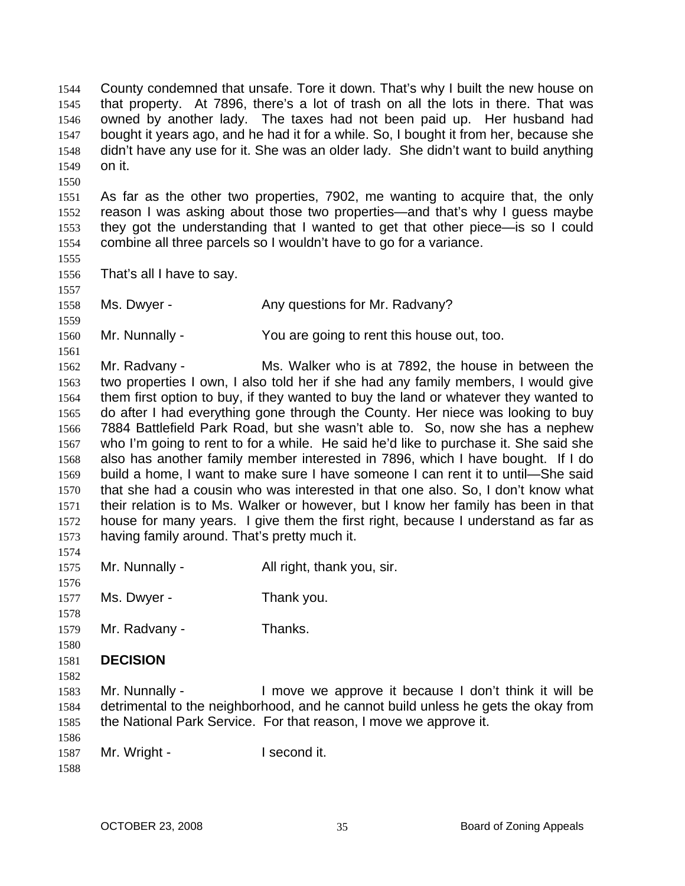County condemned that unsafe. Tore it down. That's why I built the new house on that property. At 7896, there's a lot of trash on all the lots in there. That was owned by another lady. The taxes had not been paid up. Her husband had bought it years ago, and he had it for a while. So, I bought it from her, because she didn't have any use for it. She was an older lady. She didn't want to build anything on it.

As far as the other two properties, 7902, me wanting to acquire that, the only reason I was asking about those two properties—and that's why I guess maybe they got the understanding that I wanted to get that other piece—is so I could combine all three parcels so I wouldn't have to go for a variance.

That's all I have to say.

Ms. Dwyer - Any questions for Mr. Radvany?

Mr. Nunnally - You are going to rent this house out, too.

Mr. Radvany - Ms. Walker who is at 7892, the house in between the two properties I own, I also told her if she had any family members, I would give them first option to buy, if they wanted to buy the land or whatever they wanted to do after I had everything gone through the County. Her niece was looking to buy 7884 Battlefield Park Road, but she wasn't able to. So, now she has a nephew who I'm going to rent to for a while. He said he'd like to purchase it. She said she also has another family member interested in 7896, which I have bought. If I do build a home, I want to make sure I have someone I can rent it to until—She said that she had a cousin who was interested in that one also. So, I don't know what their relation is to Ms. Walker or however, but I know her family has been in that house for many years. I give them the first right, because I understand as far as having family around. That's pretty much it.

Mr. Nunnally - All right, thank you, sir.

Ms. Dwyer - Thank you.

Mr. Radvany - Thanks.

**DECISION**

Mr. Nunnally - I move we approve it because I don't think it will be detrimental to the neighborhood, and he cannot build unless he gets the okay from the National Park Service. For that reason, I move we approve it.

Mr. Wright - I second it.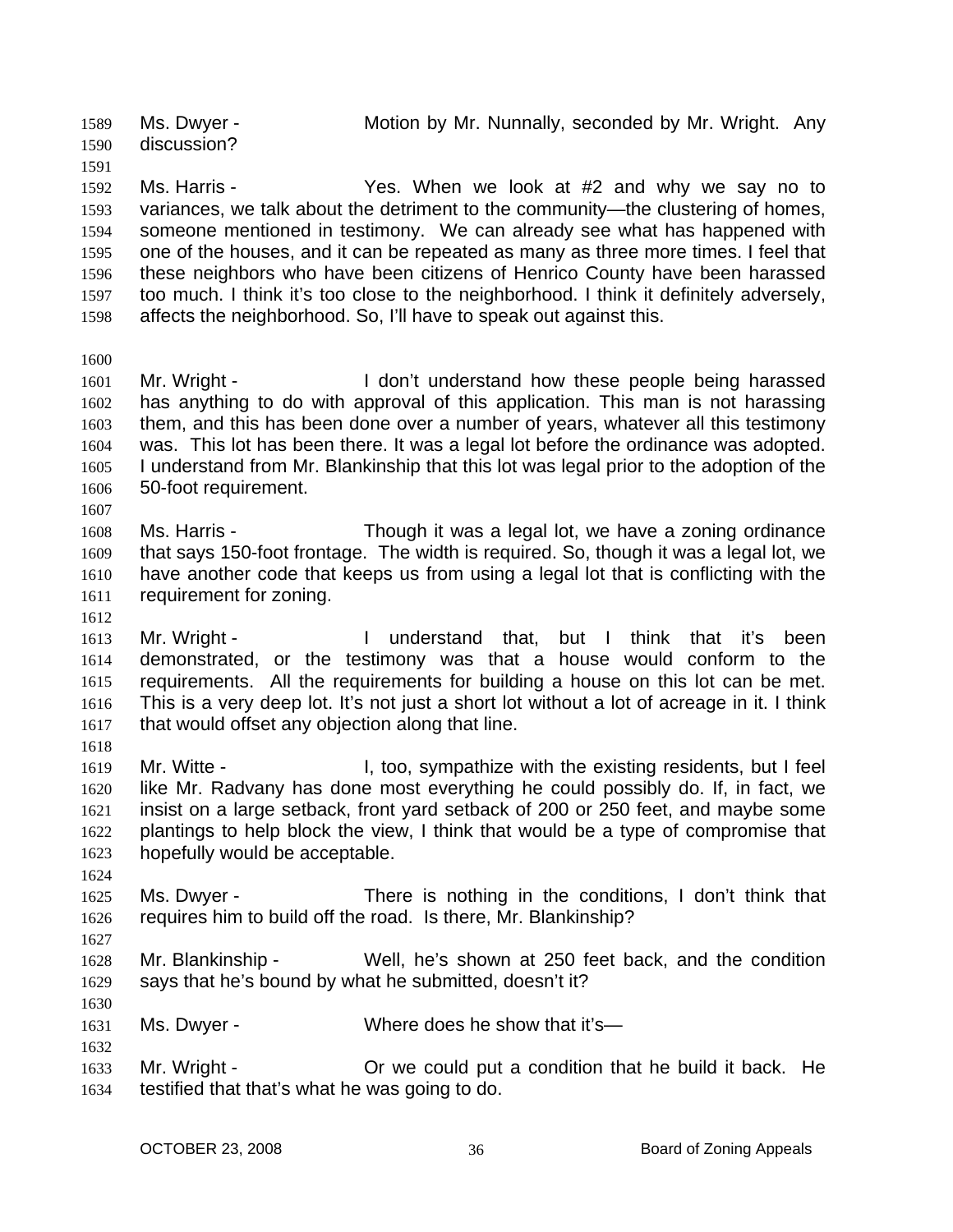Ms. Dwyer - Motion by Mr. Nunnally, seconded by Mr. Wright. Any discussion?

Ms. Harris - Yes. When we look at #2 and why we say no to variances, we talk about the detriment to the community—the clustering of homes, someone mentioned in testimony. We can already see what has happened with one of the houses, and it can be repeated as many as three more times. I feel that these neighbors who have been citizens of Henrico County have been harassed too much. I think it's too close to the neighborhood. I think it definitely adversely, affects the neighborhood. So, I'll have to speak out against this.

Mr. Wright - I don't understand how these people being harassed has anything to do with approval of this application. This man is not harassing them, and this has been done over a number of years, whatever all this testimony was. This lot has been there. It was a legal lot before the ordinance was adopted. I understand from Mr. Blankinship that this lot was legal prior to the adoption of the 50-foot requirement.

Ms. Harris - Though it was a legal lot, we have a zoning ordinance that says 150-foot frontage. The width is required. So, though it was a legal lot, we have another code that keeps us from using a legal lot that is conflicting with the requirement for zoning.

Mr. Wright - I understand that, but I think that it's been demonstrated, or the testimony was that a house would conform to the requirements. All the requirements for building a house on this lot can be met. This is a very deep lot. It's not just a short lot without a lot of acreage in it. I think that would offset any objection along that line.

Mr. Witte - I, too, sympathize with the existing residents, but I feel like Mr. Radvany has done most everything he could possibly do. If, in fact, we insist on a large setback, front yard setback of 200 or 250 feet, and maybe some plantings to help block the view, I think that would be a type of compromise that hopefully would be acceptable.

Ms. Dwyer - There is nothing in the conditions, I don't think that requires him to build off the road. Is there, Mr. Blankinship?

Mr. Blankinship - Well, he's shown at 250 feet back, and the condition says that he's bound by what he submitted, doesn't it?

Ms. Dwyer - Where does he show that it's—

Mr. Wright - Or we could put a condition that he build it back. He testified that that's what he was going to do.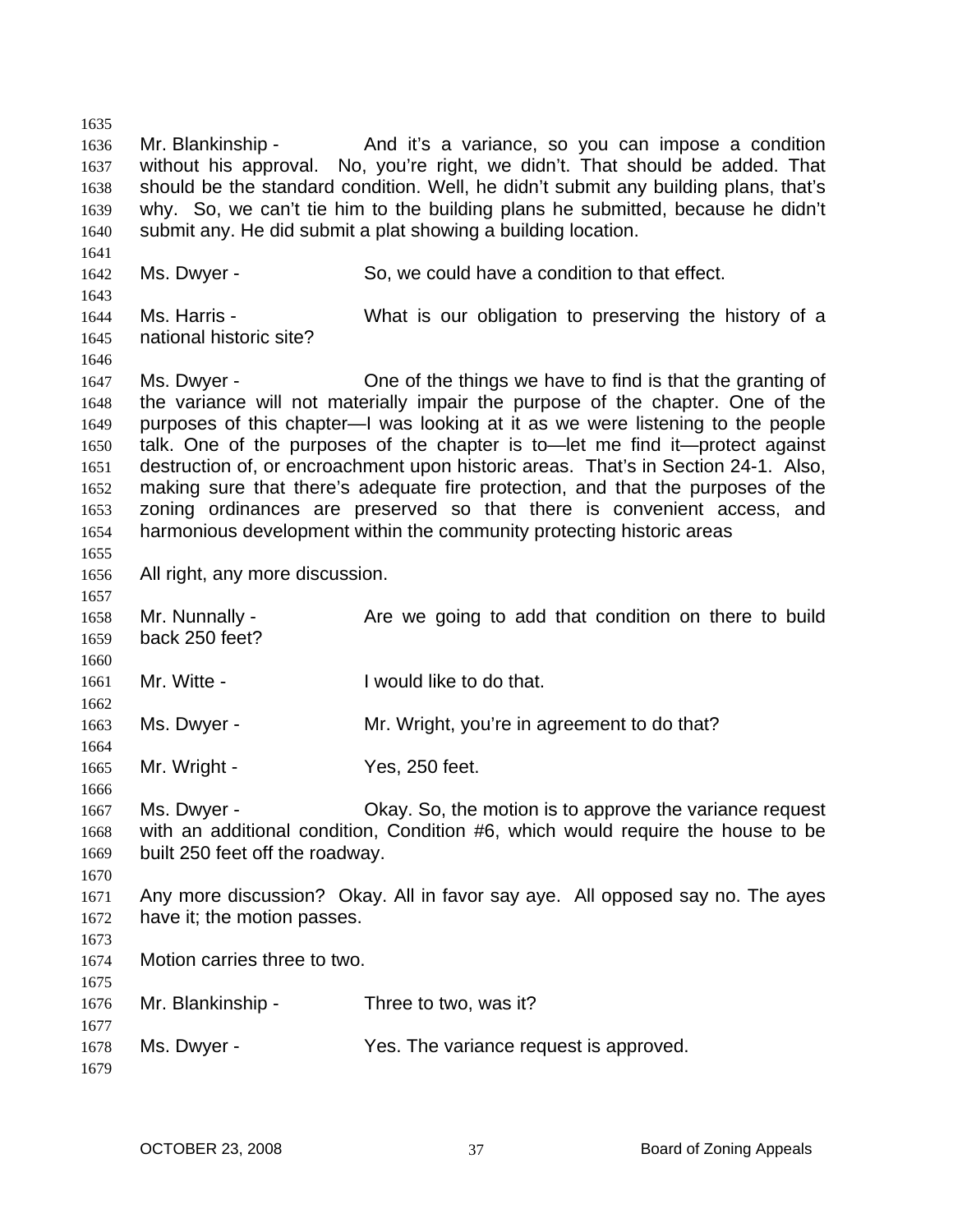Mr. Blankinship - And it's a variance, so you can impose a condition without his approval. No, you're right, we didn't. That should be added. That should be the standard condition. Well, he didn't submit any building plans, that's why. So, we can't tie him to the building plans he submitted, because he didn't submit any. He did submit a plat showing a building location.

Ms. Dwyer - So, we could have a condition to that effect.

Ms. Harris - What is our obligation to preserving the history of a national historic site?

Ms. Dwyer - One of the things we have to find is that the granting of the variance will not materially impair the purpose of the chapter. One of the purposes of this chapter—I was looking at it as we were listening to the people talk. One of the purposes of the chapter is to—let me find it—protect against destruction of, or encroachment upon historic areas. That's in Section 24-1. Also, making sure that there's adequate fire protection, and that the purposes of the zoning ordinances are preserved so that there is convenient access, and harmonious development within the community protecting historic areas

All right, any more discussion.

Mr. Nunnally - Are we going to add that condition on there to build back 250 feet?

Mr. Witte - I would like to do that.

Ms. Dwyer - Mr. Wright, you're in agreement to do that?

Mr. Wright - Yes, 250 feet.

Ms. Dwyer - Okay. So, the motion is to approve the variance request with an additional condition, Condition #6, which would require the house to be built 250 feet off the roadway.

Any more discussion? Okay. All in favor say aye. All opposed say no. The ayes have it; the motion passes.

Motion carries three to two.

Mr. Blankinship - Three to two, was it?

Ms. Dwyer - Yes. The variance request is approved.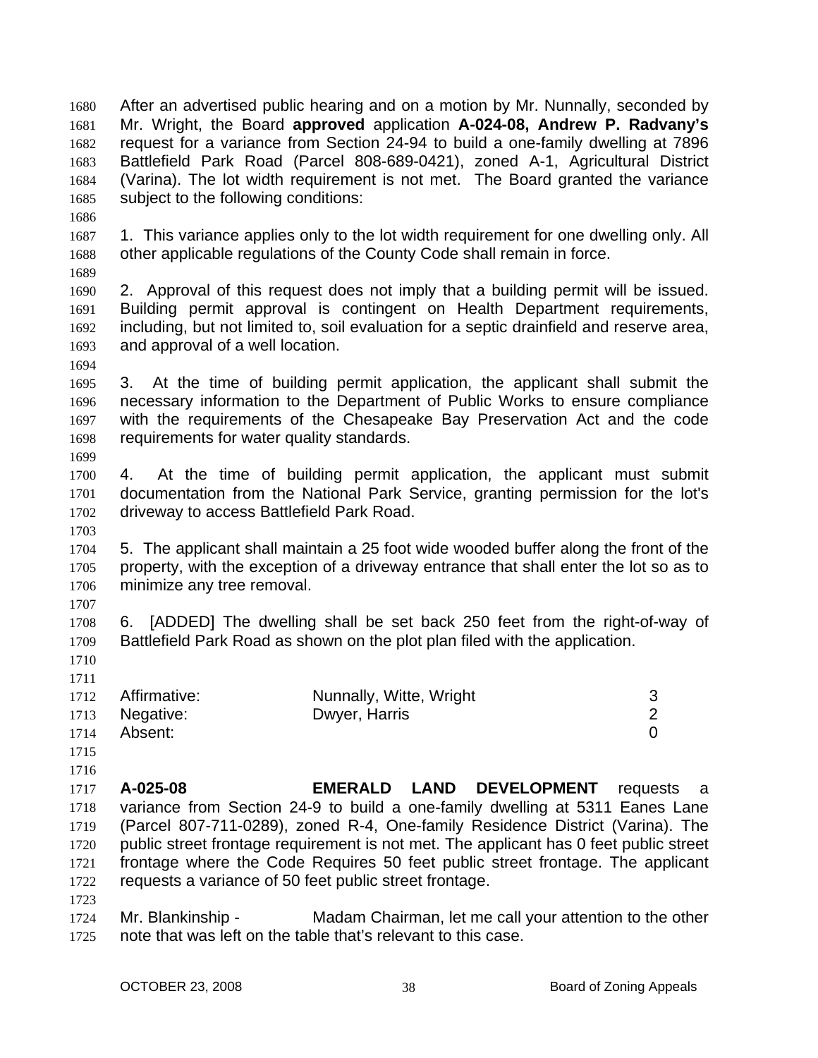After an advertised public hearing and on a motion by Mr. Nunnally, seconded by Mr. Wright, the Board **approved** application **A-024-08, Andrew P. Radvany's** request for a variance from Section 24-94 to build a one-family dwelling at 7896 Battlefield Park Road (Parcel 808-689-0421), zoned A-1, Agricultural District (Varina). The lot width requirement is not met. The Board granted the variance subject to the following conditions:

1. This variance applies only to the lot width requirement for one dwelling only. All other applicable regulations of the County Code shall remain in force.

2. Approval of this request does not imply that a building permit will be issued. Building permit approval is contingent on Health Department requirements, including, but not limited to, soil evaluation for a septic drainfield and reserve area, and approval of a well location.

3. At the time of building permit application, the applicant shall submit the necessary information to the Department of Public Works to ensure compliance with the requirements of the Chesapeake Bay Preservation Act and the code requirements for water quality standards.

4. At the time of building permit application, the applicant must submit documentation from the National Park Service, granting permission for the lot's driveway to access Battlefield Park Road.

5. The applicant shall maintain a 25 foot wide wooded buffer along the front of the property, with the exception of a driveway entrance that shall enter the lot so as to minimize any tree removal.

6. [ADDED] The dwelling shall be set back 250 feet from the right-of-way of Battlefield Park Road as shown on the plot plan filed with the application.

| | | |
|---|---|---|
| Affirmative: | Nunnally, Witte, Wright | 3 |
| Negative: | Dwyer, Harris | 2 |
| Absent: | | 0 |

**A-025-08 EMERALD LAND DEVELOPMENT** requests a variance from Section 24-9 to build a one-family dwelling at 5311 Eanes Lane (Parcel 807-711-0289), zoned R-4, One-family Residence District (Varina). The public street frontage requirement is not met. The applicant has 0 feet public street frontage where the Code Requires 50 feet public street frontage. The applicant requests a variance of 50 feet public street frontage.

Mr. Blankinship - Madam Chairman, let me call your attention to the other note that was left on the table that's relevant to this case.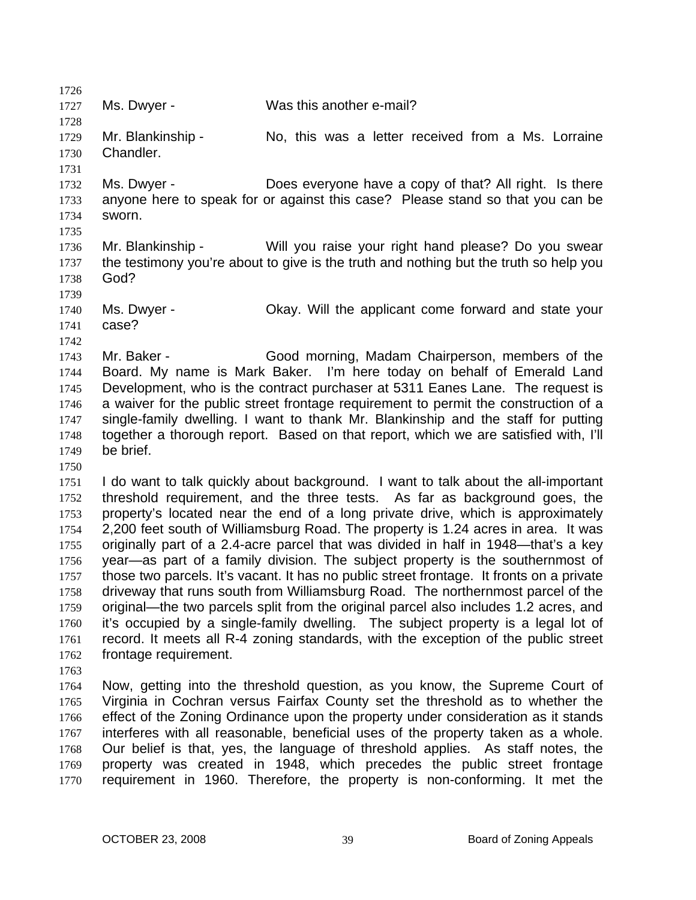Ms. Dwyer - Was this another e-mail?

Mr. Blankinship - No, this was a letter received from a Ms. Lorraine Chandler.

Ms. Dwyer - Does everyone have a copy of that? All right. Is there anyone here to speak for or against this case? Please stand so that you can be sworn.

Mr. Blankinship - Will you raise your right hand please? Do you swear the testimony you're about to give is the truth and nothing but the truth so help you God?

Ms. Dwyer - Okay. Will the applicant come forward and state your case?

Mr. Baker - Good morning, Madam Chairperson, members of the Board. My name is Mark Baker. I'm here today on behalf of Emerald Land Development, who is the contract purchaser at 5311 Eanes Lane. The request is a waiver for the public street frontage requirement to permit the construction of a single-family dwelling. I want to thank Mr. Blankinship and the staff for putting together a thorough report. Based on that report, which we are satisfied with, I'll be brief.

I do want to talk quickly about background. I want to talk about the all-important threshold requirement, and the three tests. As far as background goes, the property's located near the end of a long private drive, which is approximately 2,200 feet south of Williamsburg Road. The property is 1.24 acres in area. It was originally part of a 2.4-acre parcel that was divided in half in 1948—that's a key year—as part of a family division. The subject property is the southernmost of those two parcels. It's vacant. It has no public street frontage. It fronts on a private driveway that runs south from Williamsburg Road. The northernmost parcel of the original—the two parcels split from the original parcel also includes 1.2 acres, and it's occupied by a single-family dwelling. The subject property is a legal lot of record. It meets all R-4 zoning standards, with the exception of the public street frontage requirement.

Now, getting into the threshold question, as you know, the Supreme Court of Virginia in Cochran versus Fairfax County set the threshold as to whether the effect of the Zoning Ordinance upon the property under consideration as it stands interferes with all reasonable, beneficial uses of the property taken as a whole. Our belief is that, yes, the language of threshold applies. As staff notes, the property was created in 1948, which precedes the public street frontage requirement in 1960. Therefore, the property is non-conforming. It met the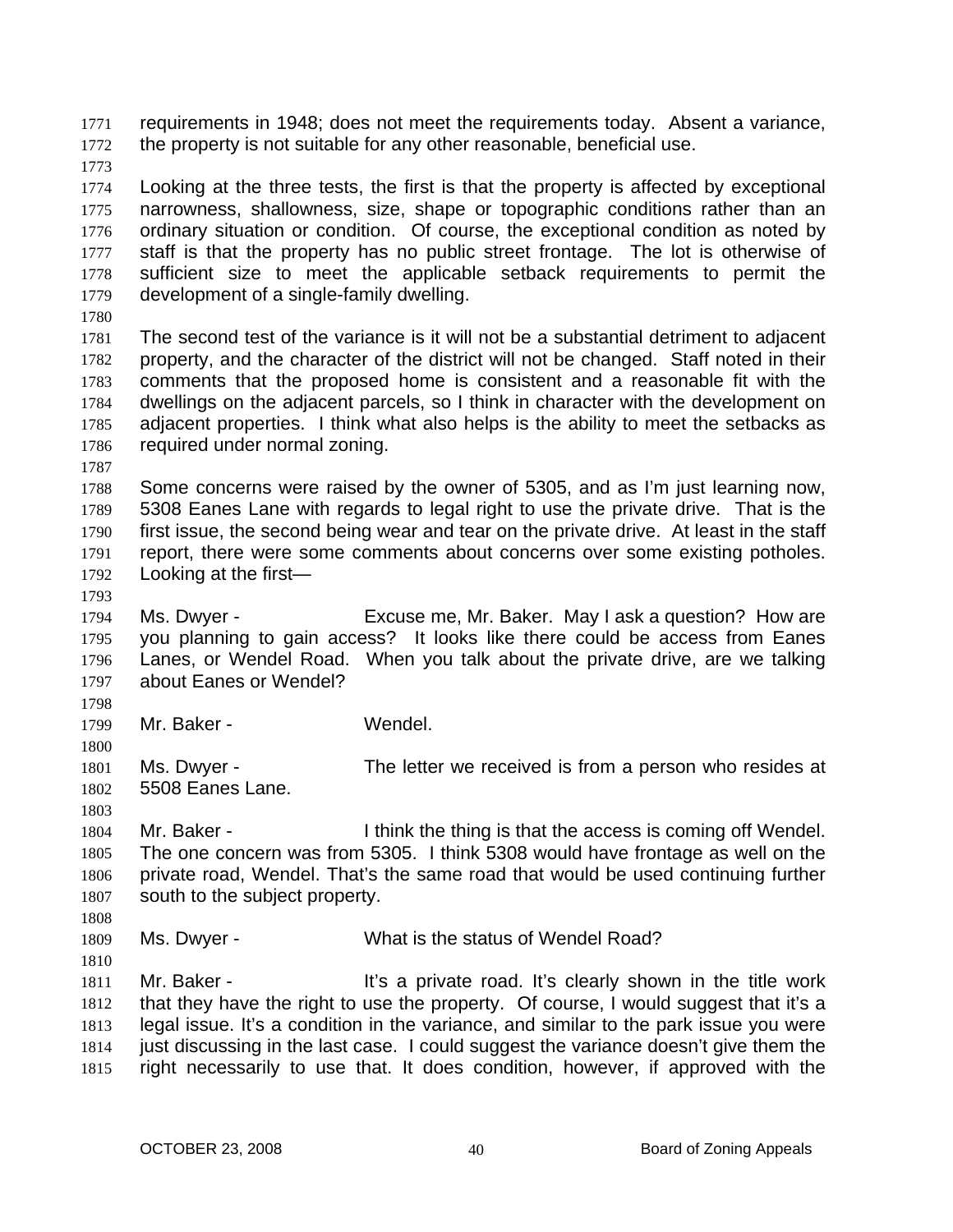requirements in 1948; does not meet the requirements today. Absent a variance, the property is not suitable for any other reasonable, beneficial use.

Looking at the three tests, the first is that the property is affected by exceptional narrowness, shallowness, size, shape or topographic conditions rather than an ordinary situation or condition. Of course, the exceptional condition as noted by staff is that the property has no public street frontage. The lot is otherwise of sufficient size to meet the applicable setback requirements to permit the development of a single-family dwelling.

The second test of the variance is it will not be a substantial detriment to adjacent property, and the character of the district will not be changed. Staff noted in their comments that the proposed home is consistent and a reasonable fit with the dwellings on the adjacent parcels, so I think in character with the development on adjacent properties. I think what also helps is the ability to meet the setbacks as required under normal zoning.

Some concerns were raised by the owner of 5305, and as I'm just learning now, 5308 Eanes Lane with regards to legal right to use the private drive. That is the first issue, the second being wear and tear on the private drive. At least in the staff report, there were some comments about concerns over some existing potholes. Looking at the first—

Ms. Dwyer - Excuse me, Mr. Baker. May I ask a question? How are you planning to gain access? It looks like there could be access from Eanes Lanes, or Wendel Road. When you talk about the private drive, are we talking about Eanes or Wendel?

Mr. Baker - Wendel.

Ms. Dwyer - The letter we received is from a person who resides at 5508 Eanes Lane.

Mr. Baker - I think the thing is that the access is coming off Wendel. The one concern was from 5305. I think 5308 would have frontage as well on the private road, Wendel. That's the same road that would be used continuing further south to the subject property.

Ms. Dwyer - What is the status of Wendel Road?

Mr. Baker - It's a private road. It's clearly shown in the title work that they have the right to use the property. Of course, I would suggest that it's a legal issue. It's a condition in the variance, and similar to the park issue you were just discussing in the last case. I could suggest the variance doesn't give them the right necessarily to use that. It does condition, however, if approved with the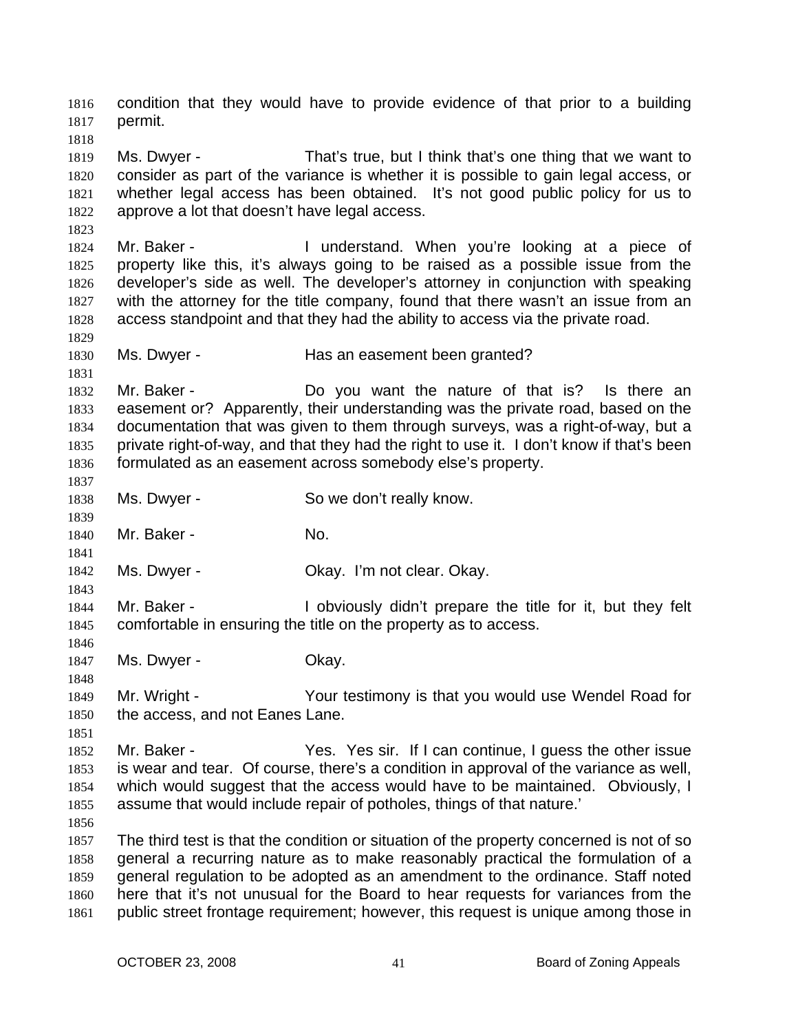condition that they would have to provide evidence of that prior to a building permit.

Ms. Dwyer - That's true, but I think that's one thing that we want to consider as part of the variance is whether it is possible to gain legal access, or whether legal access has been obtained. It's not good public policy for us to approve a lot that doesn't have legal access.

Mr. Baker - I understand. When you're looking at a piece of property like this, it's always going to be raised as a possible issue from the developer's side as well. The developer's attorney in conjunction with speaking with the attorney for the title company, found that there wasn't an issue from an access standpoint and that they had the ability to access via the private road.

Ms. Dwyer - Has an easement been granted?

Mr. Baker - Do you want the nature of that is? Is there an easement or? Apparently, their understanding was the private road, based on the documentation that was given to them through surveys, was a right-of-way, but a private right-of-way, and that they had the right to use it. I don't know if that's been formulated as an easement across somebody else's property.

Ms. Dwyer - So we don't really know.

Mr. Baker - No.

Ms. Dwyer - Okay. I'm not clear. Okay.

Mr. Baker - I obviously didn't prepare the title for it, but they felt comfortable in ensuring the title on the property as to access.

Ms. Dwyer - Okay.

Mr. Wright - Your testimony is that you would use Wendel Road for the access, and not Eanes Lane.

Mr. Baker - Yes. Yes sir. If I can continue, I guess the other issue is wear and tear. Of course, there's a condition in approval of the variance as well, which would suggest that the access would have to be maintained. Obviously, I assume that would include repair of potholes, things of that nature.'

The third test is that the condition or situation of the property concerned is not of so general a recurring nature as to make reasonably practical the formulation of a general regulation to be adopted as an amendment to the ordinance. Staff noted here that it's not unusual for the Board to hear requests for variances from the public street frontage requirement; however, this request is unique among those in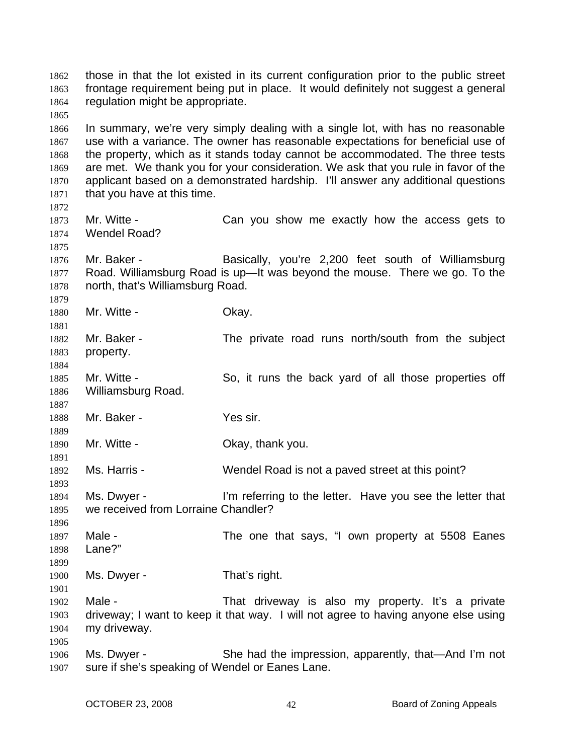those in that the lot existed in its current configuration prior to the public street frontage requirement being put in place. It would definitely not suggest a general regulation might be appropriate.

In summary, we're very simply dealing with a single lot, with has no reasonable use with a variance. The owner has reasonable expectations for beneficial use of the property, which as it stands today cannot be accommodated. The three tests are met. We thank you for your consideration. We ask that you rule in favor of the applicant based on a demonstrated hardship. I'll answer any additional questions that you have at this time.

Mr. Witte - Can you show me exactly how the access gets to Wendel Road?

Mr. Baker - Basically, you're 2,200 feet south of Williamsburg Road. Williamsburg Road is up—It was beyond the mouse. There we go. To the north, that's Williamsburg Road.

Mr. Witte - Okay.

Mr. Baker - The private road runs north/south from the subject property.

Mr. Witte - So, it runs the back yard of all those properties off Williamsburg Road.

Mr. Baker - Yes sir.

Mr. Witte - Okay, thank you.

Ms. Harris - Wendel Road is not a paved street at this point?

Ms. Dwyer - I'm referring to the letter. Have you see the letter that we received from Lorraine Chandler?

Male - The one that says, "I own property at 5508 Eanes Lane?"

Ms. Dwyer - That's right.

Male - That driveway is also my property. It's a private driveway; I want to keep it that way. I will not agree to having anyone else using my driveway.

Ms. Dwyer - She had the impression, apparently, that—And I'm not sure if she's speaking of Wendel or Eanes Lane.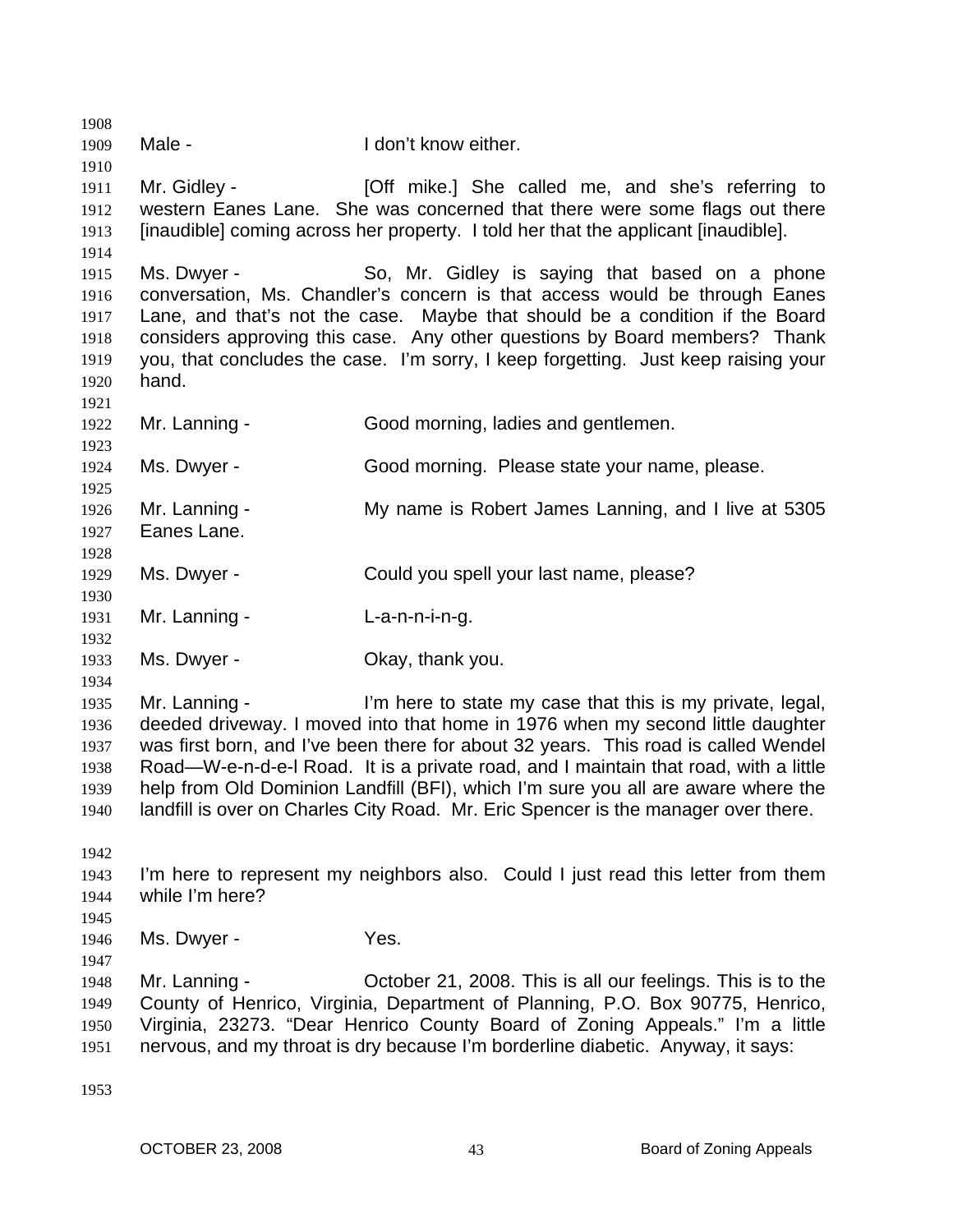Male - I don't know either.

Mr. Gidley - [Off mike.] She called me, and she's referring to western Eanes Lane. She was concerned that there were some flags out there [inaudible] coming across her property. I told her that the applicant [inaudible].

Ms. Dwyer - So, Mr. Gidley is saying that based on a phone conversation, Ms. Chandler's concern is that access would be through Eanes Lane, and that's not the case. Maybe that should be a condition if the Board considers approving this case. Any other questions by Board members? Thank you, that concludes the case. I'm sorry, I keep forgetting. Just keep raising your hand.

Mr. Lanning - Good morning, ladies and gentlemen.

Ms. Dwyer - Good morning. Please state your name, please.

Mr. Lanning - My name is Robert James Lanning, and I live at 5305 Eanes Lane.

Ms. Dwyer - Could you spell your last name, please?

Mr. Lanning - L-a-n-n-i-n-g.

Ms. Dwyer - Okay, thank you.

Mr. Lanning - I'm here to state my case that this is my private, legal, deeded driveway. I moved into that home in 1976 when my second little daughter was first born, and I've been there for about 32 years. This road is called Wendel Road—W-e-n-d-e-l Road. It is a private road, and I maintain that road, with a little help from Old Dominion Landfill (BFI), which I'm sure you all are aware where the landfill is over on Charles City Road. Mr. Eric Spencer is the manager over there.

I'm here to represent my neighbors also. Could I just read this letter from them while I'm here?

Ms. Dwyer - Yes.

Mr. Lanning - October 21, 2008. This is all our feelings. This is to the County of Henrico, Virginia, Department of Planning, P.O. Box 90775, Henrico, Virginia, 23273. "Dear Henrico County Board of Zoning Appeals." I'm a little nervous, and my throat is dry because I'm borderline diabetic. Anyway, it says: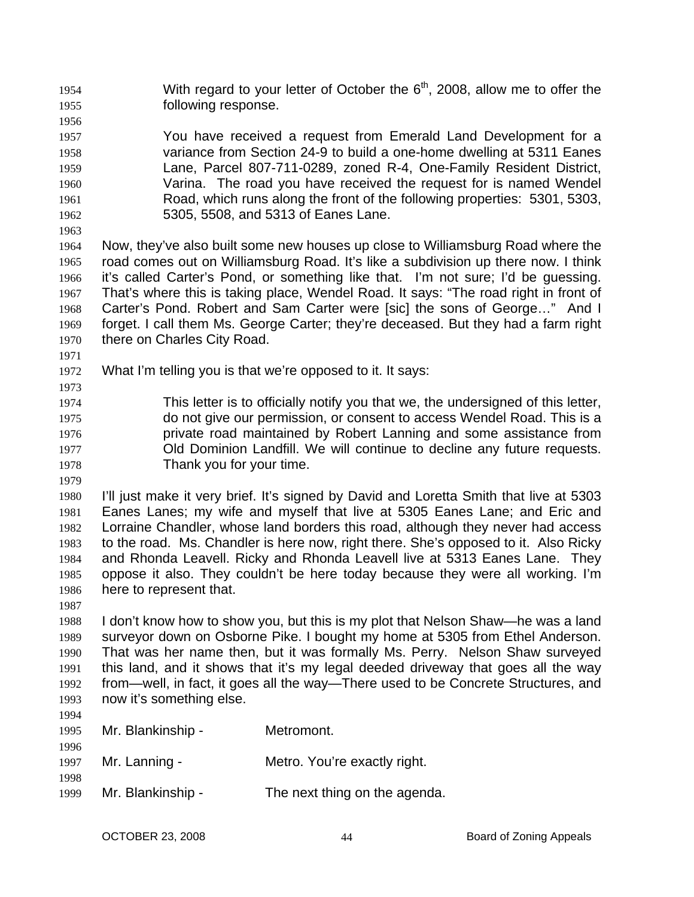> With regard to your letter of October the 6th, 2008, allow me to offer the following response.
>
> You have received a request from Emerald Land Development for a variance from Section 24-9 to build a one-home dwelling at 5311 Eanes Lane, Parcel 807-711-0289, zoned R-4, One-Family Resident District, Varina. The road you have received the request for is named Wendel Road, which runs along the front of the following properties: 5301, 5303, 5305, 5508, and 5313 of Eanes Lane.

Now, they've also built some new houses up close to Williamsburg Road where the road comes out on Williamsburg Road. It's like a subdivision up there now. I think it's called Carter's Pond, or something like that. I'm not sure; I'd be guessing. That's where this is taking place, Wendel Road. It says: "The road right in front of Carter's Pond. Robert and Sam Carter were [sic] the sons of George…" And I forget. I call them Ms. George Carter; they're deceased. But they had a farm right there on Charles City Road.

What I'm telling you is that we're opposed to it. It says:

> This letter is to officially notify you that we, the undersigned of this letter, do not give our permission, or consent to access Wendel Road. This is a private road maintained by Robert Lanning and some assistance from Old Dominion Landfill. We will continue to decline any future requests. Thank you for your time.

I'll just make it very brief. It's signed by David and Loretta Smith that live at 5303 Eanes Lanes; my wife and myself that live at 5305 Eanes Lane; and Eric and Lorraine Chandler, whose land borders this road, although they never had access to the road. Ms. Chandler is here now, right there. She's opposed to it. Also Ricky and Rhonda Leavell. Ricky and Rhonda Leavell live at 5313 Eanes Lane. They oppose it also. They couldn't be here today because they were all working. I'm here to represent that.

I don't know how to show you, but this is my plot that Nelson Shaw—he was a land surveyor down on Osborne Pike. I bought my home at 5305 from Ethel Anderson. That was her name then, but it was formally Ms. Perry. Nelson Shaw surveyed this land, and it shows that it's my legal deeded driveway that goes all the way from—well, in fact, it goes all the way—There used to be Concrete Structures, and now it's something else.

Mr. Blankinship - Metromont.

Mr. Lanning - Metro. You're exactly right.

Mr. Blankinship - The next thing on the agenda.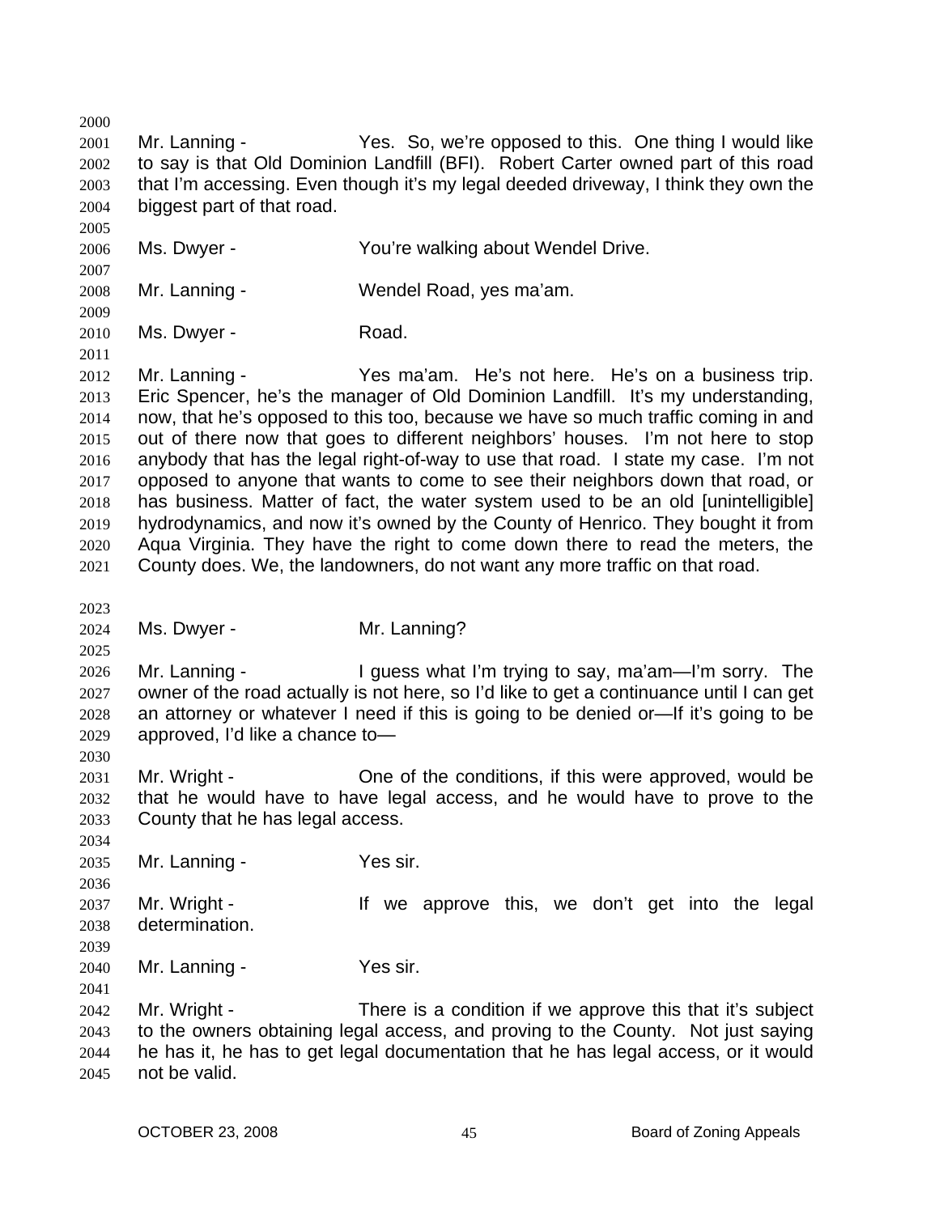Mr. Lanning - Yes. So, we're opposed to this. One thing I would like to say is that Old Dominion Landfill (BFI). Robert Carter owned part of this road that I'm accessing. Even though it's my legal deeded driveway, I think they own the biggest part of that road.

Ms. Dwyer - You're walking about Wendel Drive.

Mr. Lanning - Wendel Road, yes ma'am.

Ms. Dwyer - Road.

Mr. Lanning - Yes ma'am. He's not here. He's on a business trip. Eric Spencer, he's the manager of Old Dominion Landfill. It's my understanding, now, that he's opposed to this too, because we have so much traffic coming in and out of there now that goes to different neighbors' houses. I'm not here to stop anybody that has the legal right-of-way to use that road. I state my case. I'm not opposed to anyone that wants to come to see their neighbors down that road, or has business. Matter of fact, the water system used to be an old [unintelligible] hydrodynamics, and now it's owned by the County of Henrico. They bought it from Aqua Virginia. They have the right to come down there to read the meters, the County does. We, the landowners, do not want any more traffic on that road.

Ms. Dwyer - Mr. Lanning?

Mr. Lanning - I guess what I'm trying to say, ma'am—I'm sorry. The owner of the road actually is not here, so I'd like to get a continuance until I can get an attorney or whatever I need if this is going to be denied or—If it's going to be approved, I'd like a chance to—

Mr. Wright - One of the conditions, if this were approved, would be that he would have to have legal access, and he would have to prove to the County that he has legal access.

Mr. Lanning - Yes sir.

Mr. Wright - If we approve this, we don't get into the legal determination.

Mr. Lanning - Yes sir.

Mr. Wright - There is a condition if we approve this that it's subject to the owners obtaining legal access, and proving to the County. Not just saying he has it, he has to get legal documentation that he has legal access, or it would not be valid.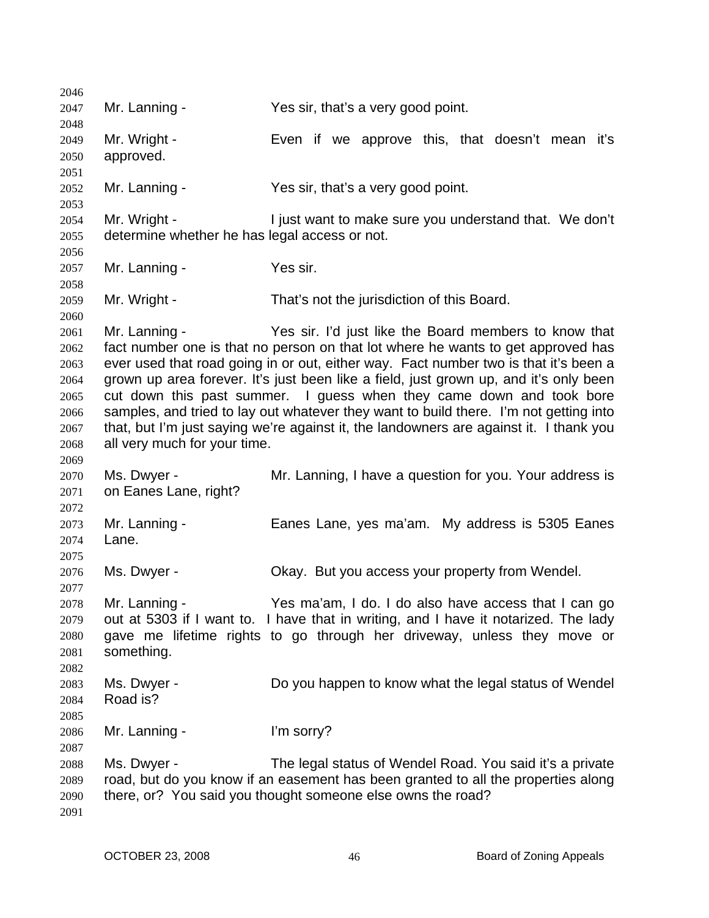Mr. Lanning - Yes sir, that's a very good point.

Mr. Wright - Even if we approve this, that doesn't mean it's approved.

Mr. Lanning - Yes sir, that's a very good point.

Mr. Wright - I just want to make sure you understand that. We don't determine whether he has legal access or not.

Mr. Lanning - Yes sir.

Mr. Wright - That's not the jurisdiction of this Board.

Mr. Lanning - Yes sir. I'd just like the Board members to know that fact number one is that no person on that lot where he wants to get approved has ever used that road going in or out, either way. Fact number two is that it's been a grown up area forever. It's just been like a field, just grown up, and it's only been cut down this past summer. I guess when they came down and took bore samples, and tried to lay out whatever they want to build there. I'm not getting into that, but I'm just saying we're against it, the landowners are against it. I thank you all very much for your time.

Ms. Dwyer - Mr. Lanning, I have a question for you. Your address is on Eanes Lane, right?

Mr. Lanning - Eanes Lane, yes ma'am. My address is 5305 Eanes Lane.

Ms. Dwyer - Okay. But you access your property from Wendel.

Mr. Lanning - Yes ma'am, I do. I do also have access that I can go out at 5303 if I want to. I have that in writing, and I have it notarized. The lady gave me lifetime rights to go through her driveway, unless they move or something.

Ms. Dwyer - Do you happen to know what the legal status of Wendel Road is?

Mr. Lanning - I'm sorry?

Ms. Dwyer - The legal status of Wendel Road. You said it's a private road, but do you know if an easement has been granted to all the properties along there, or? You said you thought someone else owns the road?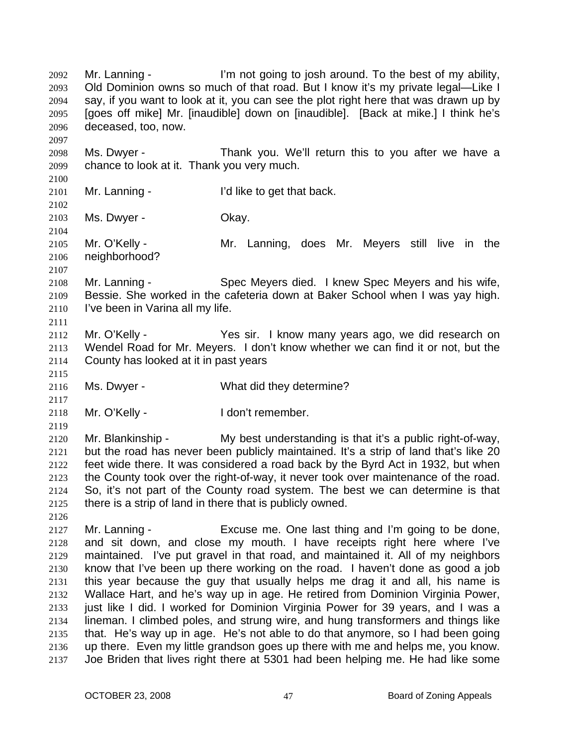Mr. Lanning - I'm not going to josh around. To the best of my ability, Old Dominion owns so much of that road. But I know it's my private legal—Like I say, if you want to look at it, you can see the plot right here that was drawn up by [goes off mike] Mr. [inaudible] down on [inaudible]. [Back at mike.] I think he's deceased, too, now.

Ms. Dwyer - Thank you. We'll return this to you after we have a chance to look at it. Thank you very much.

Mr. Lanning - I'd like to get that back.

Ms. Dwyer - Okay.

Mr. O'Kelly - Mr. Lanning, does Mr. Meyers still live in the neighborhood?

Mr. Lanning - Spec Meyers died. I knew Spec Meyers and his wife, Bessie. She worked in the cafeteria down at Baker School when I was yay high. I've been in Varina all my life.

Mr. O'Kelly - Yes sir. I know many years ago, we did research on Wendel Road for Mr. Meyers. I don't know whether we can find it or not, but the County has looked at it in past years

Ms. Dwyer - What did they determine?

Mr. O'Kelly - I don't remember.

Mr. Blankinship - My best understanding is that it's a public right-of-way, but the road has never been publicly maintained. It's a strip of land that's like 20 feet wide there. It was considered a road back by the Byrd Act in 1932, but when the County took over the right-of-way, it never took over maintenance of the road. So, it's not part of the County road system. The best we can determine is that there is a strip of land in there that is publicly owned.

Mr. Lanning - Excuse me. One last thing and I'm going to be done, and sit down, and close my mouth. I have receipts right here where I've maintained. I've put gravel in that road, and maintained it. All of my neighbors know that I've been up there working on the road. I haven't done as good a job this year because the guy that usually helps me drag it and all, his name is Wallace Hart, and he's way up in age. He retired from Dominion Virginia Power, just like I did. I worked for Dominion Virginia Power for 39 years, and I was a lineman. I climbed poles, and strung wire, and hung transformers and things like that. He's way up in age. He's not able to do that anymore, so I had been going up there. Even my little grandson goes up there with me and helps me, you know. Joe Briden that lives right there at 5301 had been helping me. He had like some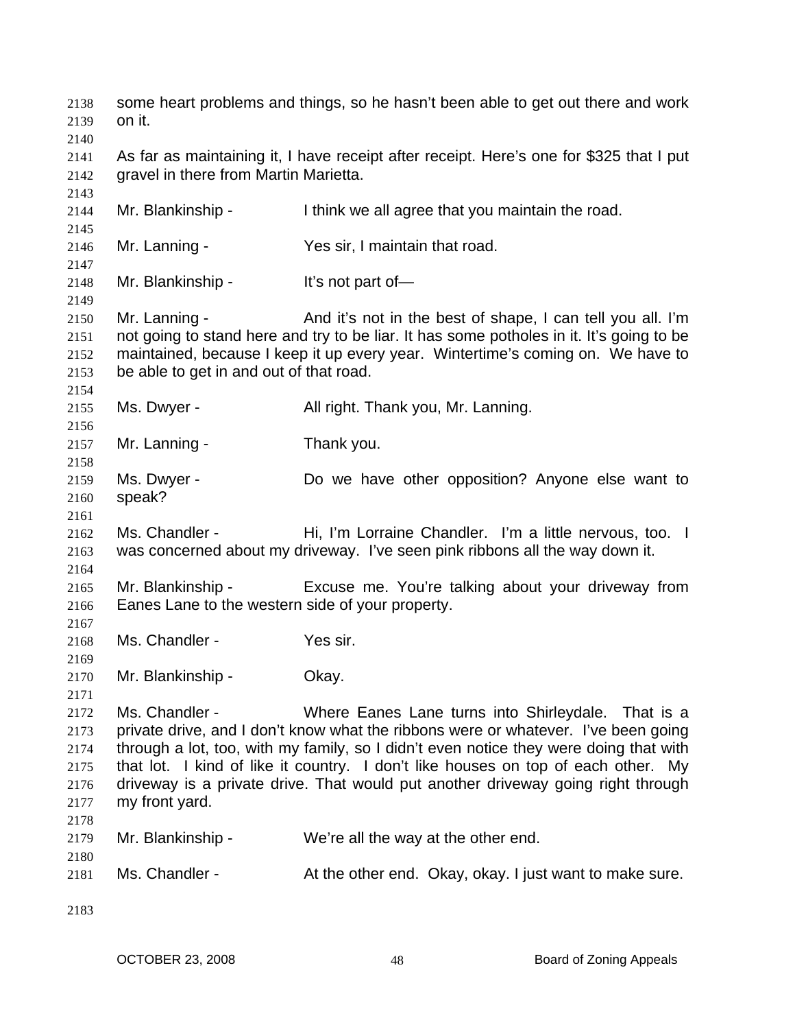some heart problems and things, so he hasn't been able to get out there and work on it.

As far as maintaining it, I have receipt after receipt. Here's one for $325 that I put gravel in there from Martin Marietta.

Mr. Blankinship - I think we all agree that you maintain the road.

Mr. Lanning - Yes sir, I maintain that road.

Mr. Blankinship - It's not part of—

Mr. Lanning - And it's not in the best of shape, I can tell you all. I'm not going to stand here and try to be liar. It has some potholes in it. It's going to be maintained, because I keep it up every year. Wintertime's coming on. We have to be able to get in and out of that road.

Ms. Dwyer - All right. Thank you, Mr. Lanning.

Mr. Lanning - Thank you.

Ms. Dwyer - Do we have other opposition? Anyone else want to speak?

Ms. Chandler - Hi, I'm Lorraine Chandler. I'm a little nervous, too. I was concerned about my driveway. I've seen pink ribbons all the way down it.

Mr. Blankinship - Excuse me. You're talking about your driveway from Eanes Lane to the western side of your property.

Ms. Chandler - Yes sir.

Mr. Blankinship - Okay.

Ms. Chandler - Where Eanes Lane turns into Shirleydale. That is a private drive, and I don't know what the ribbons were or whatever. I've been going through a lot, too, with my family, so I didn't even notice they were doing that with that lot. I kind of like it country. I don't like houses on top of each other. My driveway is a private drive. That would put another driveway going right through my front yard.

Mr. Blankinship - We're all the way at the other end.

Ms. Chandler - At the other end. Okay, okay. I just want to make sure.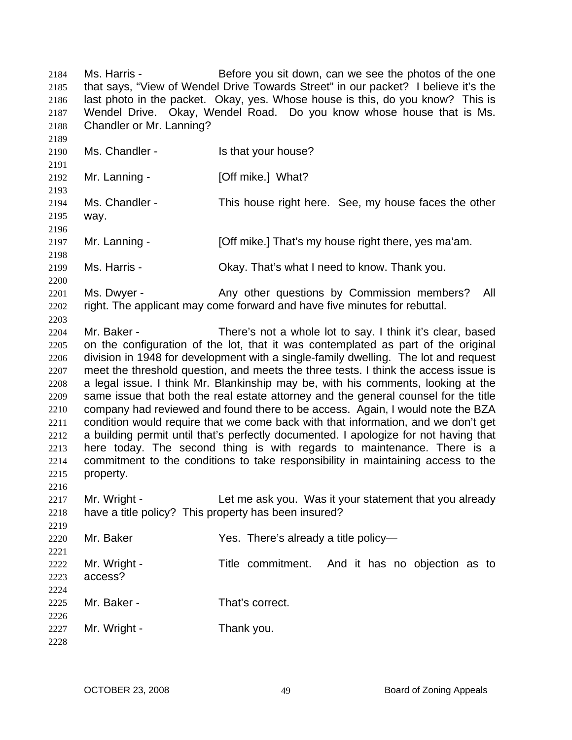Ms. Harris - Before you sit down, can we see the photos of the one that says, "View of Wendel Drive Towards Street" in our packet? I believe it's the last photo in the packet. Okay, yes. Whose house is this, do you know? This is Wendel Drive. Okay, Wendel Road. Do you know whose house that is Ms. Chandler or Mr. Lanning?

Ms. Chandler - Is that your house?

Mr. Lanning - [Off mike.] What?

Ms. Chandler - This house right here. See, my house faces the other way.

Mr. Lanning - [Off mike.] That's my house right there, yes ma'am.

Ms. Harris - Okay. That's what I need to know. Thank you.

Ms. Dwyer - Any other questions by Commission members? All right. The applicant may come forward and have five minutes for rebuttal.

Mr. Baker - There's not a whole lot to say. I think it's clear, based on the configuration of the lot, that it was contemplated as part of the original division in 1948 for development with a single-family dwelling. The lot and request meet the threshold question, and meets the three tests. I think the access issue is a legal issue. I think Mr. Blankinship may be, with his comments, looking at the same issue that both the real estate attorney and the general counsel for the title company had reviewed and found there to be access. Again, I would note the BZA condition would require that we come back with that information, and we don't get a building permit until that's perfectly documented. I apologize for not having that here today. The second thing is with regards to maintenance. There is a commitment to the conditions to take responsibility in maintaining access to the property.

Mr. Wright - Let me ask you. Was it your statement that you already have a title policy? This property has been insured?

Mr. Baker Yes. There's already a title policy—

Mr. Wright - Title commitment. And it has no objection as to access?

Mr. Baker - That's correct.

Mr. Wright - Thank you.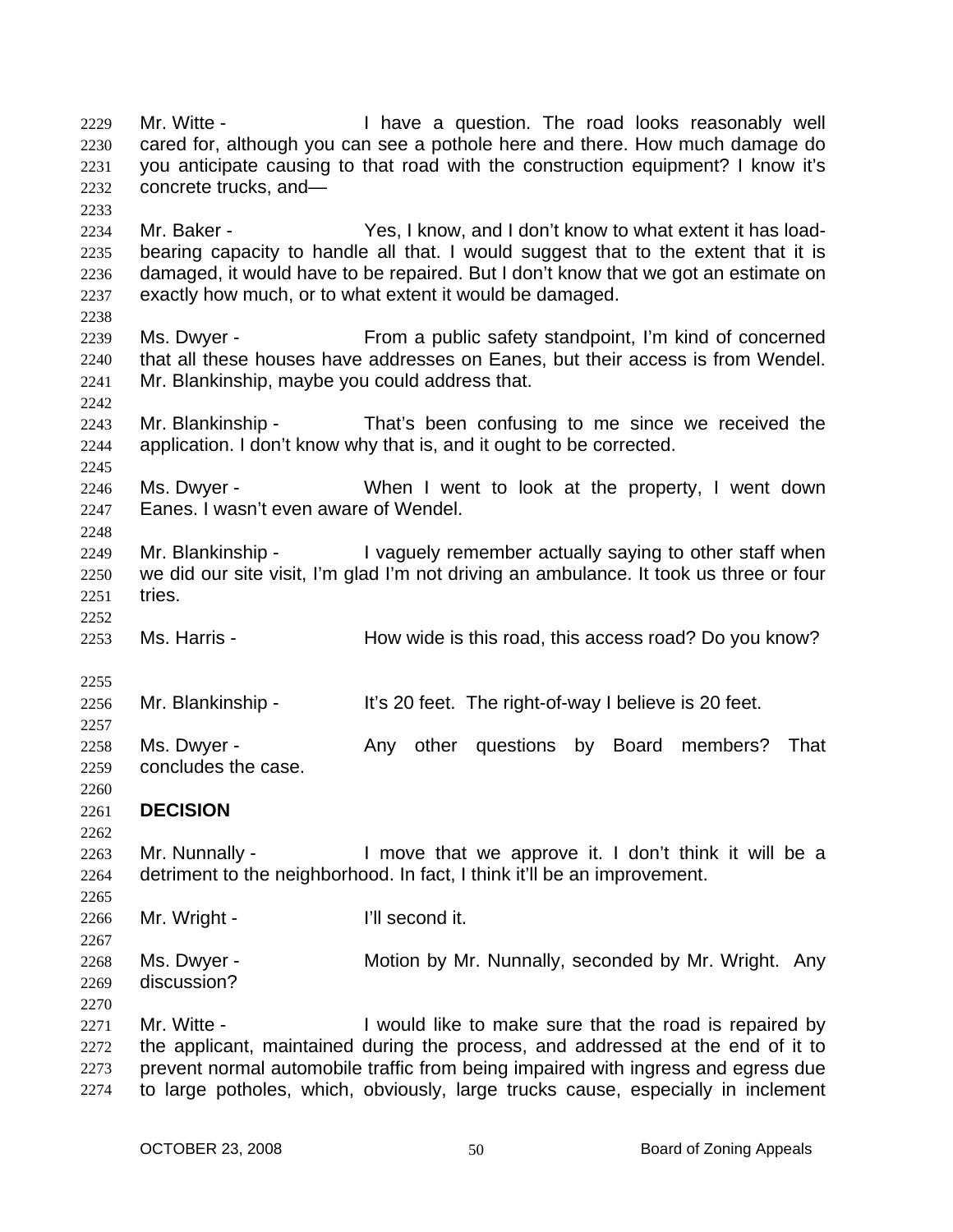2229 Mr. Witte - I have a question. The road looks reasonably well
2230 cared for, although you can see a pothole here and there. How much damage do
2231 you anticipate causing to that road with the construction equipment? I know it's
2232 concrete trucks, and—
2233
2234 Mr. Baker - Yes, I know, and I don't know to what extent it has load-
2235 bearing capacity to handle all that. I would suggest that to the extent that it is
2236 damaged, it would have to be repaired. But I don't know that we got an estimate on
2237 exactly how much, or to what extent it would be damaged.
2238
2239 Ms. Dwyer - From a public safety standpoint, I'm kind of concerned
2240 that all these houses have addresses on Eanes, but their access is from Wendel.
2241 Mr. Blankinship, maybe you could address that.
2242
2243 Mr. Blankinship - That's been confusing to me since we received the
2244 application. I don't know why that is, and it ought to be corrected.
2245
2246 Ms. Dwyer - When I went to look at the property, I went down
2247 Eanes. I wasn't even aware of Wendel.
2248
2249 Mr. Blankinship - I vaguely remember actually saying to other staff when
2250 we did our site visit, I'm glad I'm not driving an ambulance. It took us three or four
2251 tries.
2252
2253 Ms. Harris - How wide is this road, this access road? Do you know?
2255
2256 Mr. Blankinship - It's 20 feet. The right-of-way I believe is 20 feet.
2257
2258 Ms. Dwyer - Any other questions by Board members? That
2259 concludes the case.
2260
2261 **DECISION**
2262
2263 Mr. Nunnally - I move that we approve it. I don't think it will be a
2264 detriment to the neighborhood. In fact, I think it'll be an improvement.
2265
2266 Mr. Wright - I'll second it.
2267
2268 Ms. Dwyer - Motion by Mr. Nunnally, seconded by Mr. Wright. Any
2269 discussion?
2270
2271 Mr. Witte - I would like to make sure that the road is repaired by
2272 the applicant, maintained during the process, and addressed at the end of it to
2273 prevent normal automobile traffic from being impaired with ingress and egress due
2274 to large potholes, which, obviously, large trucks cause, especially in inclement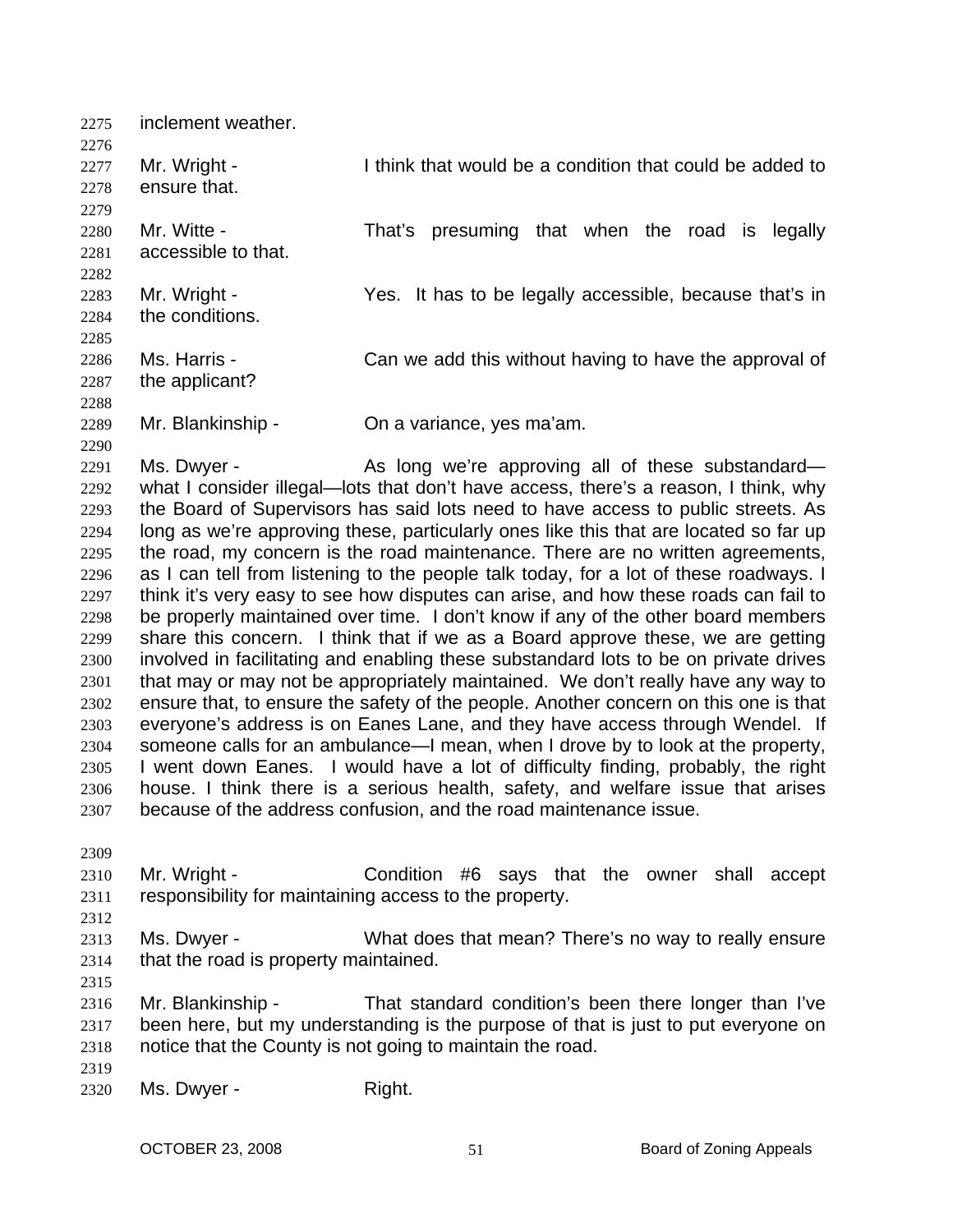inclement weather.

Mr. Wright - I think that would be a condition that could be added to ensure that.

Mr. Witte - That's presuming that when the road is legally accessible to that.

Mr. Wright - Yes. It has to be legally accessible, because that's in the conditions.

Ms. Harris - Can we add this without having to have the approval of the applicant?

Mr. Blankinship - On a variance, yes ma'am.

Ms. Dwyer - As long we're approving all of these substandard—what I consider illegal—lots that don't have access, there's a reason, I think, why the Board of Supervisors has said lots need to have access to public streets. As long as we're approving these, particularly ones like this that are located so far up the road, my concern is the road maintenance. There are no written agreements, as I can tell from listening to the people talk today, for a lot of these roadways. I think it's very easy to see how disputes can arise, and how these roads can fail to be properly maintained over time. I don't know if any of the other board members share this concern. I think that if we as a Board approve these, we are getting involved in facilitating and enabling these substandard lots to be on private drives that may or may not be appropriately maintained. We don't really have any way to ensure that, to ensure the safety of the people. Another concern on this one is that everyone's address is on Eanes Lane, and they have access through Wendel. If someone calls for an ambulance—I mean, when I drove by to look at the property, I went down Eanes. I would have a lot of difficulty finding, probably, the right house. I think there is a serious health, safety, and welfare issue that arises because of the address confusion, and the road maintenance issue.

Mr. Wright - Condition #6 says that the owner shall accept responsibility for maintaining access to the property.

Ms. Dwyer - What does that mean? There's no way to really ensure that the road is property maintained.

Mr. Blankinship - That standard condition's been there longer than I've been here, but my understanding is the purpose of that is just to put everyone on notice that the County is not going to maintain the road.

Ms. Dwyer - Right.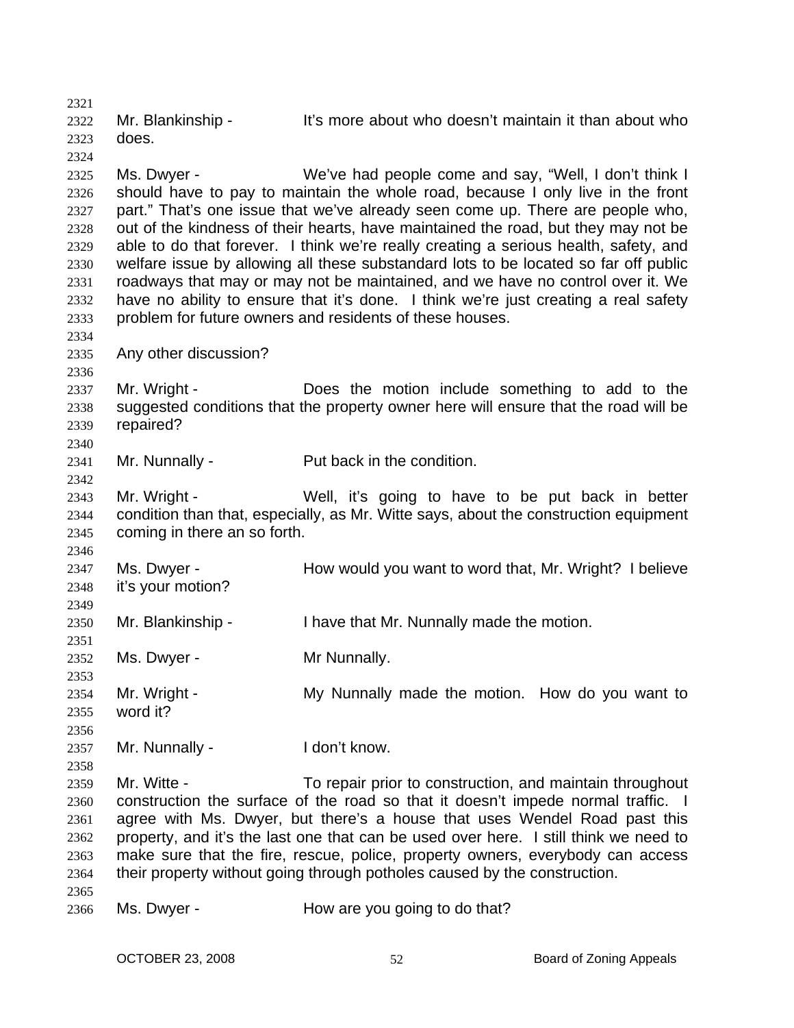Mr. Blankinship - It's more about who doesn't maintain it than about who does.

Ms. Dwyer - We've had people come and say, "Well, I don't think I should have to pay to maintain the whole road, because I only live in the front part." That's one issue that we've already seen come up. There are people who, out of the kindness of their hearts, have maintained the road, but they may not be able to do that forever. I think we're really creating a serious health, safety, and welfare issue by allowing all these substandard lots to be located so far off public roadways that may or may not be maintained, and we have no control over it. We have no ability to ensure that it's done. I think we're just creating a real safety problem for future owners and residents of these houses.

Any other discussion?

Mr. Wright - Does the motion include something to add to the suggested conditions that the property owner here will ensure that the road will be repaired?

Mr. Nunnally - Put back in the condition.

Mr. Wright - Well, it's going to have to be put back in better condition than that, especially, as Mr. Witte says, about the construction equipment coming in there an so forth.

Ms. Dwyer - How would you want to word that, Mr. Wright? I believe it's your motion?

Mr. Blankinship - I have that Mr. Nunnally made the motion.

Ms. Dwyer - Mr Nunnally.

Mr. Wright - My Nunnally made the motion. How do you want to word it?

Mr. Nunnally - I don't know.

Mr. Witte - To repair prior to construction, and maintain throughout construction the surface of the road so that it doesn't impede normal traffic. I agree with Ms. Dwyer, but there's a house that uses Wendel Road past this property, and it's the last one that can be used over here. I still think we need to make sure that the fire, rescue, police, property owners, everybody can access their property without going through potholes caused by the construction.

Ms. Dwyer - How are you going to do that?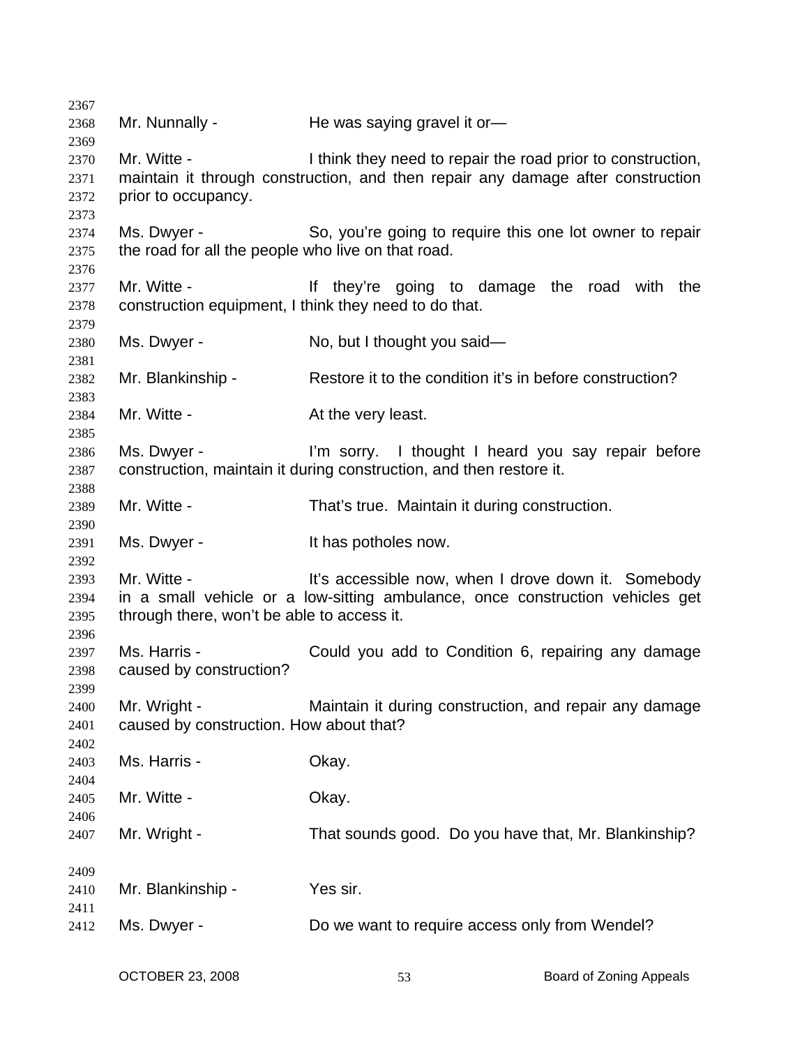Mr. Nunnally - He was saying gravel it or—

Mr. Witte - I think they need to repair the road prior to construction, maintain it through construction, and then repair any damage after construction prior to occupancy.

Ms. Dwyer - So, you're going to require this one lot owner to repair the road for all the people who live on that road.

Mr. Witte - If they're going to damage the road with the construction equipment, I think they need to do that.

Ms. Dwyer - No, but I thought you said—

Mr. Blankinship - Restore it to the condition it's in before construction?

Mr. Witte - At the very least.

Ms. Dwyer - I'm sorry. I thought I heard you say repair before construction, maintain it during construction, and then restore it.

Mr. Witte - That's true. Maintain it during construction.

Ms. Dwyer - It has potholes now.

Mr. Witte - It's accessible now, when I drove down it. Somebody in a small vehicle or a low-sitting ambulance, once construction vehicles get through there, won't be able to access it.

Ms. Harris - Could you add to Condition 6, repairing any damage caused by construction?

Mr. Wright - Maintain it during construction, and repair any damage caused by construction. How about that?

Ms. Harris - Okay.

Mr. Witte - Okay.

Mr. Wright - That sounds good. Do you have that, Mr. Blankinship?

Mr. Blankinship - Yes sir.

Ms. Dwyer - Do we want to require access only from Wendel?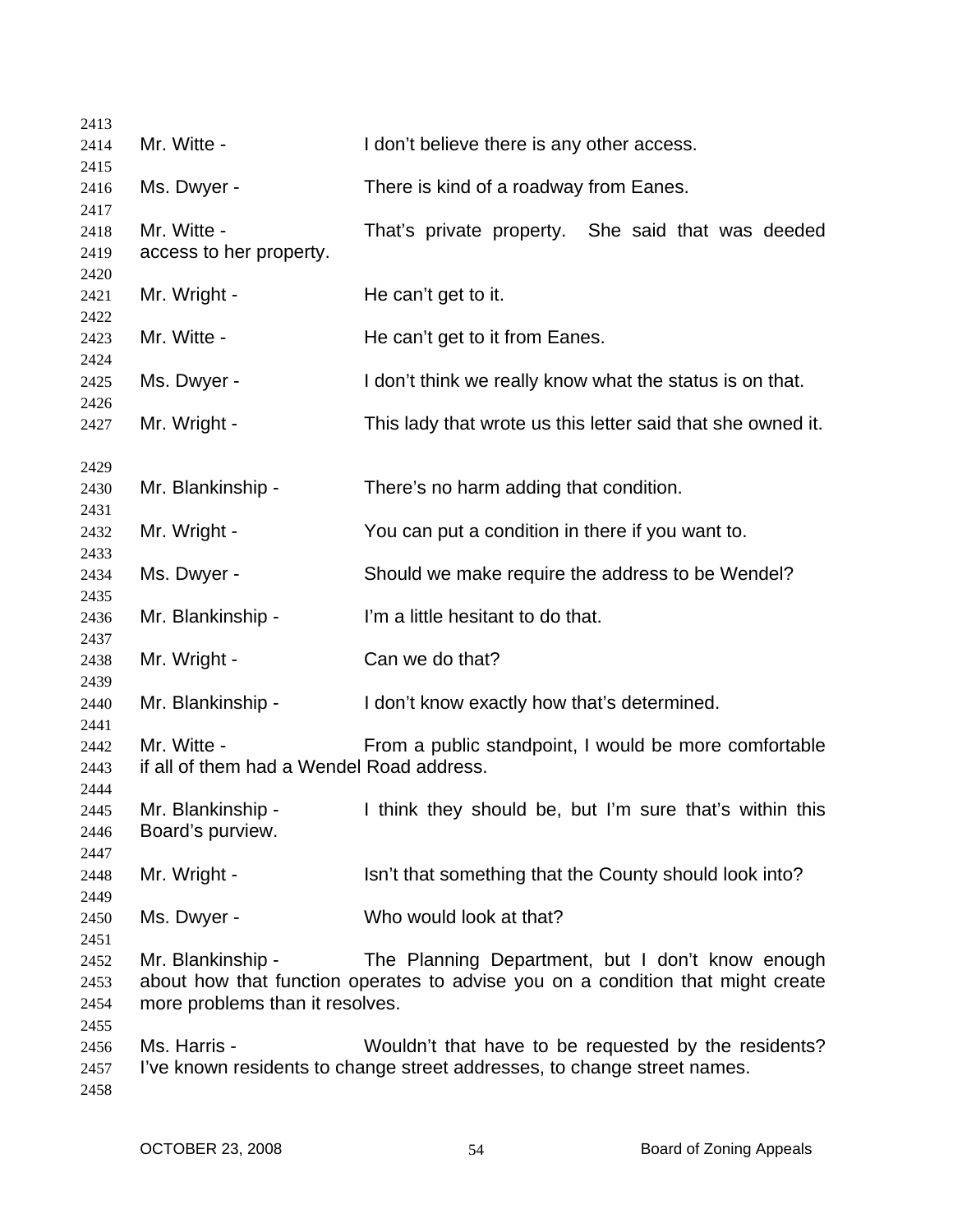Mr. Witte - I don't believe there is any other access.

Ms. Dwyer - There is kind of a roadway from Eanes.

Mr. Witte - That's private property. She said that was deeded access to her property.

Mr. Wright - He can't get to it.

Mr. Witte - He can't get to it from Eanes.

Ms. Dwyer - I don't think we really know what the status is on that.

Mr. Wright - This lady that wrote us this letter said that she owned it.

Mr. Blankinship - There's no harm adding that condition.

Mr. Wright - You can put a condition in there if you want to.

Ms. Dwyer - Should we make require the address to be Wendel?

Mr. Blankinship - I'm a little hesitant to do that.

Mr. Wright - Can we do that?

Mr. Blankinship - I don't know exactly how that's determined.

Mr. Witte - From a public standpoint, I would be more comfortable if all of them had a Wendel Road address.

Mr. Blankinship - I think they should be, but I'm sure that's within this Board's purview.

Mr. Wright - Isn't that something that the County should look into?

Ms. Dwyer - Who would look at that?

Mr. Blankinship - The Planning Department, but I don't know enough about how that function operates to advise you on a condition that might create more problems than it resolves.

Ms. Harris - Wouldn't that have to be requested by the residents? I've known residents to change street addresses, to change street names.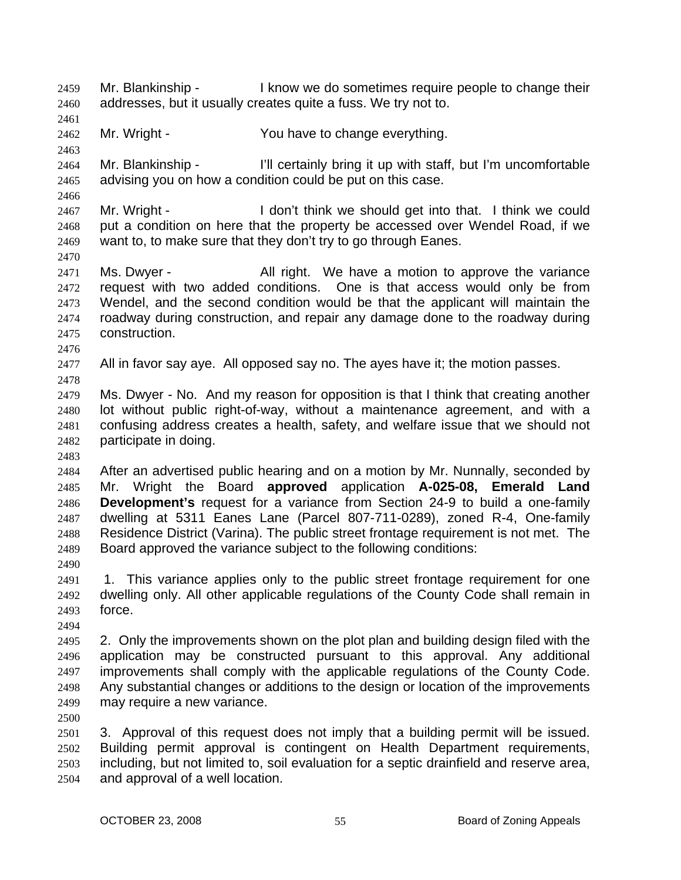Mr. Blankinship - I know we do sometimes require people to change their addresses, but it usually creates quite a fuss. We try not to.

Mr. Wright - You have to change everything.

Mr. Blankinship - I'll certainly bring it up with staff, but I'm uncomfortable advising you on how a condition could be put on this case.

Mr. Wright - I don't think we should get into that. I think we could put a condition on here that the property be accessed over Wendel Road, if we want to, to make sure that they don't try to go through Eanes.

Ms. Dwyer - All right. We have a motion to approve the variance request with two added conditions. One is that access would only be from Wendel, and the second condition would be that the applicant will maintain the roadway during construction, and repair any damage done to the roadway during construction.

All in favor say aye. All opposed say no. The ayes have it; the motion passes.

Ms. Dwyer - No. And my reason for opposition is that I think that creating another lot without public right-of-way, without a maintenance agreement, and with a confusing address creates a health, safety, and welfare issue that we should not participate in doing.

After an advertised public hearing and on a motion by Mr. Nunnally, seconded by Mr. Wright the Board **approved** application **A-025-08, Emerald Land Development's** request for a variance from Section 24-9 to build a one-family dwelling at 5311 Eanes Lane (Parcel 807-711-0289), zoned R-4, One-family Residence District (Varina). The public street frontage requirement is not met. The Board approved the variance subject to the following conditions:

1. This variance applies only to the public street frontage requirement for one dwelling only. All other applicable regulations of the County Code shall remain in force.

2. Only the improvements shown on the plot plan and building design filed with the application may be constructed pursuant to this approval. Any additional improvements shall comply with the applicable regulations of the County Code. Any substantial changes or additions to the design or location of the improvements may require a new variance.

3. Approval of this request does not imply that a building permit will be issued. Building permit approval is contingent on Health Department requirements, including, but not limited to, soil evaluation for a septic drainfield and reserve area, and approval of a well location.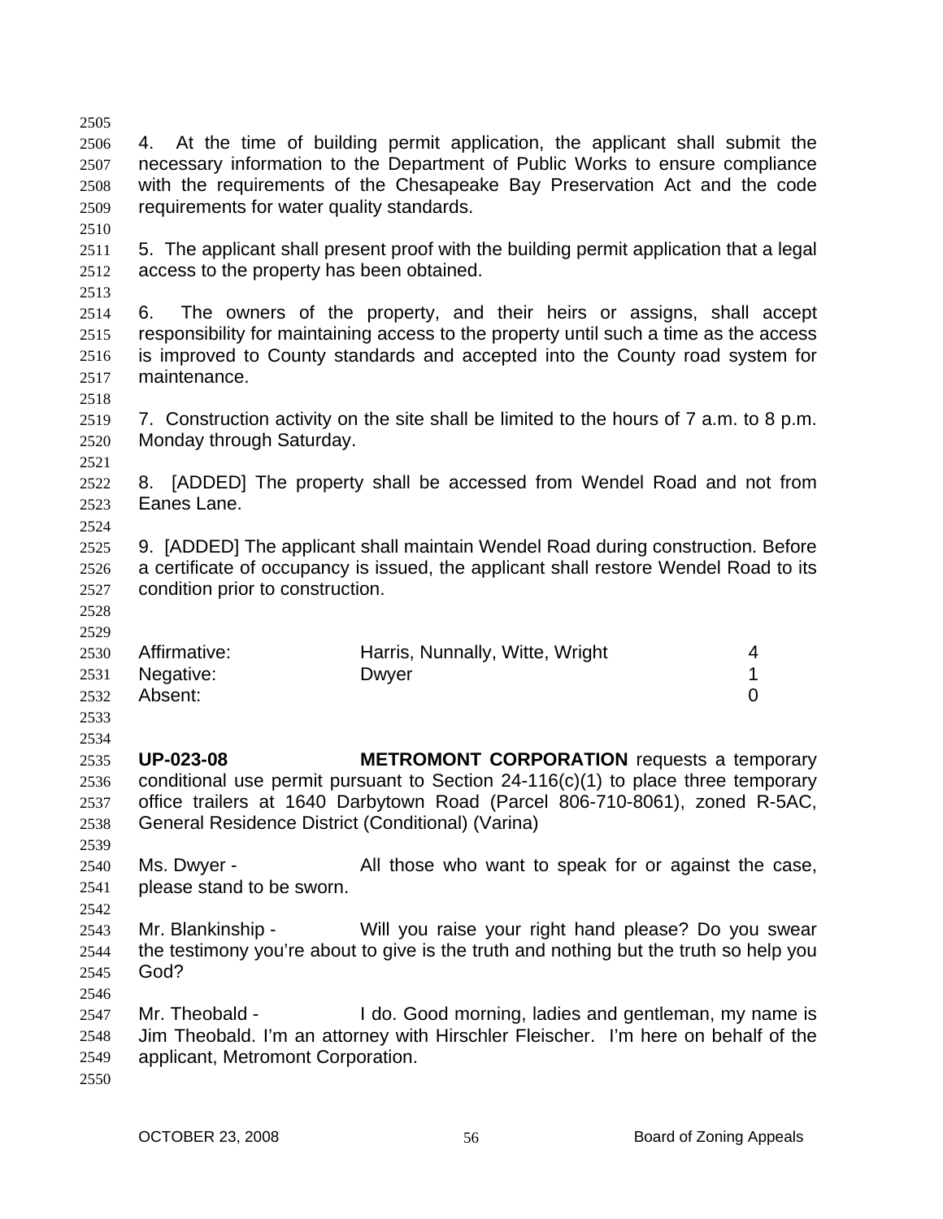4. At the time of building permit application, the applicant shall submit the necessary information to the Department of Public Works to ensure compliance with the requirements of the Chesapeake Bay Preservation Act and the code requirements for water quality standards.

5. The applicant shall present proof with the building permit application that a legal access to the property has been obtained.

6. The owners of the property, and their heirs or assigns, shall accept responsibility for maintaining access to the property until such a time as the access is improved to County standards and accepted into the County road system for maintenance.

7. Construction activity on the site shall be limited to the hours of 7 a.m. to 8 p.m. Monday through Saturday.

8. [ADDED] The property shall be accessed from Wendel Road and not from Eanes Lane.

9. [ADDED] The applicant shall maintain Wendel Road during construction. Before a certificate of occupancy is issued, the applicant shall restore Wendel Road to its condition prior to construction.

| | | |
|---|---|---|
| Affirmative: | Harris, Nunnally, Witte, Wright | 4 |
| Negative: | Dwyer | 1 |
| Absent: | | 0 |

**UP-023-08** **METROMONT CORPORATION** requests a temporary conditional use permit pursuant to Section 24-116(c)(1) to place three temporary office trailers at 1640 Darbytown Road (Parcel 806-710-8061), zoned R-5AC, General Residence District (Conditional) (Varina)

Ms. Dwyer - All those who want to speak for or against the case, please stand to be sworn.

Mr. Blankinship - Will you raise your right hand please? Do you swear the testimony you're about to give is the truth and nothing but the truth so help you God?

Mr. Theobald - I do. Good morning, ladies and gentleman, my name is Jim Theobald. I'm an attorney with Hirschler Fleischer. I'm here on behalf of the applicant, Metromont Corporation.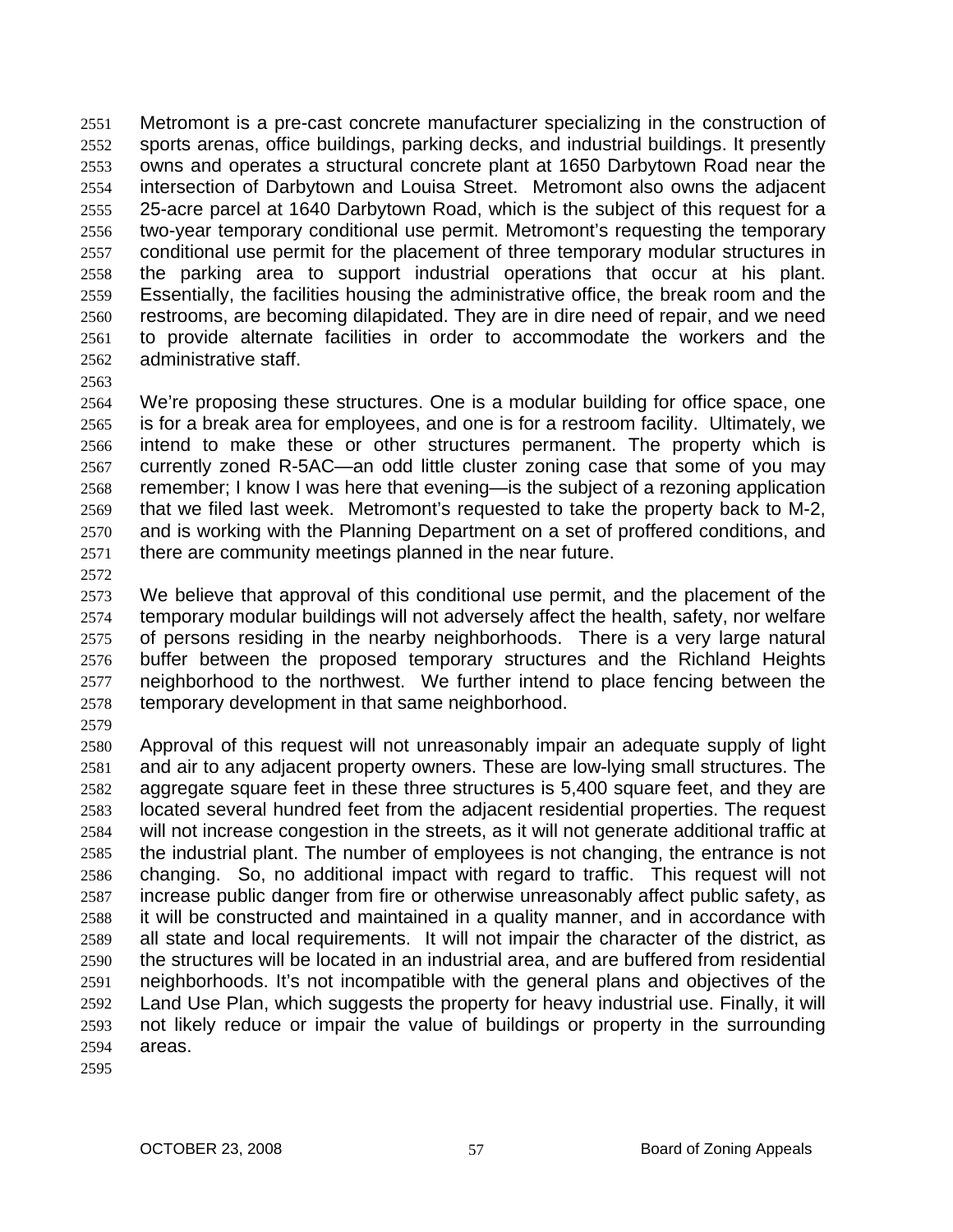Metromont is a pre-cast concrete manufacturer specializing in the construction of sports arenas, office buildings, parking decks, and industrial buildings. It presently owns and operates a structural concrete plant at 1650 Darbytown Road near the intersection of Darbytown and Louisa Street. Metromont also owns the adjacent 25-acre parcel at 1640 Darbytown Road, which is the subject of this request for a two-year temporary conditional use permit. Metromont's requesting the temporary conditional use permit for the placement of three temporary modular structures in the parking area to support industrial operations that occur at his plant. Essentially, the facilities housing the administrative office, the break room and the restrooms, are becoming dilapidated. They are in dire need of repair, and we need to provide alternate facilities in order to accommodate the workers and the administrative staff.

We're proposing these structures. One is a modular building for office space, one is for a break area for employees, and one is for a restroom facility. Ultimately, we intend to make these or other structures permanent. The property which is currently zoned R-5AC—an odd little cluster zoning case that some of you may remember; I know I was here that evening—is the subject of a rezoning application that we filed last week. Metromont's requested to take the property back to M-2, and is working with the Planning Department on a set of proffered conditions, and there are community meetings planned in the near future.

We believe that approval of this conditional use permit, and the placement of the temporary modular buildings will not adversely affect the health, safety, nor welfare of persons residing in the nearby neighborhoods. There is a very large natural buffer between the proposed temporary structures and the Richland Heights neighborhood to the northwest. We further intend to place fencing between the temporary development in that same neighborhood.

Approval of this request will not unreasonably impair an adequate supply of light and air to any adjacent property owners. These are low-lying small structures. The aggregate square feet in these three structures is 5,400 square feet, and they are located several hundred feet from the adjacent residential properties. The request will not increase congestion in the streets, as it will not generate additional traffic at the industrial plant. The number of employees is not changing, the entrance is not changing. So, no additional impact with regard to traffic. This request will not increase public danger from fire or otherwise unreasonably affect public safety, as it will be constructed and maintained in a quality manner, and in accordance with all state and local requirements. It will not impair the character of the district, as the structures will be located in an industrial area, and are buffered from residential neighborhoods. It's not incompatible with the general plans and objectives of the Land Use Plan, which suggests the property for heavy industrial use. Finally, it will not likely reduce or impair the value of buildings or property in the surrounding areas.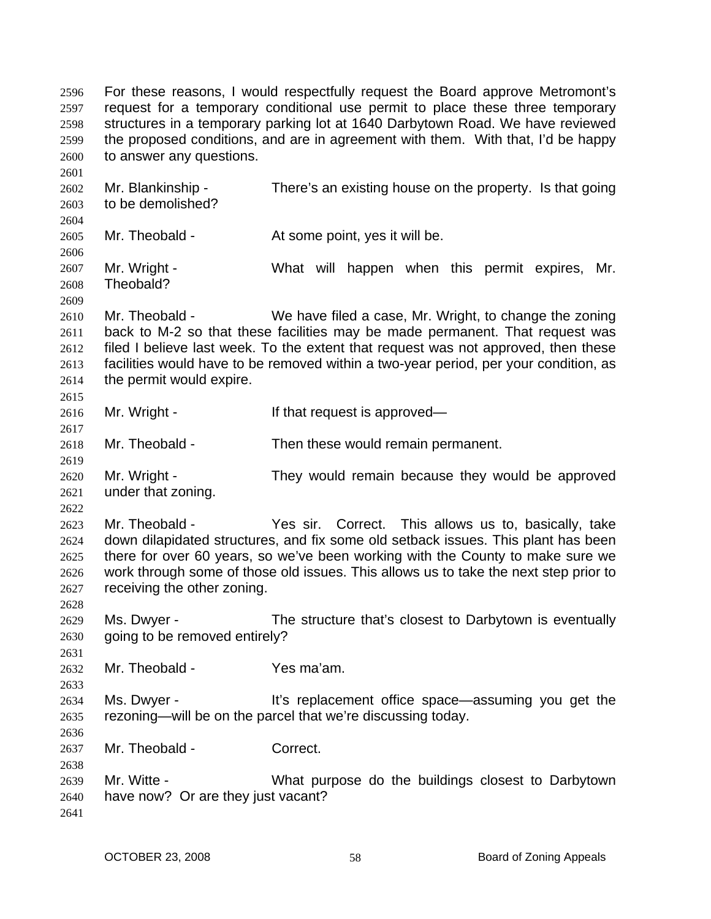For these reasons, I would respectfully request the Board approve Metromont's request for a temporary conditional use permit to place these three temporary structures in a temporary parking lot at 1640 Darbytown Road. We have reviewed the proposed conditions, and are in agreement with them. With that, I'd be happy to answer any questions.

Mr. Blankinship - There's an existing house on the property. Is that going to be demolished?

Mr. Theobald - At some point, yes it will be.

Mr. Wright - What will happen when this permit expires, Mr. Theobald?

Mr. Theobald - We have filed a case, Mr. Wright, to change the zoning back to M-2 so that these facilities may be made permanent. That request was filed I believe last week. To the extent that request was not approved, then these facilities would have to be removed within a two-year period, per your condition, as the permit would expire.

Mr. Wright - If that request is approved—

Mr. Theobald - Then these would remain permanent.

Mr. Wright - They would remain because they would be approved under that zoning.

Mr. Theobald - Yes sir. Correct. This allows us to, basically, take down dilapidated structures, and fix some old setback issues. This plant has been there for over 60 years, so we've been working with the County to make sure we work through some of those old issues. This allows us to take the next step prior to receiving the other zoning.

Ms. Dwyer - The structure that's closest to Darbytown is eventually going to be removed entirely?

Mr. Theobald - Yes ma'am.

Ms. Dwyer - It's replacement office space—assuming you get the rezoning—will be on the parcel that we're discussing today.

Mr. Theobald - Correct.

Mr. Witte - What purpose do the buildings closest to Darbytown have now? Or are they just vacant?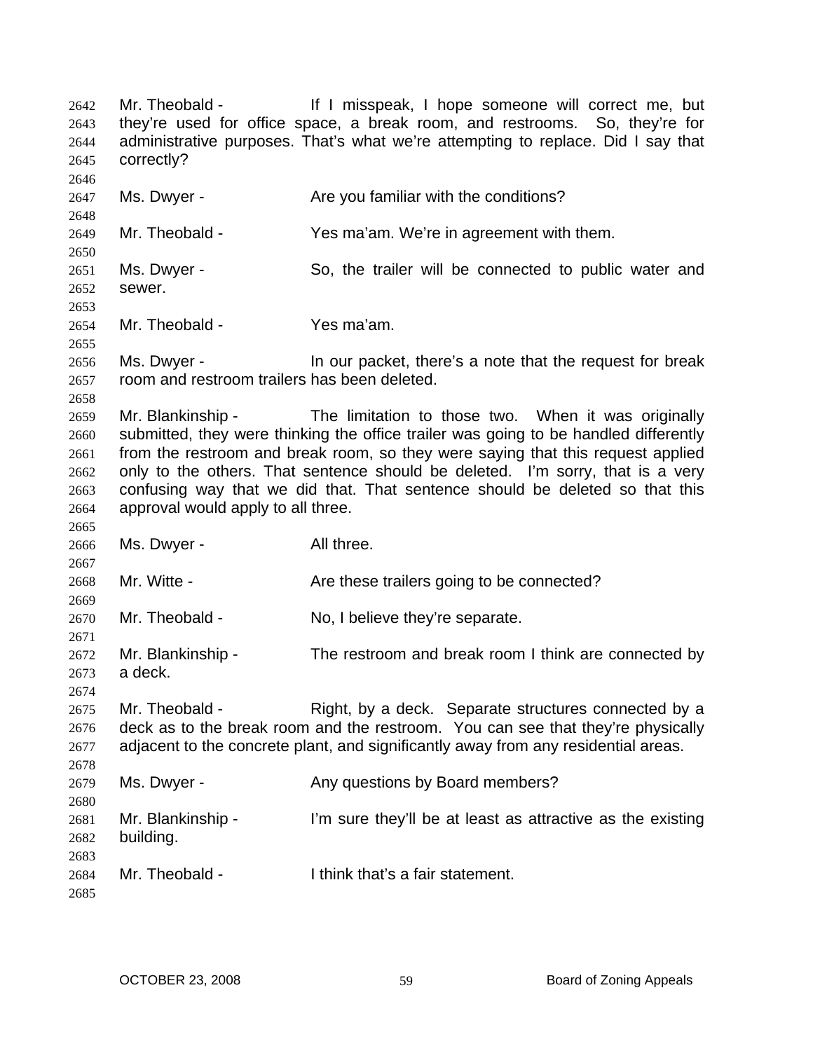Mr. Theobald - If I misspeak, I hope someone will correct me, but they're used for office space, a break room, and restrooms. So, they're for administrative purposes. That's what we're attempting to replace. Did I say that correctly?

Ms. Dwyer - Are you familiar with the conditions?

Mr. Theobald - Yes ma'am. We're in agreement with them.

Ms. Dwyer - So, the trailer will be connected to public water and sewer.

Mr. Theobald - Yes ma'am.

Ms. Dwyer - In our packet, there's a note that the request for break room and restroom trailers has been deleted.

Mr. Blankinship - The limitation to those two. When it was originally submitted, they were thinking the office trailer was going to be handled differently from the restroom and break room, so they were saying that this request applied only to the others. That sentence should be deleted. I'm sorry, that is a very confusing way that we did that. That sentence should be deleted so that this approval would apply to all three.

Ms. Dwyer - All three.

Mr. Witte - Are these trailers going to be connected?

Mr. Theobald - No, I believe they're separate.

Mr. Blankinship - The restroom and break room I think are connected by a deck.

Mr. Theobald - Right, by a deck. Separate structures connected by a deck as to the break room and the restroom. You can see that they're physically adjacent to the concrete plant, and significantly away from any residential areas.

Ms. Dwyer - Any questions by Board members?

Mr. Blankinship - I'm sure they'll be at least as attractive as the existing building.

Mr. Theobald - I think that's a fair statement.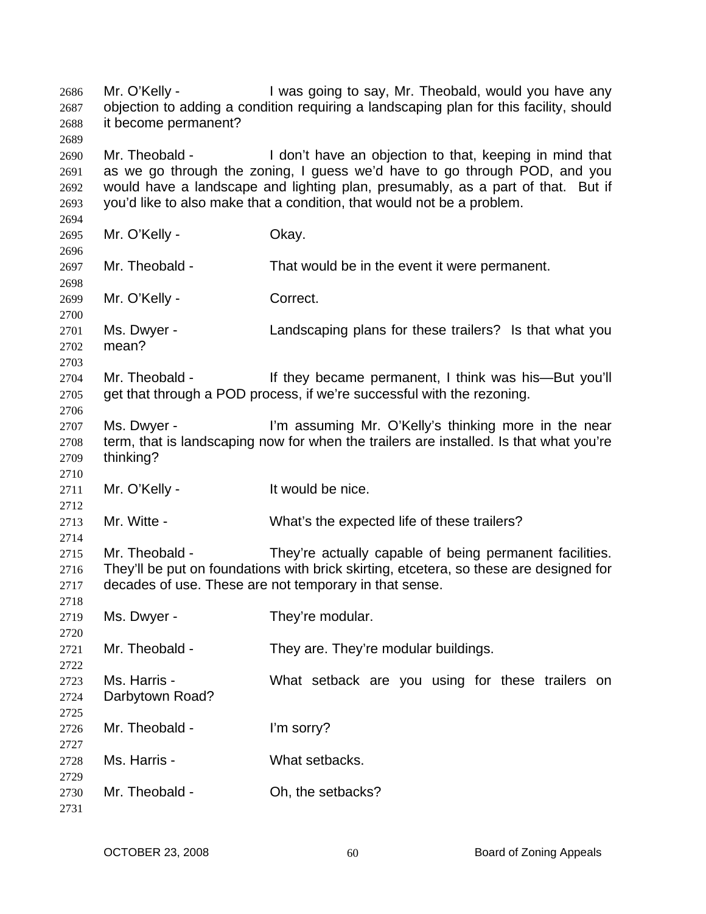Mr. O'Kelly - I was going to say, Mr. Theobald, would you have any objection to adding a condition requiring a landscaping plan for this facility, should it become permanent?

Mr. Theobald - I don't have an objection to that, keeping in mind that as we go through the zoning, I guess we'd have to go through POD, and you would have a landscape and lighting plan, presumably, as a part of that. But if you'd like to also make that a condition, that would not be a problem.

Mr. O'Kelly - Okay.

Mr. Theobald - That would be in the event it were permanent.

Mr. O'Kelly - Correct.

Ms. Dwyer - Landscaping plans for these trailers? Is that what you mean?

Mr. Theobald - If they became permanent, I think was his—But you'll get that through a POD process, if we're successful with the rezoning.

Ms. Dwyer - I'm assuming Mr. O'Kelly's thinking more in the near term, that is landscaping now for when the trailers are installed. Is that what you're thinking?

Mr. O'Kelly - It would be nice.

Mr. Witte - What's the expected life of these trailers?

Mr. Theobald - They're actually capable of being permanent facilities. They'll be put on foundations with brick skirting, etcetera, so these are designed for decades of use. These are not temporary in that sense.

Ms. Dwyer - They're modular.

Mr. Theobald - They are. They're modular buildings.

Ms. Harris - What setback are you using for these trailers on Darbytown Road?

Mr. Theobald - I'm sorry?

Ms. Harris - What setbacks.

Mr. Theobald - Oh, the setbacks?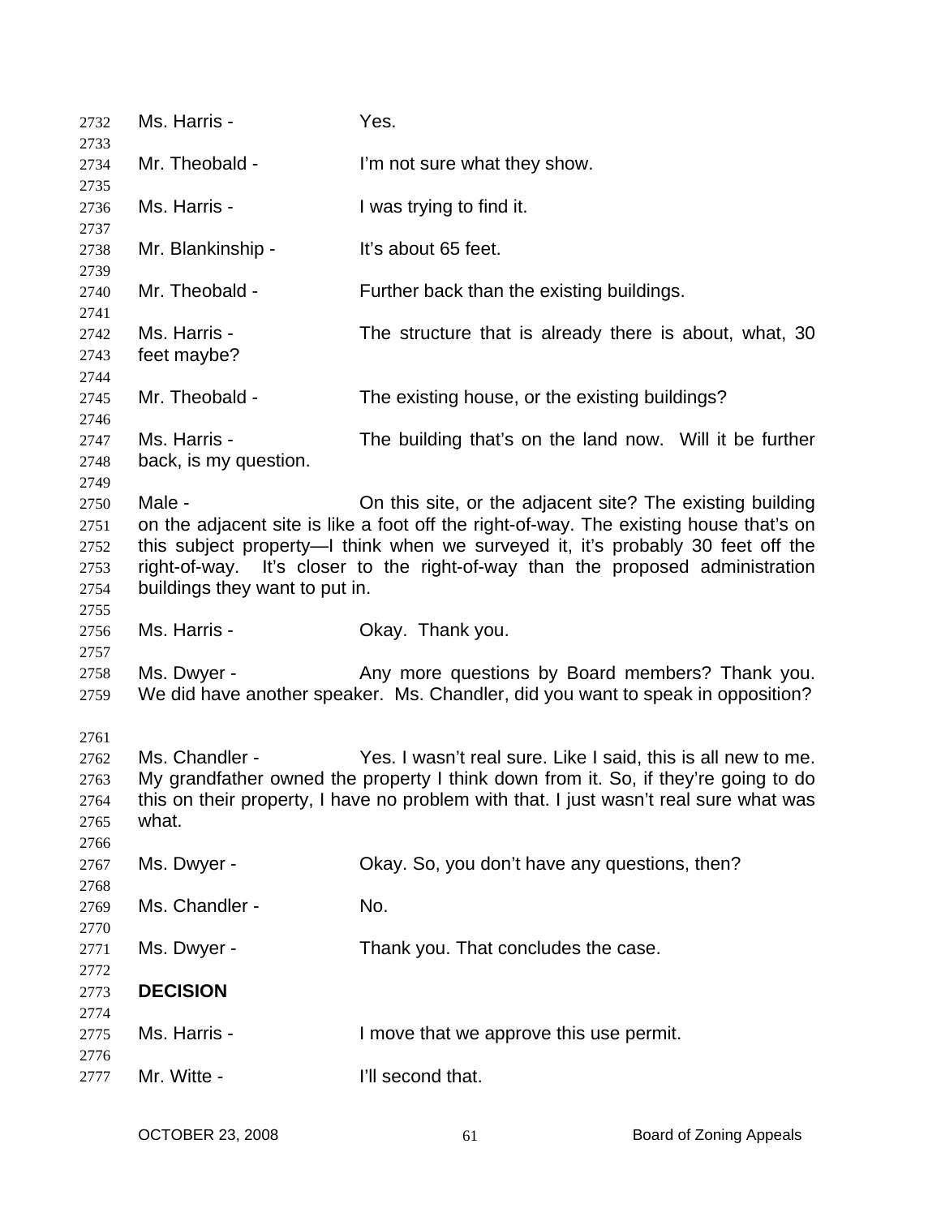Ms. Harris - Yes.

Mr. Theobald - I'm not sure what they show.

Ms. Harris - I was trying to find it.

Mr. Blankinship - It's about 65 feet.

Mr. Theobald - Further back than the existing buildings.

Ms. Harris - The structure that is already there is about, what, 30 feet maybe?

Mr. Theobald - The existing house, or the existing buildings?

Ms. Harris - The building that's on the land now. Will it be further back, is my question.

Male - On this site, or the adjacent site? The existing building on the adjacent site is like a foot off the right-of-way. The existing house that's on this subject property—I think when we surveyed it, it's probably 30 feet off the right-of-way. It's closer to the right-of-way than the proposed administration buildings they want to put in.

Ms. Harris - Okay. Thank you.

Ms. Dwyer - Any more questions by Board members? Thank you. We did have another speaker. Ms. Chandler, did you want to speak in opposition?

Ms. Chandler - Yes. I wasn't real sure. Like I said, this is all new to me. My grandfather owned the property I think down from it. So, if they're going to do this on their property, I have no problem with that. I just wasn't real sure what was what.

Ms. Dwyer - Okay. So, you don't have any questions, then?

Ms. Chandler - No.

Ms. Dwyer - Thank you. That concludes the case.

**DECISION**

Ms. Harris - I move that we approve this use permit.

Mr. Witte - I'll second that.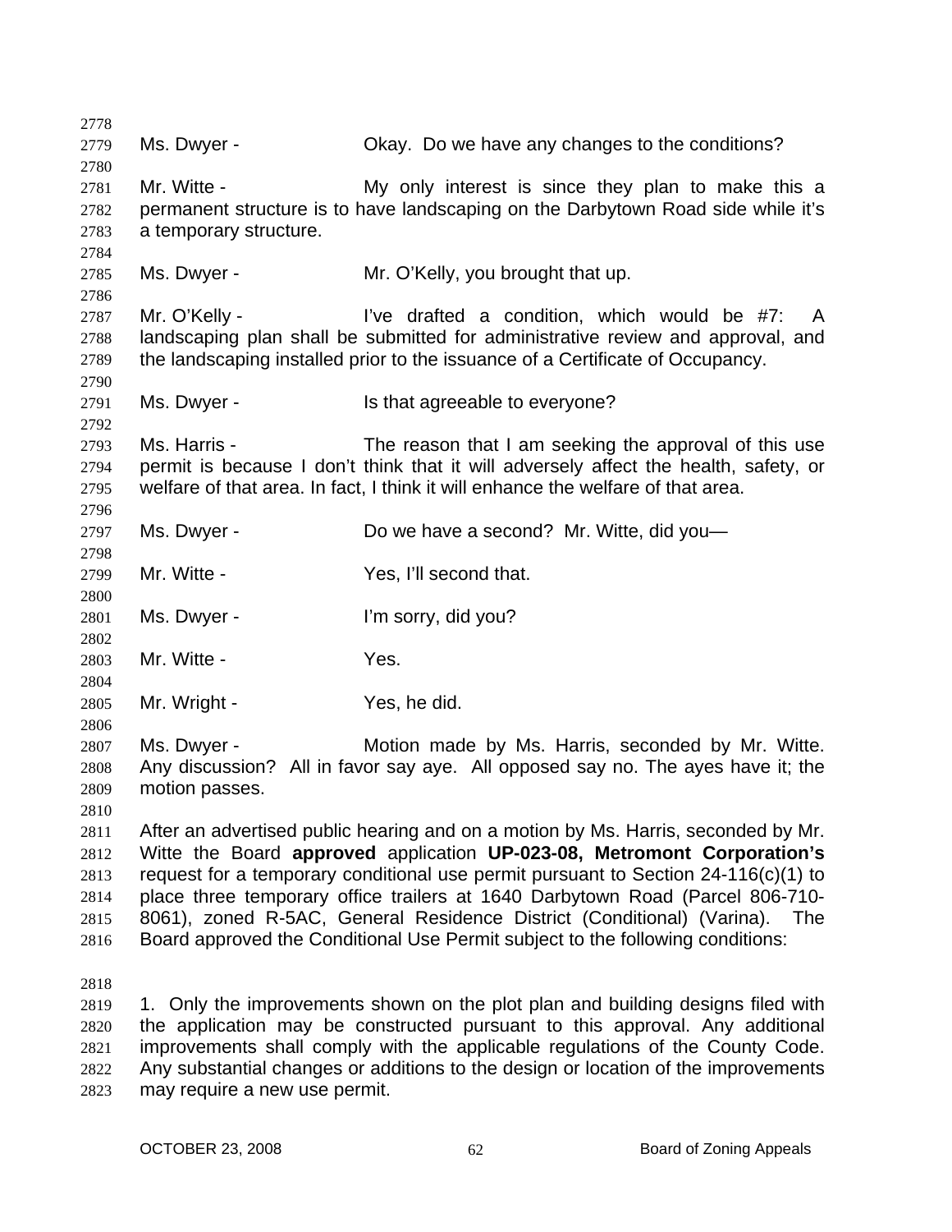Ms. Dwyer - Okay. Do we have any changes to the conditions?

Mr. Witte - My only interest is since they plan to make this a permanent structure is to have landscaping on the Darbytown Road side while it's a temporary structure.

Ms. Dwyer - Mr. O'Kelly, you brought that up.

Mr. O'Kelly - I've drafted a condition, which would be #7: A landscaping plan shall be submitted for administrative review and approval, and the landscaping installed prior to the issuance of a Certificate of Occupancy.

Ms. Dwyer - Is that agreeable to everyone?

Ms. Harris - The reason that I am seeking the approval of this use permit is because I don't think that it will adversely affect the health, safety, or welfare of that area. In fact, I think it will enhance the welfare of that area.

Ms. Dwyer - Do we have a second? Mr. Witte, did you—

Mr. Witte - Yes, I'll second that.

Ms. Dwyer - I'm sorry, did you?

Mr. Witte - Yes.

Mr. Wright - Yes, he did.

Ms. Dwyer - Motion made by Ms. Harris, seconded by Mr. Witte. Any discussion? All in favor say aye. All opposed say no. The ayes have it; the motion passes.

After an advertised public hearing and on a motion by Ms. Harris, seconded by Mr. Witte the Board **approved** application **UP-023-08, Metromont Corporation's** request for a temporary conditional use permit pursuant to Section 24-116(c)(1) to place three temporary office trailers at 1640 Darbytown Road (Parcel 806-710-8061), zoned R-5AC, General Residence District (Conditional) (Varina). The Board approved the Conditional Use Permit subject to the following conditions:

1. Only the improvements shown on the plot plan and building designs filed with the application may be constructed pursuant to this approval. Any additional improvements shall comply with the applicable regulations of the County Code. Any substantial changes or additions to the design or location of the improvements may require a new use permit.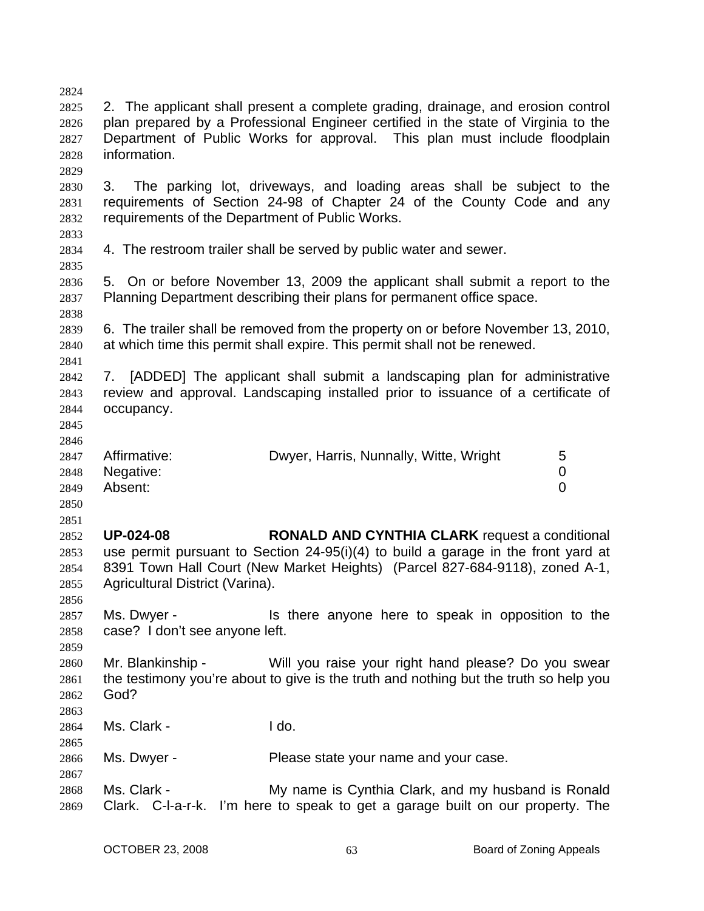2. The applicant shall present a complete grading, drainage, and erosion control plan prepared by a Professional Engineer certified in the state of Virginia to the Department of Public Works for approval. This plan must include floodplain information.

3. The parking lot, driveways, and loading areas shall be subject to the requirements of Section 24-98 of Chapter 24 of the County Code and any requirements of the Department of Public Works.

4. The restroom trailer shall be served by public water and sewer.

5. On or before November 13, 2009 the applicant shall submit a report to the Planning Department describing their plans for permanent office space.

6. The trailer shall be removed from the property on or before November 13, 2010, at which time this permit shall expire. This permit shall not be renewed.

7. [ADDED] The applicant shall submit a landscaping plan for administrative review and approval. Landscaping installed prior to issuance of a certificate of occupancy.

| | | |
|---|---|---|
| Affirmative: | Dwyer, Harris, Nunnally, Witte, Wright | 5 |
| Negative: | | 0 |
| Absent: | | 0 |

**UP-024-08** **RONALD AND CYNTHIA CLARK** request a conditional use permit pursuant to Section 24-95(i)(4) to build a garage in the front yard at 8391 Town Hall Court (New Market Heights) (Parcel 827-684-9118), zoned A-1, Agricultural District (Varina).

Ms. Dwyer - Is there anyone here to speak in opposition to the case? I don't see anyone left.

Mr. Blankinship - Will you raise your right hand please? Do you swear the testimony you're about to give is the truth and nothing but the truth so help you God?

Ms. Clark - I do.

Ms. Dwyer - Please state your name and your case.

Ms. Clark - My name is Cynthia Clark, and my husband is Ronald Clark. C-l-a-r-k. I'm here to speak to get a garage built on our property. The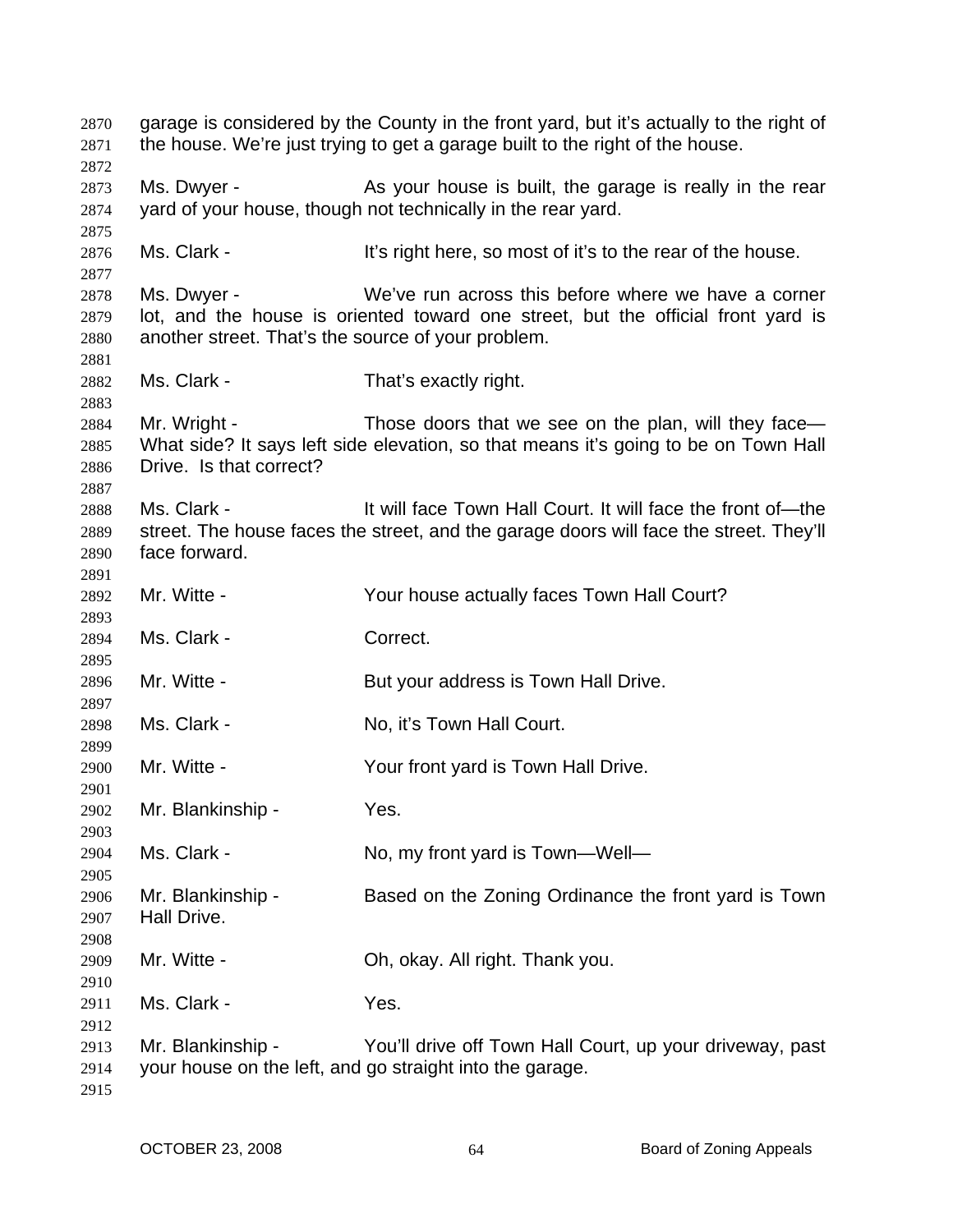garage is considered by the County in the front yard, but it's actually to the right of the house. We're just trying to get a garage built to the right of the house.

Ms. Dwyer - As your house is built, the garage is really in the rear yard of your house, though not technically in the rear yard.

Ms. Clark - It's right here, so most of it's to the rear of the house.

Ms. Dwyer - We've run across this before where we have a corner lot, and the house is oriented toward one street, but the official front yard is another street. That's the source of your problem.

Ms. Clark - That's exactly right.

Mr. Wright - Those doors that we see on the plan, will they face— What side? It says left side elevation, so that means it's going to be on Town Hall Drive. Is that correct?

Ms. Clark - It will face Town Hall Court. It will face the front of—the street. The house faces the street, and the garage doors will face the street. They'll face forward.

Mr. Witte - Your house actually faces Town Hall Court?

Ms. Clark - Correct.

Mr. Witte - But your address is Town Hall Drive.

Ms. Clark - No, it's Town Hall Court.

Mr. Witte - Your front yard is Town Hall Drive.

Mr. Blankinship - Yes.

Ms. Clark - No, my front yard is Town—Well—

Mr. Blankinship - Based on the Zoning Ordinance the front yard is Town Hall Drive.

Mr. Witte - Oh, okay. All right. Thank you.

Ms. Clark - Yes.

Mr. Blankinship - You'll drive off Town Hall Court, up your driveway, past your house on the left, and go straight into the garage.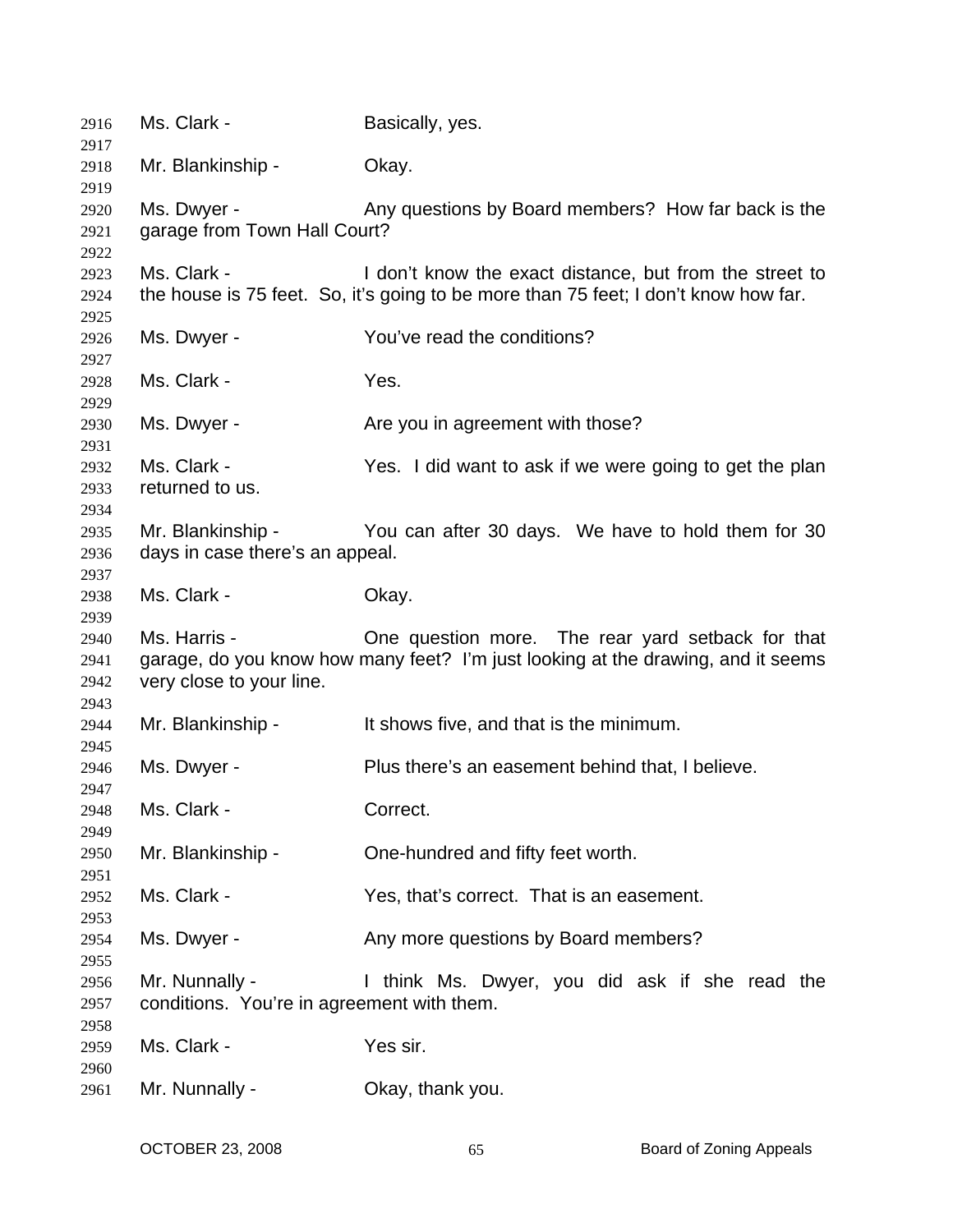2916 Ms. Clark - Basically, yes.

2918 Mr. Blankinship - Okay.

2920 Ms. Dwyer - Any questions by Board members? How far back is the
2921 garage from Town Hall Court?

2923 Ms. Clark - I don't know the exact distance, but from the street to
2924 the house is 75 feet. So, it's going to be more than 75 feet; I don't know how far.

2926 Ms. Dwyer - You've read the conditions?

2928 Ms. Clark - Yes.

2930 Ms. Dwyer - Are you in agreement with those?

2932 Ms. Clark - Yes. I did want to ask if we were going to get the plan
2933 returned to us.

2935 Mr. Blankinship - You can after 30 days. We have to hold them for 30
2936 days in case there's an appeal.

2938 Ms. Clark - Okay.

2940 Ms. Harris - One question more. The rear yard setback for that
2941 garage, do you know how many feet? I'm just looking at the drawing, and it seems
2942 very close to your line.

2944 Mr. Blankinship - It shows five, and that is the minimum.

2946 Ms. Dwyer - Plus there's an easement behind that, I believe.

2948 Ms. Clark - Correct.

2950 Mr. Blankinship - One-hundred and fifty feet worth.

2952 Ms. Clark - Yes, that's correct. That is an easement.

2954 Ms. Dwyer - Any more questions by Board members?

2956 Mr. Nunnally - I think Ms. Dwyer, you did ask if she read the
2957 conditions. You're in agreement with them.

2959 Ms. Clark - Yes sir.

2961 Mr. Nunnally - Okay, thank you.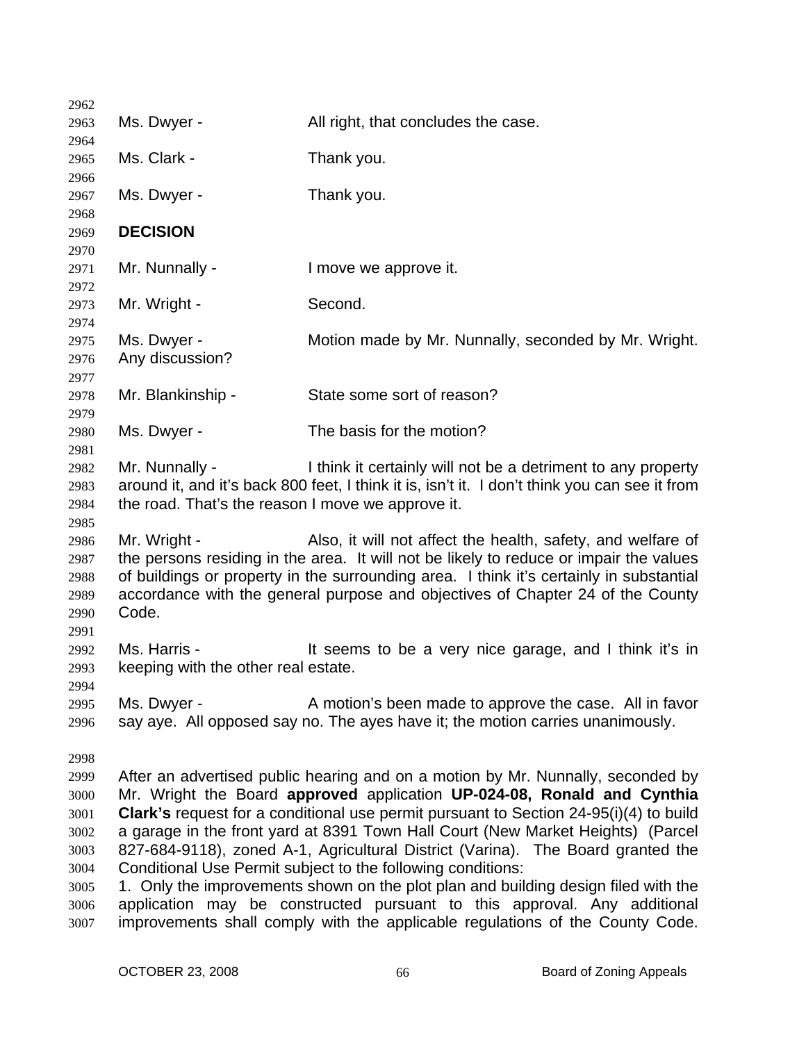Ms. Dwyer - All right, that concludes the case.

Ms. Clark - Thank you.

Ms. Dwyer - Thank you.

**DECISION**

Mr. Nunnally - I move we approve it.

Mr. Wright - Second.

Ms. Dwyer - Motion made by Mr. Nunnally, seconded by Mr. Wright. Any discussion?

Mr. Blankinship - State some sort of reason?

Ms. Dwyer - The basis for the motion?

Mr. Nunnally - I think it certainly will not be a detriment to any property around it, and it's back 800 feet, I think it is, isn't it. I don't think you can see it from the road. That's the reason I move we approve it.

Mr. Wright - Also, it will not affect the health, safety, and welfare of the persons residing in the area. It will not be likely to reduce or impair the values of buildings or property in the surrounding area. I think it's certainly in substantial accordance with the general purpose and objectives of Chapter 24 of the County Code.

Ms. Harris - It seems to be a very nice garage, and I think it's in keeping with the other real estate.

Ms. Dwyer - A motion's been made to approve the case. All in favor say aye. All opposed say no. The ayes have it; the motion carries unanimously.

After an advertised public hearing and on a motion by Mr. Nunnally, seconded by Mr. Wright the Board **approved** application **UP-024-08, Ronald and Cynthia Clark's** request for a conditional use permit pursuant to Section 24-95(i)(4) to build a garage in the front yard at 8391 Town Hall Court (New Market Heights) (Parcel 827-684-9118), zoned A-1, Agricultural District (Varina). The Board granted the Conditional Use Permit subject to the following conditions:

1. Only the improvements shown on the plot plan and building design filed with the application may be constructed pursuant to this approval. Any additional improvements shall comply with the applicable regulations of the County Code.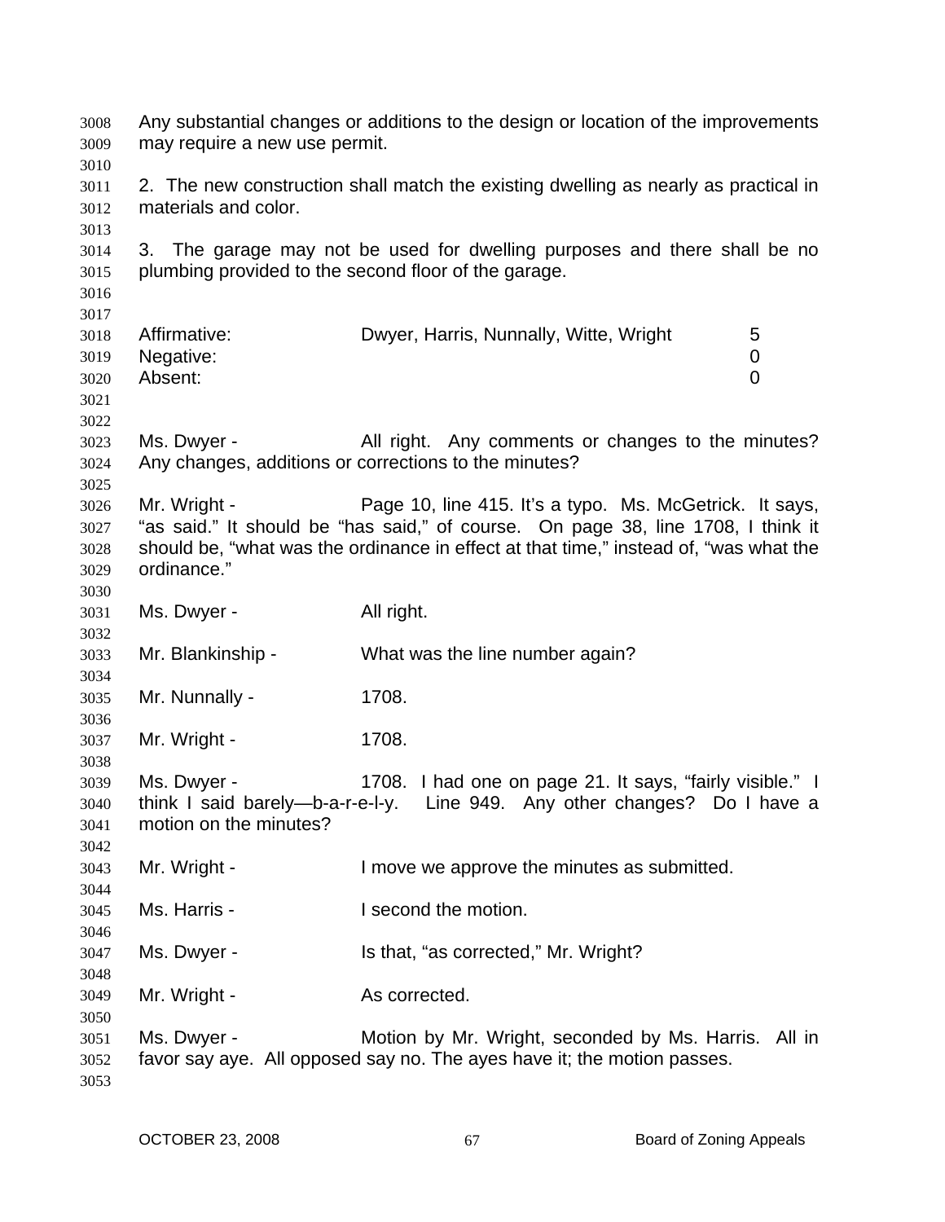Any substantial changes or additions to the design or location of the improvements may require a new use permit.

2. The new construction shall match the existing dwelling as nearly as practical in materials and color.

3. The garage may not be used for dwelling purposes and there shall be no plumbing provided to the second floor of the garage.

| | | |
|---|---|---|
| Affirmative: | Dwyer, Harris, Nunnally, Witte, Wright | 5 |
| Negative: | | 0 |
| Absent: | | 0 |

Ms. Dwyer - All right. Any comments or changes to the minutes? Any changes, additions or corrections to the minutes?

Mr. Wright - Page 10, line 415. It's a typo. Ms. McGetrick. It says, "as said." It should be "has said," of course. On page 38, line 1708, I think it should be, "what was the ordinance in effect at that time," instead of, "was what the ordinance."

Ms. Dwyer - All right.

Mr. Blankinship - What was the line number again?

Mr. Nunnally - 1708.

Mr. Wright - 1708.

Ms. Dwyer - 1708. I had one on page 21. It says, "fairly visible." I think I said barely—b-a-r-e-l-y. Line 949. Any other changes? Do I have a motion on the minutes?

Mr. Wright - I move we approve the minutes as submitted.

Ms. Harris - I second the motion.

Ms. Dwyer - Is that, "as corrected," Mr. Wright?

Mr. Wright - As corrected.

Ms. Dwyer - Motion by Mr. Wright, seconded by Ms. Harris. All in favor say aye. All opposed say no. The ayes have it; the motion passes.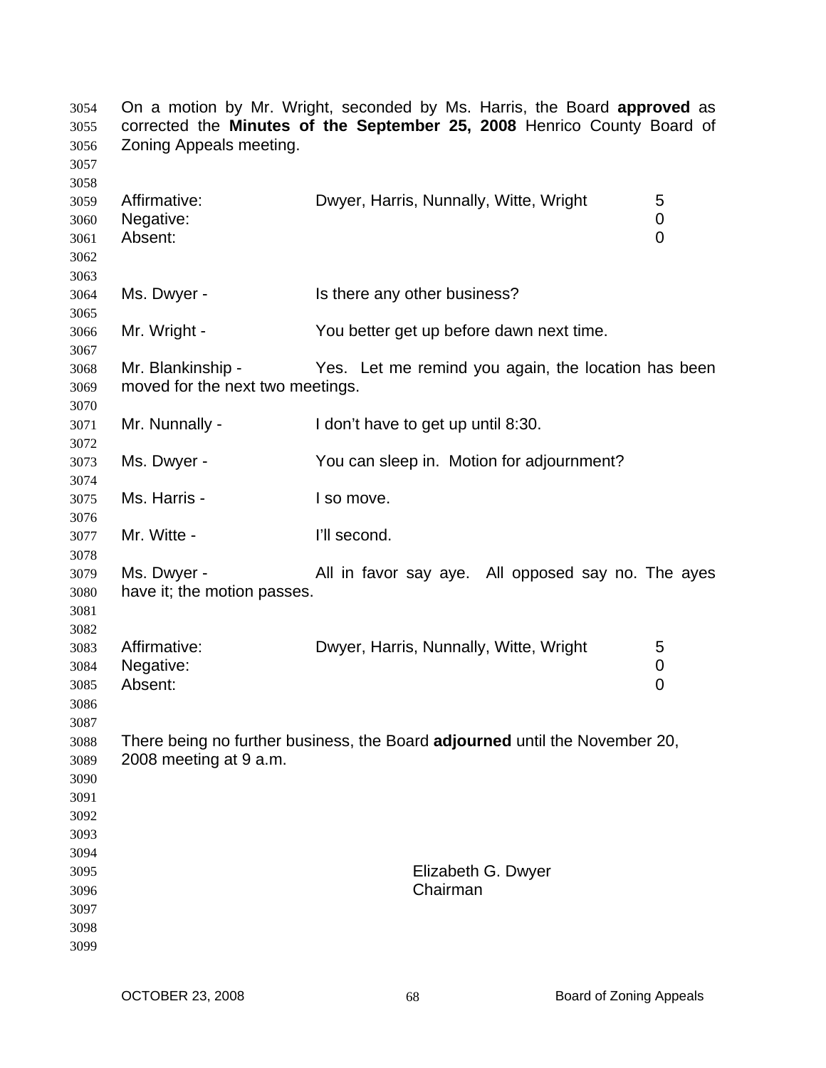On a motion by Mr. Wright, seconded by Ms. Harris, the Board **approved** as corrected the **Minutes of the September 25, 2008** Henrico County Board of Zoning Appeals meeting.

| | | |
|---|---|---|
| Affirmative: | Dwyer, Harris, Nunnally, Witte, Wright | 5 |
| Negative: | | 0 |
| Absent: | | 0 |

Ms. Dwyer - Is there any other business?

Mr. Wright - You better get up before dawn next time.

Mr. Blankinship - Yes. Let me remind you again, the location has been moved for the next two meetings.

Mr. Nunnally - I don't have to get up until 8:30.

Ms. Dwyer - You can sleep in. Motion for adjournment?

Ms. Harris - I so move.

Mr. Witte - I'll second.

Ms. Dwyer - All in favor say aye. All opposed say no. The ayes have it; the motion passes.

| | | |
|---|---|---|
| Affirmative: | Dwyer, Harris, Nunnally, Witte, Wright | 5 |
| Negative: | | 0 |
| Absent: | | 0 |

There being no further business, the Board **adjourned** until the November 20, 2008 meeting at 9 a.m.

Elizabeth G. Dwyer
Chairman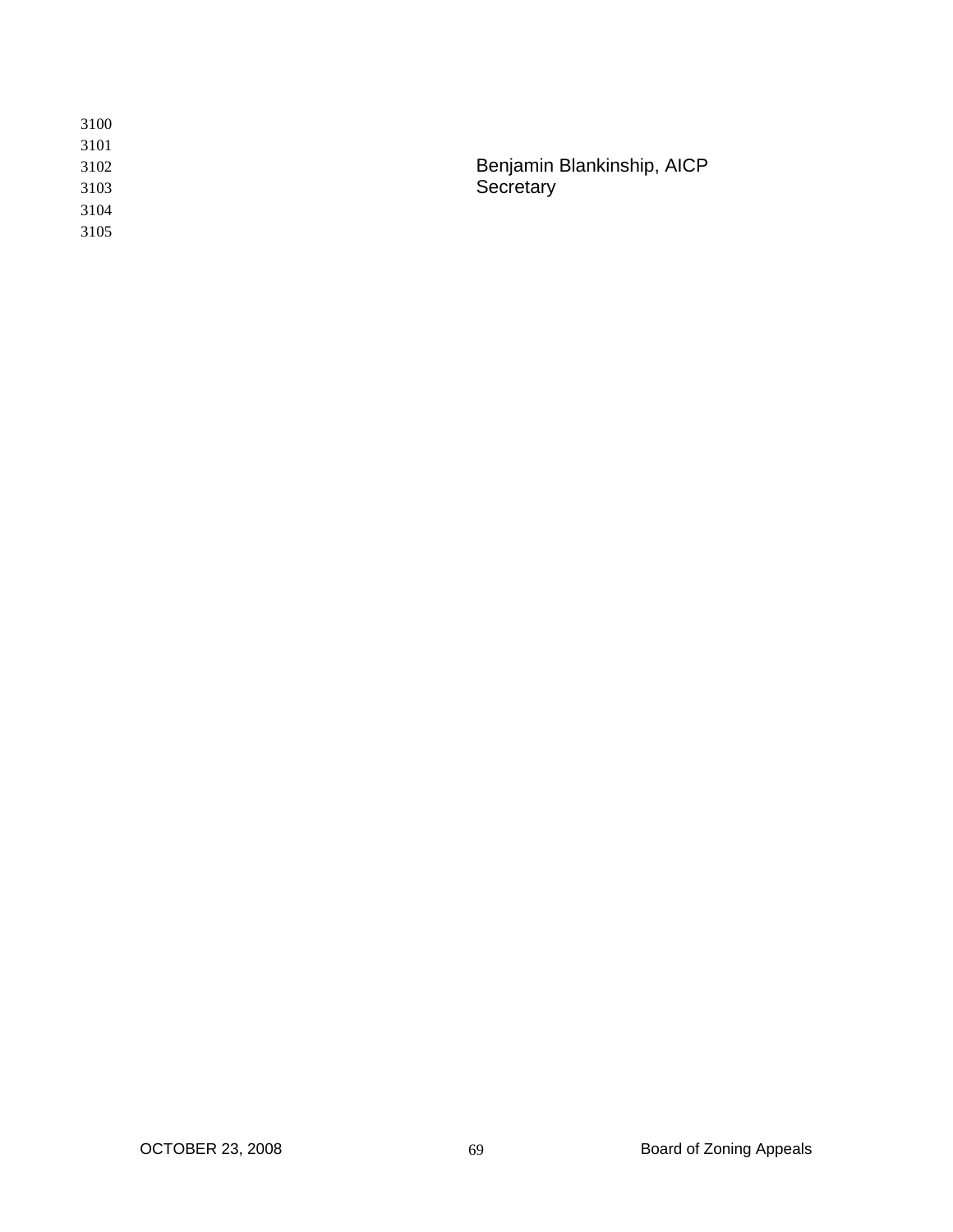Benjamin Blankinship, AICP
Secretary